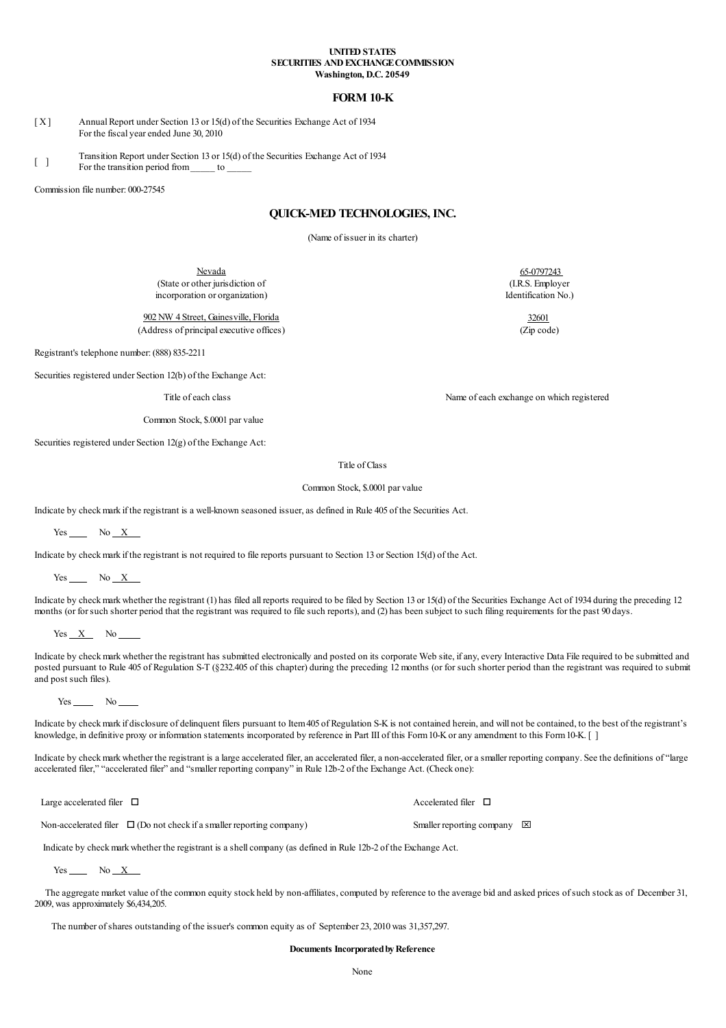**UNITED STATES**
**SECURITIES AND EXCHANGE COMMISSION**
**Washington, D.C. 20549**

# FORM 10-K

[ X ] Annual Report under Section 13 or 15(d) of the Securities Exchange Act of 1934
For the fiscal year ended June 30, 2010

[ ] Transition Report under Section 13 or 15(d) of the Securities Exchange Act of 1934
For the transition period from_____ to _____

Commission file number: 000-27545

# QUICK-MED TECHNOLOGIES, INC.

(Name of issuer in its charter)

| | |
|---|---|
| Nevada | 65-0797243 |
| (State or other jurisdiction of incorporation or organization) | (I.R.S. Employer Identification No.) |
| 902 NW 4 Street, Gainesville, Florida | 32601 |
| (Address of principal executive offices) | (Zip code) |

Registrant's telephone number: (888) 835-2211

Securities registered under Section 12(b) of the Exchange Act:

| Title of each class | Name of each exchange on which registered |
|---|---|
| Common Stock, $.0001 par value | |

Securities registered under Section 12(g) of the Exchange Act:

Title of Class

Common Stock, $.0001 par value

Indicate by check mark if the registrant is a well-known seasoned issuer, as defined in Rule 405 of the Securities Act.

Yes ____ No _X__

Indicate by check mark if the registrant is not required to file reports pursuant to Section 13 or Section 15(d) of the Act.

Yes ____ No _X__

Indicate by check mark whether the registrant (1) has filed all reports required to be filed by Section 13 or 15(d) of the Securities Exchange Act of 1934 during the preceding 12 months (or for such shorter period that the registrant was required to file such reports), and (2) has been subject to such filing requirements for the past 90 days.

Yes _X__ No ____

Indicate by check mark whether the registrant has submitted electronically and posted on its corporate Web site, if any, every Interactive Data File required to be submitted and posted pursuant to Rule 405 of Regulation S-T (§232.405 of this chapter) during the preceding 12 months (or for such shorter period than the registrant was required to submit and post such files).

Yes ____ No ____

Indicate by check mark if disclosure of delinquent filers pursuant to Item 405 of Regulation S-K is not contained herein, and will not be contained, to the best of the registrant's knowledge, in definitive proxy or information statements incorporated by reference in Part III of this Form 10-K or any amendment to this Form 10-K. [ ]

Indicate by check mark whether the registrant is a large accelerated filer, an accelerated filer, a non-accelerated filer, or a smaller reporting company. See the definitions of "large accelerated filer," "accelerated filer" and "smaller reporting company" in Rule 12b-2 of the Exchange Act. (Check one):

| | |
|---|---|
| Large accelerated filer ☐ | Accelerated filer ☐ |
| Non-accelerated filer ☐ (Do not check if a smaller reporting company) | Smaller reporting company ☒ |

Indicate by check mark whether the registrant is a shell company (as defined in Rule 12b-2 of the Exchange Act.

Yes ____ No _X__

The aggregate market value of the common equity stock held by non-affiliates, computed by reference to the average bid and asked prices of such stock as of December 31, 2009, was approximately $6,434,205.

The number of shares outstanding of the issuer's common equity as of September 23, 2010 was 31,357,297.

**Documents Incorporated by Reference**

None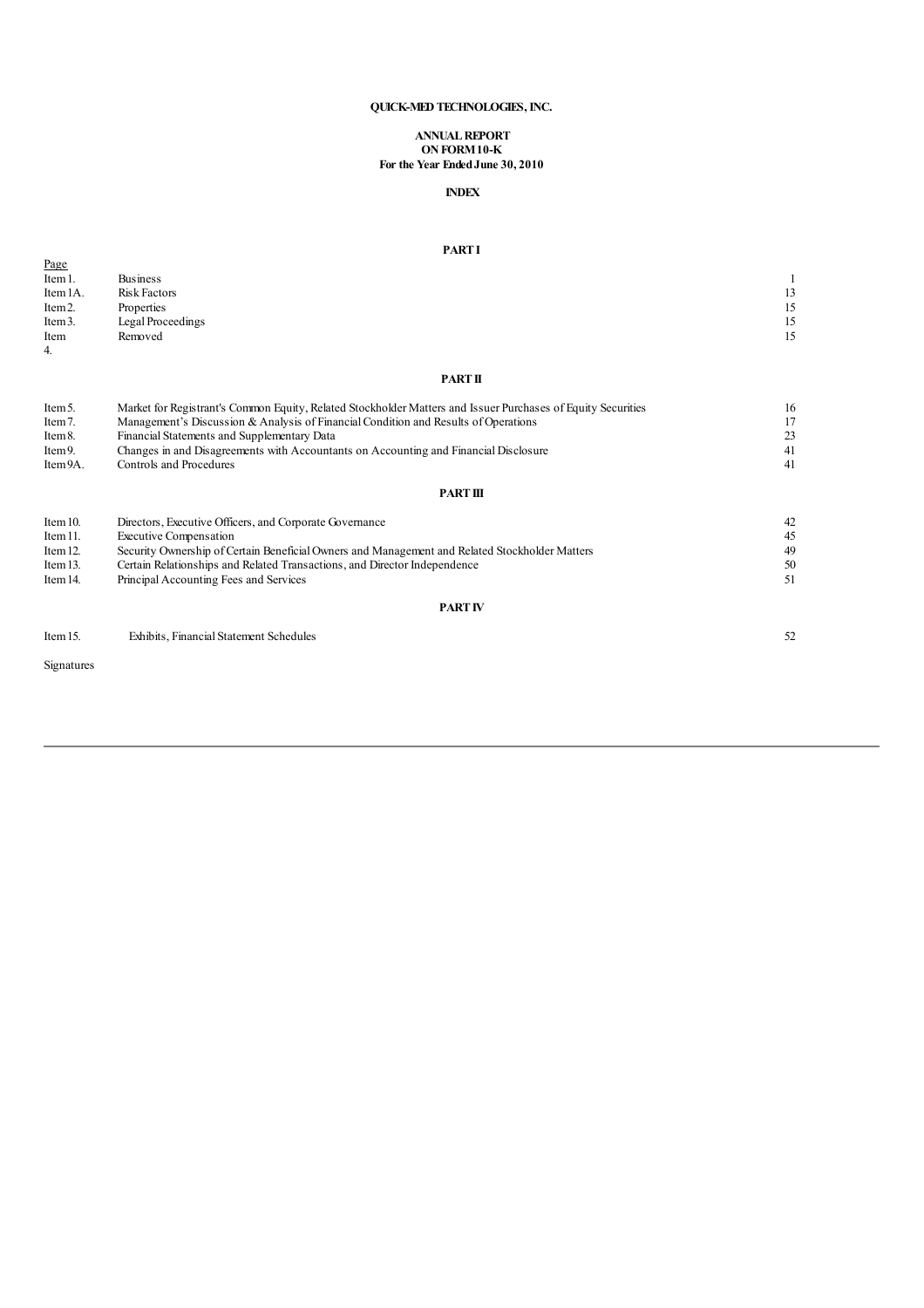**QUICK-MED TECHNOLOGIES, INC.**

**ANNUAL REPORT**
**ON FORM 10-K**
**For the Year Ended June 30, 2010**

**INDEX**

**PART I**

| | | Page |
|---|---|---|
| Item 1. | Business | 1 |
| Item 1A. | Risk Factors | 13 |
| Item 2. | Properties | 15 |
| Item 3. | Legal Proceedings | 15 |
| Item 4. | Removed | 15 |

**PART II**

| | | |
|---|---|---|
| Item 5. | Market for Registrant's Common Equity, Related Stockholder Matters and Issuer Purchases of Equity Securities | 16 |
| Item 7. | Management's Discussion & Analysis of Financial Condition and Results of Operations | 17 |
| Item 8. | Financial Statements and Supplementary Data | 23 |
| Item 9. | Changes in and Disagreements with Accountants on Accounting and Financial Disclosure | 41 |
| Item 9A. | Controls and Procedures | 41 |

**PART III**

| | | |
|---|---|---|
| Item 10. | Directors, Executive Officers, and Corporate Governance | 42 |
| Item 11. | Executive Compensation | 45 |
| Item 12. | Security Ownership of Certain Beneficial Owners and Management and Related Stockholder Matters | 49 |
| Item 13. | Certain Relationships and Related Transactions, and Director Independence | 50 |
| Item 14. | Principal Accounting Fees and Services | 51 |

**PART IV**

| | | |
|---|---|---|
| Item 15. | Exhibits, Financial Statement Schedules | 52 |

Signatures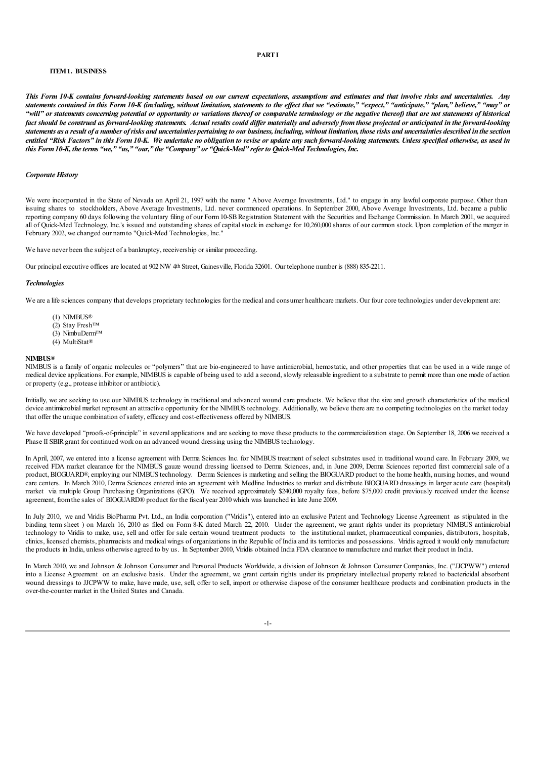# PART I

## ITEM 1. BUSINESS

***This Form 10-K contains forward-looking statements based on our current expectations, assumptions and estimates and that involve risks and uncertainties. Any statements contained in this Form 10-K (including, without limitation, statements to the effect that we "estimate," "expect," "anticipate," "plan," believe," "may" or "will" or statements concerning potential or opportunity or variations thereof or comparable terminology or the negative thereof) that are not statements of historical fact should be construed as forward-looking statements. Actual results could differ materially and adversely from those projected or anticipated in the forward-looking statements as a result of a number of risks and uncertainties pertaining to our business, including, without limitation, those risks and uncertainties described in the section entitled "Risk Factors" in this Form 10-K. We undertake no obligation to revise or update any such forward-looking statements. Unless specified otherwise, as used in this Form 10-K, the terms "we," "us," "our," the "Company" or "Quick-Med" refer to Quick-Med Technologies, Inc.***

### *Corporate History*

We were incorporated in the State of Nevada on April 21, 1997 with the name " Above Average Investments, Ltd." to engage in any lawful corporate purpose. Other than issuing shares to stockholders, Above Average Investments, Ltd. never commenced operations. In September 2000, Above Average Investments, Ltd. became a public reporting company 60 days following the voluntary filing of our Form 10-SB Registration Statement with the Securities and Exchange Commission. In March 2001, we acquired all of Quick-Med Technology, Inc.'s issued and outstanding shares of capital stock in exchange for 10,260,000 shares of our common stock. Upon completion of the merger in February 2002, we changed our nam to "Quick-Med Technologies, Inc."

We have never been the subject of a bankruptcy, receivership or similar proceeding.

Our principal executive offices are located at 902 NW 4th Street, Gainesville, Florida 32601. Our telephone number is (888) 835-2211.

### *Technologies*

We are a life sciences company that develops proprietary technologies for the medical and consumer healthcare markets. Our four core technologies under development are:

(1) NIMBUS®
(2) Stay Fresh™
(3) NimbuDerm™
(4) MultiStat®

**NIMBUS®**
NIMBUS is a family of organic molecules or "polymers" that are bio-engineered to have antimicrobial, hemostatic, and other properties that can be used in a wide range of medical device applications. For example, NIMBUS is capable of being used to add a second, slowly releasable ingredient to a substrate to permit more than one mode of action or property (e.g., protease inhibitor or antibiotic).

Initially, we are seeking to use our NIMBUS technology in traditional and advanced wound care products. We believe that the size and growth characteristics of the medical device antimicrobial market represent an attractive opportunity for the NIMBUS technology. Additionally, we believe there are no competing technologies on the market today that offer the unique combination of safety, efficacy and cost-effectiveness offered by NIMBUS.

We have developed "proofs-of-principle" in several applications and are seeking to move these products to the commercialization stage. On September 18, 2006 we received a Phase II SBIR grant for continued work on an advanced wound dressing using the NIMBUS technology.

In April, 2007, we entered into a license agreement with Derma Sciences Inc. for NIMBUS treatment of select substrates used in traditional wound care. In February 2009, we received FDA market clearance for the NIMBUS gauze wound dressing licensed to Derma Sciences, and, in June 2009, Derma Sciences reported first commercial sale of a product, BIOGUARD®, employing our NIMBUS technology. Derma Sciences is marketing and selling the BIOGUARD product to the home health, nursing homes, and wound care centers. In March 2010, Derma Sciences entered into an agreement with Medline Industries to market and distribute BIOGUARD dressings in larger acute care (hospital) market via multiple Group Purchasing Organizations (GPO). We received approximately $240,000 royalty fees, before $75,000 credit previously received under the license agreement, from the sales of BIOGUARD® product for the fiscal year 2010 which was launched in late June 2009.

In July 2010, we and Viridis BioPharma Pvt. Ltd., an India corporation ("Viridis"), entered into an exclusive Patent and Technology License Agreement as stipulated in the binding term sheet ) on March 16, 2010 as filed on Form 8-K dated March 22, 2010. Under the agreement, we grant rights under its proprietary NIMBUS antimicrobial technology to Viridis to make, use, sell and offer for sale certain wound treatment products to the institutional market, pharmaceutical companies, distributors, hospitals, clinics, licensed chemists, pharmacists and medical wings of organizations in the Republic of India and its territories and possessions. Viridis agreed it would only manufacture the products in India, unless otherwise agreed to by us. In September 2010, Viridis obtained India FDA clearance to manufacture and market their product in India.

In March 2010, we and Johnson & Johnson Consumer and Personal Products Worldwide, a division of Johnson & Johnson Consumer Companies, Inc. ("JJCPWW") entered into a License Agreement on an exclusive basis. Under the agreement, we grant certain rights under its proprietary intellectual property related to bactericidal absorbent wound dressings to JJCPWW to make, have made, use, sell, offer to sell, import or otherwise dispose of the consumer healthcare products and combination products in the over-the-counter market in the United States and Canada.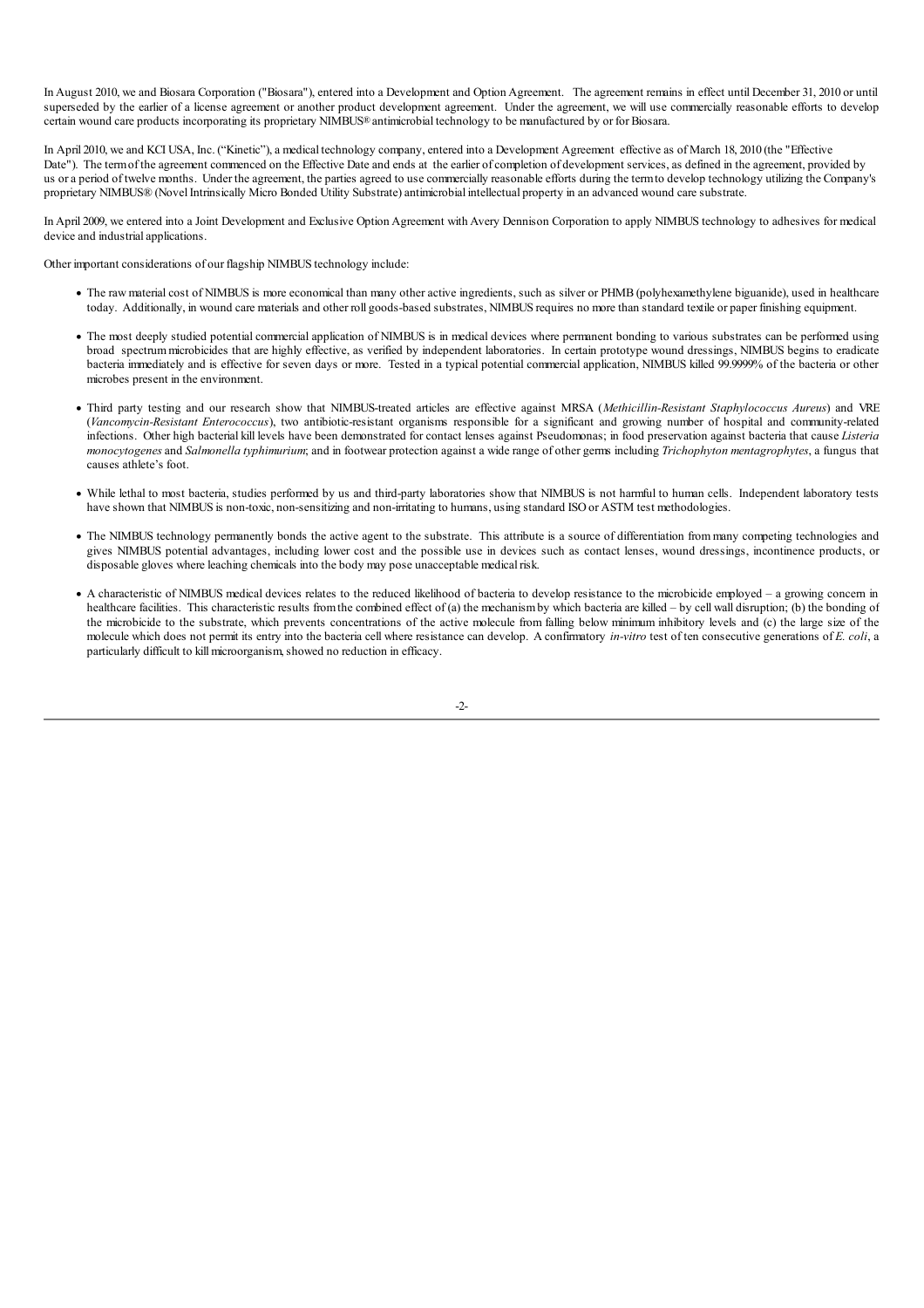In August 2010, we and Biosara Corporation ("Biosara"), entered into a Development and Option Agreement. The agreement remains in effect until December 31, 2010 or until superseded by the earlier of a license agreement or another product development agreement. Under the agreement, we will use commercially reasonable efforts to develop certain wound care products incorporating its proprietary NIMBUS® antimicrobial technology to be manufactured by or for Biosara.

In April 2010, we and KCI USA, Inc. ("Kinetic"), a medical technology company, entered into a Development Agreement effective as of March 18, 2010 (the "Effective Date"). The term of the agreement commenced on the Effective Date and ends at the earlier of completion of development services, as defined in the agreement, provided by us or a period of twelve months. Under the agreement, the parties agreed to use commercially reasonable efforts during the term to develop technology utilizing the Company's proprietary NIMBUS® (Novel Intrinsically Micro Bonded Utility Substrate) antimicrobial intellectual property in an advanced wound care substrate.

In April 2009, we entered into a Joint Development and Exclusive Option Agreement with Avery Dennison Corporation to apply NIMBUS technology to adhesives for medical device and industrial applications.

Other important considerations of our flagship NIMBUS technology include:

- The raw material cost of NIMBUS is more economical than many other active ingredients, such as silver or PHMB (polyhexamethylene biguanide), used in healthcare today. Additionally, in wound care materials and other roll goods-based substrates, NIMBUS requires no more than standard textile or paper finishing equipment.
- The most deeply studied potential commercial application of NIMBUS is in medical devices where permanent bonding to various substrates can be performed using broad spectrum microbicides that are highly effective, as verified by independent laboratories. In certain prototype wound dressings, NIMBUS begins to eradicate bacteria immediately and is effective for seven days or more. Tested in a typical potential commercial application, NIMBUS killed 99.9999% of the bacteria or other microbes present in the environment.
- Third party testing and our research show that NIMBUS-treated articles are effective against MRSA (*Methicillin-Resistant Staphylococcus Aureus*) and VRE (*Vancomycin-Resistant Enterococcus*), two antibiotic-resistant organisms responsible for a significant and growing number of hospital and community-related infections. Other high bacterial kill levels have been demonstrated for contact lenses against Pseudomonas; in food preservation against bacteria that cause *Listeria monocytogenes* and *Salmonella typhimurium*; and in footwear protection against a wide range of other germs including *Trichophyton mentagrophytes*, a fungus that causes athlete's foot.
- While lethal to most bacteria, studies performed by us and third-party laboratories show that NIMBUS is not harmful to human cells. Independent laboratory tests have shown that NIMBUS is non-toxic, non-sensitizing and non-irritating to humans, using standard ISO or ASTM test methodologies.
- The NIMBUS technology permanently bonds the active agent to the substrate. This attribute is a source of differentiation from many competing technologies and gives NIMBUS potential advantages, including lower cost and the possible use in devices such as contact lenses, wound dressings, incontinence products, or disposable gloves where leaching chemicals into the body may pose unacceptable medical risk.
- A characteristic of NIMBUS medical devices relates to the reduced likelihood of bacteria to develop resistance to the microbicide employed – a growing concern in healthcare facilities. This characteristic results from the combined effect of (a) the mechanism by which bacteria are killed – by cell wall disruption; (b) the bonding of the microbicide to the substrate, which prevents concentrations of the active molecule from falling below minimum inhibitory levels and (c) the large size of the molecule which does not permit its entry into the bacteria cell where resistance can develop. A confirmatory *in-vitro* test of ten consecutive generations of *E. coli*, a particularly difficult to kill microorganism, showed no reduction in efficacy.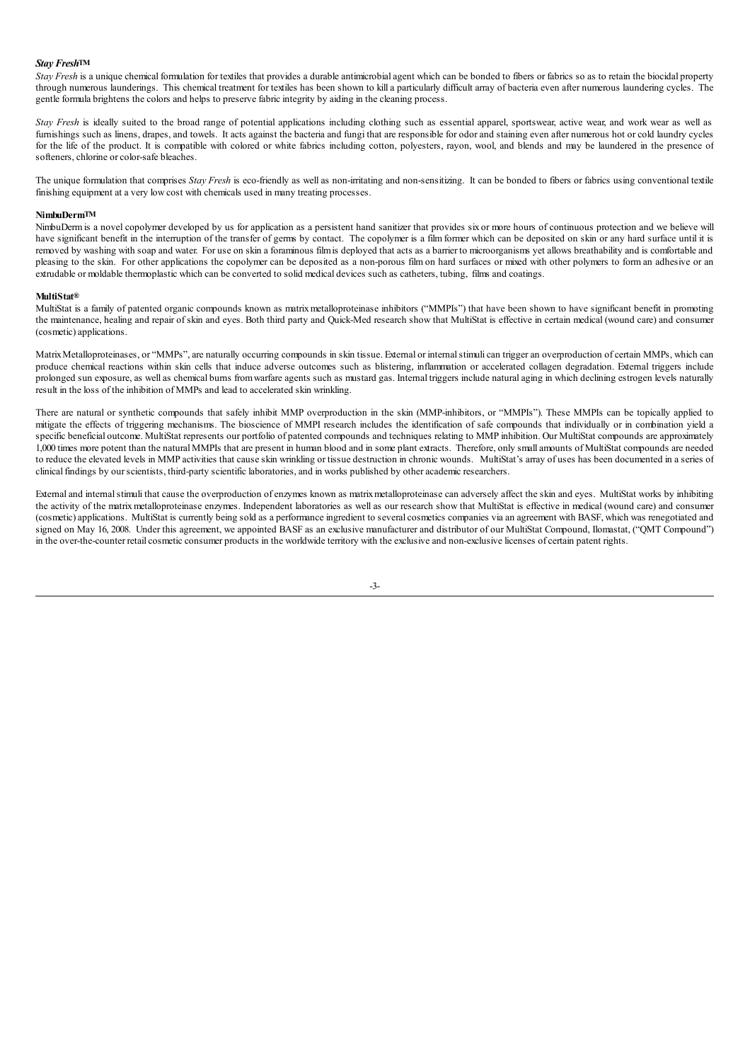### *Stay Fresh*™

*Stay Fresh* is a unique chemical formulation for textiles that provides a durable antimicrobial agent which can be bonded to fibers or fabrics so as to retain the biocidal property through numerous launderings. This chemical treatment for textiles has been shown to kill a particularly difficult array of bacteria even after numerous laundering cycles. The gentle formula brightens the colors and helps to preserve fabric integrity by aiding in the cleaning process.

*Stay Fresh* is ideally suited to the broad range of potential applications including clothing such as essential apparel, sportswear, active wear, and work wear as well as furnishings such as linens, drapes, and towels. It acts against the bacteria and fungi that are responsible for odor and staining even after numerous hot or cold laundry cycles for the life of the product. It is compatible with colored or white fabrics including cotton, polyesters, rayon, wool, and blends and may be laundered in the presence of softeners, chlorine or color-safe bleaches.

The unique formulation that comprises *Stay Fresh* is eco-friendly as well as non-irritating and non-sensitizing. It can be bonded to fibers or fabrics using conventional textile finishing equipment at a very low cost with chemicals used in many treating processes.

### NimbuDerm™

NimbuDerm is a novel copolymer developed by us for application as a persistent hand sanitizer that provides six or more hours of continuous protection and we believe will have significant benefit in the interruption of the transfer of germs by contact. The copolymer is a film former which can be deposited on skin or any hard surface until it is removed by washing with soap and water. For use on skin a foraminous film is deployed that acts as a barrier to microorganisms yet allows breathability and is comfortable and pleasing to the skin. For other applications the copolymer can be deposited as a non-porous film on hard surfaces or mixed with other polymers to form an adhesive or an extrudable or moldable thermoplastic which can be converted to solid medical devices such as catheters, tubing, films and coatings.

### MultiStat®

MultiStat is a family of patented organic compounds known as matrix metalloproteinase inhibitors ("MMPIs") that have been shown to have significant benefit in promoting the maintenance, healing and repair of skin and eyes. Both third party and Quick-Med research show that MultiStat is effective in certain medical (wound care) and consumer (cosmetic) applications.

Matrix Metalloproteinases, or "MMPs", are naturally occurring compounds in skin tissue. External or internal stimuli can trigger an overproduction of certain MMPs, which can produce chemical reactions within skin cells that induce adverse outcomes such as blistering, inflammation or accelerated collagen degradation. External triggers include prolonged sun exposure, as well as chemical burns from warfare agents such as mustard gas. Internal triggers include natural aging in which declining estrogen levels naturally result in the loss of the inhibition of MMPs and lead to accelerated skin wrinkling.

There are natural or synthetic compounds that safely inhibit MMP overproduction in the skin (MMP-inhibitors, or "MMPIs"). These MMPIs can be topically applied to mitigate the effects of triggering mechanisms. The bioscience of MMPI research includes the identification of safe compounds that individually or in combination yield a specific beneficial outcome. MultiStat represents our portfolio of patented compounds and techniques relating to MMP inhibition. Our MultiStat compounds are approximately 1,000 times more potent than the natural MMPIs that are present in human blood and in some plant extracts. Therefore, only small amounts of MultiStat compounds are needed to reduce the elevated levels in MMP activities that cause skin wrinkling or tissue destruction in chronic wounds. MultiStat's array of uses has been documented in a series of clinical findings by our scientists, third-party scientific laboratories, and in works published by other academic researchers.

External and internal stimuli that cause the overproduction of enzymes known as matrix metalloproteinase can adversely affect the skin and eyes. MultiStat works by inhibiting the activity of the matrix metalloproteinase enzymes. Independent laboratories as well as our research show that MultiStat is effective in medical (wound care) and consumer (cosmetic) applications. MultiStat is currently being sold as a performance ingredient to several cosmetics companies via an agreement with BASF, which was renegotiated and signed on May 16, 2008. Under this agreement, we appointed BASF as an exclusive manufacturer and distributor of our MultiStat Compound, Ilomastat, ("QMT Compound") in the over-the-counter retail cosmetic consumer products in the worldwide territory with the exclusive and non-exclusive licenses of certain patent rights.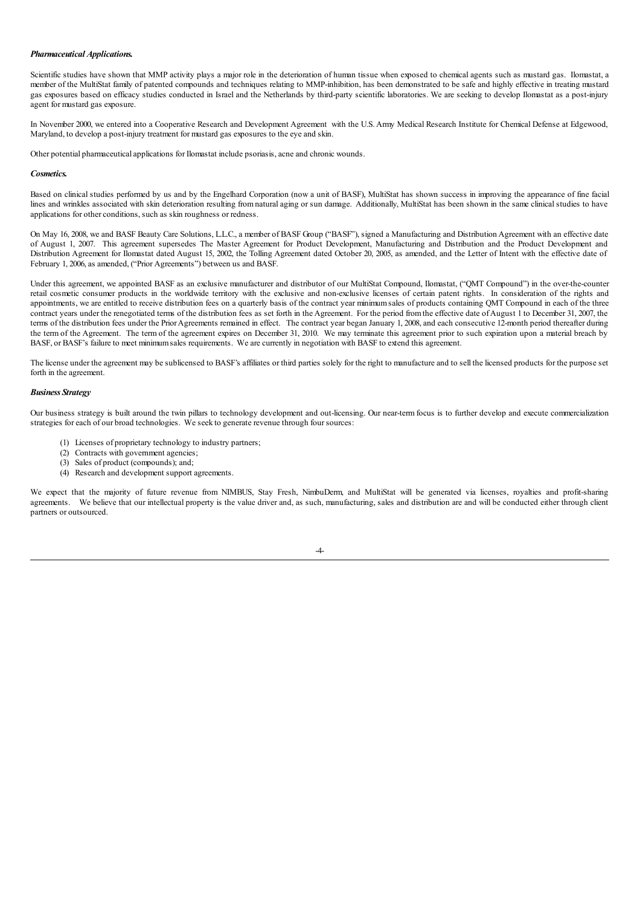***Pharmaceutical Applications.***

Scientific studies have shown that MMP activity plays a major role in the deterioration of human tissue when exposed to chemical agents such as mustard gas. Ilomastat, a member of the MultiStat family of patented compounds and techniques relating to MMP-inhibition, has been demonstrated to be safe and highly effective in treating mustard gas exposures based on efficacy studies conducted in Israel and the Netherlands by third-party scientific laboratories. We are seeking to develop Ilomastat as a post-injury agent for mustard gas exposure.

In November 2000, we entered into a Cooperative Research and Development Agreement with the U.S. Army Medical Research Institute for Chemical Defense at Edgewood, Maryland, to develop a post-injury treatment for mustard gas exposures to the eye and skin.

Other potential pharmaceutical applications for Ilomastat include psoriasis, acne and chronic wounds.

***Cosmetics.***

Based on clinical studies performed by us and by the Engelhard Corporation (now a unit of BASF), MultiStat has shown success in improving the appearance of fine facial lines and wrinkles associated with skin deterioration resulting from natural aging or sun damage. Additionally, MultiStat has been shown in the same clinical studies to have applications for other conditions, such as skin roughness or redness.

On May 16, 2008, we and BASF Beauty Care Solutions, L.L.C., a member of BASF Group ("BASF"), signed a Manufacturing and Distribution Agreement with an effective date of August 1, 2007. This agreement supersedes The Master Agreement for Product Development, Manufacturing and Distribution and the Product Development and Distribution Agreement for Ilomastat dated August 15, 2002, the Tolling Agreement dated October 20, 2005, as amended, and the Letter of Intent with the effective date of February 1, 2006, as amended, ("Prior Agreements") between us and BASF.

Under this agreement, we appointed BASF as an exclusive manufacturer and distributor of our MultiStat Compound, Ilomastat, ("QMT Compound") in the over-the-counter retail cosmetic consumer products in the worldwide territory with the exclusive and non-exclusive licenses of certain patent rights. In consideration of the rights and appointments, we are entitled to receive distribution fees on a quarterly basis of the contract year minimum sales of products containing QMT Compound in each of the three contract years under the renegotiated terms of the distribution fees as set forth in the Agreement. For the period from the effective date of August 1 to December 31, 2007, the terms of the distribution fees under the Prior Agreements remained in effect. The contract year began January 1, 2008, and each consecutive 12-month period thereafter during the term of the Agreement. The term of the agreement expires on December 31, 2010. We may terminate this agreement prior to such expiration upon a material breach by BASF, or BASF's failure to meet minimum sales requirements. We are currently in negotiation with BASF to extend this agreement.

The license under the agreement may be sublicensed to BASF's affiliates or third parties solely for the right to manufacture and to sell the licensed products for the purpose set forth in the agreement.

***Business Strategy***

Our business strategy is built around the twin pillars to technology development and out-licensing. Our near-term focus is to further develop and execute commercialization strategies for each of our broad technologies. We seek to generate revenue through four sources:

(1) Licenses of proprietary technology to industry partners;
(2) Contracts with government agencies;
(3) Sales of product (compounds); and;
(4) Research and development support agreements.

We expect that the majority of future revenue from NIMBUS, Stay Fresh, NimbuDerm, and MultiStat will be generated via licenses, royalties and profit-sharing agreements. We believe that our intellectual property is the value driver and, as such, manufacturing, sales and distribution are and will be conducted either through client partners or outsourced.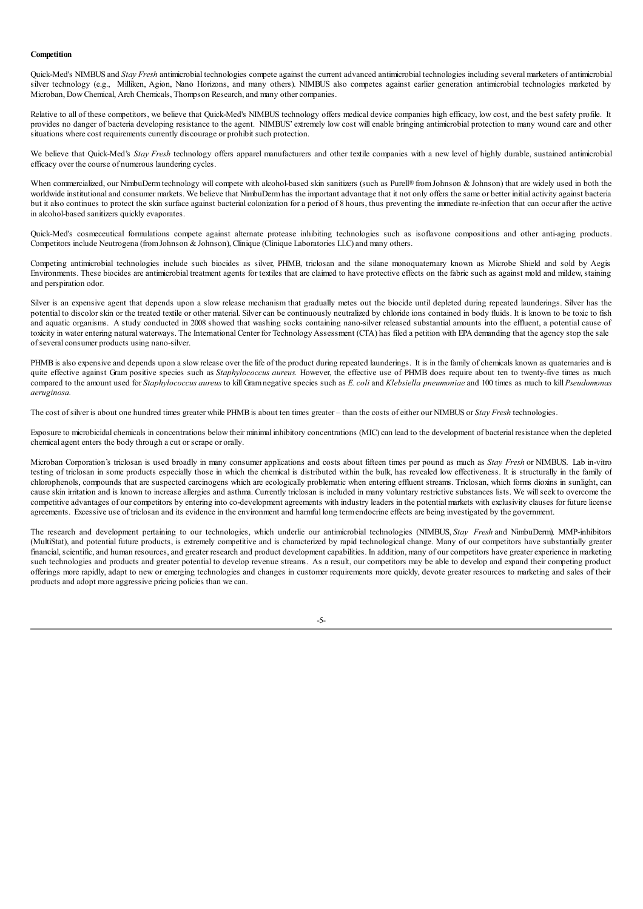**Competition**

Quick-Med's NIMBUS and *Stay Fresh* antimicrobial technologies compete against the current advanced antimicrobial technologies including several marketers of antimicrobial silver technology (e.g., Milliken, Agion, Nano Horizons, and many others). NIMBUS also competes against earlier generation antimicrobial technologies marketed by Microban, Dow Chemical, Arch Chemicals, Thompson Research, and many other companies.

Relative to all of these competitors, we believe that Quick-Med's NIMBUS technology offers medical device companies high efficacy, low cost, and the best safety profile. It provides no danger of bacteria developing resistance to the agent. NIMBUS' extremely low cost will enable bringing antimicrobial protection to many wound care and other situations where cost requirements currently discourage or prohibit such protection.

We believe that Quick-Med's *Stay Fresh* technology offers apparel manufacturers and other textile companies with a new level of highly durable, sustained antimicrobial efficacy over the course of numerous laundering cycles.

When commercialized, our NimbuDerm technology will compete with alcohol-based skin sanitizers (such as Purell® from Johnson & Johnson) that are widely used in both the worldwide institutional and consumer markets. We believe that NimbuDerm has the important advantage that it not only offers the same or better initial activity against bacteria but it also continues to protect the skin surface against bacterial colonization for a period of 8 hours, thus preventing the immediate re-infection that can occur after the active in alcohol-based sanitizers quickly evaporates.

Quick-Med's cosmeceutical formulations compete against alternate protease inhibiting technologies such as isoflavone compositions and other anti-aging products. Competitors include Neutrogena (from Johnson & Johnson), Clinique (Clinique Laboratories LLC) and many others.

Competing antimicrobial technologies include such biocides as silver, PHMB, triclosan and the silane monoquaternary known as Microbe Shield and sold by Aegis Environments. These biocides are antimicrobial treatment agents for textiles that are claimed to have protective effects on the fabric such as against mold and mildew, staining and perspiration odor.

Silver is an expensive agent that depends upon a slow release mechanism that gradually metes out the biocide until depleted during repeated launderings. Silver has the potential to discolor skin or the treated textile or other material. Silver can be continuously neutralized by chloride ions contained in body fluids. It is known to be toxic to fish and aquatic organisms. A study conducted in 2008 showed that washing socks containing nano-silver released substantial amounts into the effluent, a potential cause of toxicity in water entering natural waterways. The International Center for Technology Assessment (CTA) has filed a petition with EPA demanding that the agency stop the sale of several consumer products using nano-silver.

PHMB is also expensive and depends upon a slow release over the life of the product during repeated launderings. It is in the family of chemicals known as quaternaries and is quite effective against Gram positive species such as *Staphylococcus aureus.* However, the effective use of PHMB does require about ten to twenty-five times as much compared to the amount used for *Staphylococcus aureus* to kill Gram negative species such as *E. coli* and *Klebsiella pneumoniae* and 100 times as much to kill *Pseudomonas aeruginosa.*

The cost of silver is about one hundred times greater while PHMB is about ten times greater – than the costs of either our NIMBUS or *Stay Fresh* technologies.

Exposure to microbicidal chemicals in concentrations below their minimal inhibitory concentrations (MIC) can lead to the development of bacterial resistance when the depleted chemical agent enters the body through a cut or scrape or orally.

Microban Corporation's triclosan is used broadly in many consumer applications and costs about fifteen times per pound as much as *Stay Fresh* or NIMBUS. Lab in-vitro testing of triclosan in some products especially those in which the chemical is distributed within the bulk, has revealed low effectiveness. It is structurally in the family of chlorophenols, compounds that are suspected carcinogens which are ecologically problematic when entering effluent streams. Triclosan, which forms dioxins in sunlight, can cause skin irritation and is known to increase allergies and asthma. Currently triclosan is included in many voluntary restrictive substances lists. We will seek to overcome the competitive advantages of our competitors by entering into co-development agreements with industry leaders in the potential markets with exclusivity clauses for future license agreements. Excessive use of triclosan and its evidence in the environment and harmful long term endocrine effects are being investigated by the government.

The research and development pertaining to our technologies, which underlie our antimicrobial technologies (NIMBUS, *Stay Fresh* and NimbuDerm), MMP-inhibitors (MultiStat), and potential future products, is extremely competitive and is characterized by rapid technological change. Many of our competitors have substantially greater financial, scientific, and human resources, and greater research and product development capabilities. In addition, many of our competitors have greater experience in marketing such technologies and products and greater potential to develop revenue streams. As a result, our competitors may be able to develop and expand their competing product offerings more rapidly, adapt to new or emerging technologies and changes in customer requirements more quickly, devote greater resources to marketing and sales of their products and adopt more aggressive pricing policies than we can.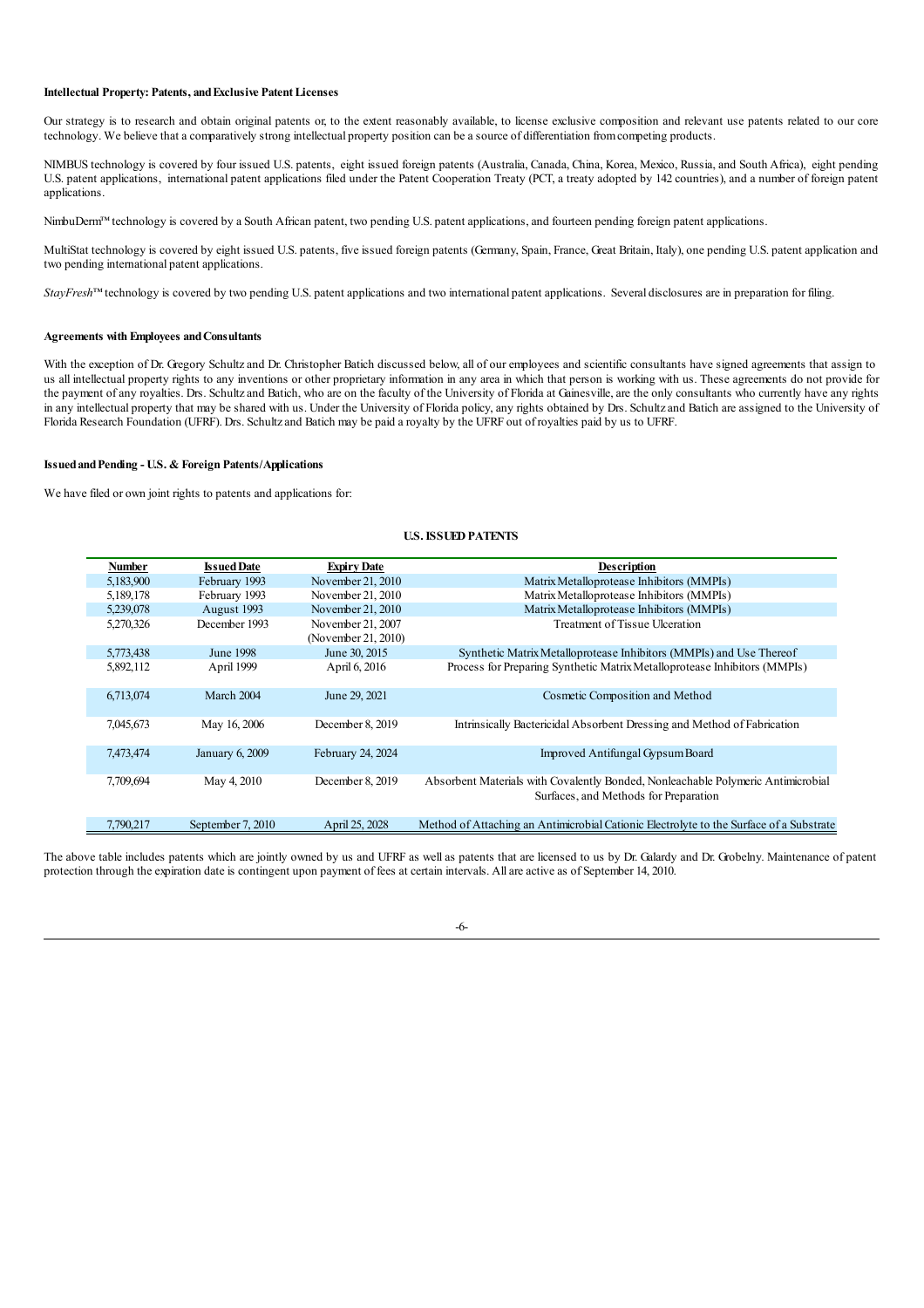**Intellectual Property: Patents, and Exclusive Patent Licenses**

Our strategy is to research and obtain original patents or, to the extent reasonably available, to license exclusive composition and relevant use patents related to our core technology. We believe that a comparatively strong intellectual property position can be a source of differentiation from competing products.

NIMBUS technology is covered by four issued U.S. patents, eight issued foreign patents (Australia, Canada, China, Korea, Mexico, Russia, and South Africa), eight pending U.S. patent applications, international patent applications filed under the Patent Cooperation Treaty (PCT, a treaty adopted by 142 countries), and a number of foreign patent applications.

NimbuDerm™ technology is covered by a South African patent, two pending U.S. patent applications, and fourteen pending foreign patent applications.

MultiStat technology is covered by eight issued U.S. patents, five issued foreign patents (Germany, Spain, France, Great Britain, Italy), one pending U.S. patent application and two pending international patent applications.

*StayFresh*™ technology is covered by two pending U.S. patent applications and two international patent applications. Several disclosures are in preparation for filing.

**Agreements with Employees and Consultants**

With the exception of Dr. Gregory Schultz and Dr. Christopher Batich discussed below, all of our employees and scientific consultants have signed agreements that assign to us all intellectual property rights to any inventions or other proprietary information in any area in which that person is working with us. These agreements do not provide for the payment of any royalties. Drs. Schultz and Batich, who are on the faculty of the University of Florida at Gainesville, are the only consultants who currently have any rights in any intellectual property that may be shared with us. Under the University of Florida policy, any rights obtained by Drs. Schultz and Batich are assigned to the University of Florida Research Foundation (UFRF). Drs. Schultz and Batich may be paid a royalty by the UFRF out of royalties paid by us to UFRF.

**Issued and Pending - U.S. & Foreign Patents/Applications**

We have filed or own joint rights to patents and applications for:

**U.S. ISSUED PATENTS**

| Number | Issued Date | Expiry Date | Description |
|---|---|---|---|
| 5,183,900 | February 1993 | November 21, 2010 | Matrix Metalloprotease Inhibitors (MMPIs) |
| 5,189,178 | February 1993 | November 21, 2010 | Matrix Metalloprotease Inhibitors (MMPIs) |
| 5,239,078 | August 1993 | November 21, 2010 | Matrix Metalloprotease Inhibitors (MMPIs) |
| 5,270,326 | December 1993 | November 21, 2007 (November 21, 2010) | Treatment of Tissue Ulceration |
| 5,773,438 | June 1998 | June 30, 2015 | Synthetic Matrix Metalloprotease Inhibitors (MMPIs) and Use Thereof |
| 5,892,112 | April 1999 | April 6, 2016 | Process for Preparing Synthetic Matrix Metalloprotease Inhibitors (MMPIs) |
| 6,713,074 | March 2004 | June 29, 2021 | Cosmetic Composition and Method |
| 7,045,673 | May 16, 2006 | December 8, 2019 | Intrinsically Bactericidal Absorbent Dressing and Method of Fabrication |
| 7,473,474 | January 6, 2009 | February 24, 2024 | Improved Antifungal Gypsum Board |
| 7,709,694 | May 4, 2010 | December 8, 2019 | Absorbent Materials with Covalently Bonded, Nonleachable Polymeric Antimicrobial Surfaces, and Methods for Preparation |
| 7,790,217 | September 7, 2010 | April 25, 2028 | Method of Attaching an Antimicrobial Cationic Electrolyte to the Surface of a Substrate |

The above table includes patents which are jointly owned by us and UFRF as well as patents that are licensed to us by Dr. Galardy and Dr. Grobelny. Maintenance of patent protection through the expiration date is contingent upon payment of fees at certain intervals. All are active as of September 14, 2010.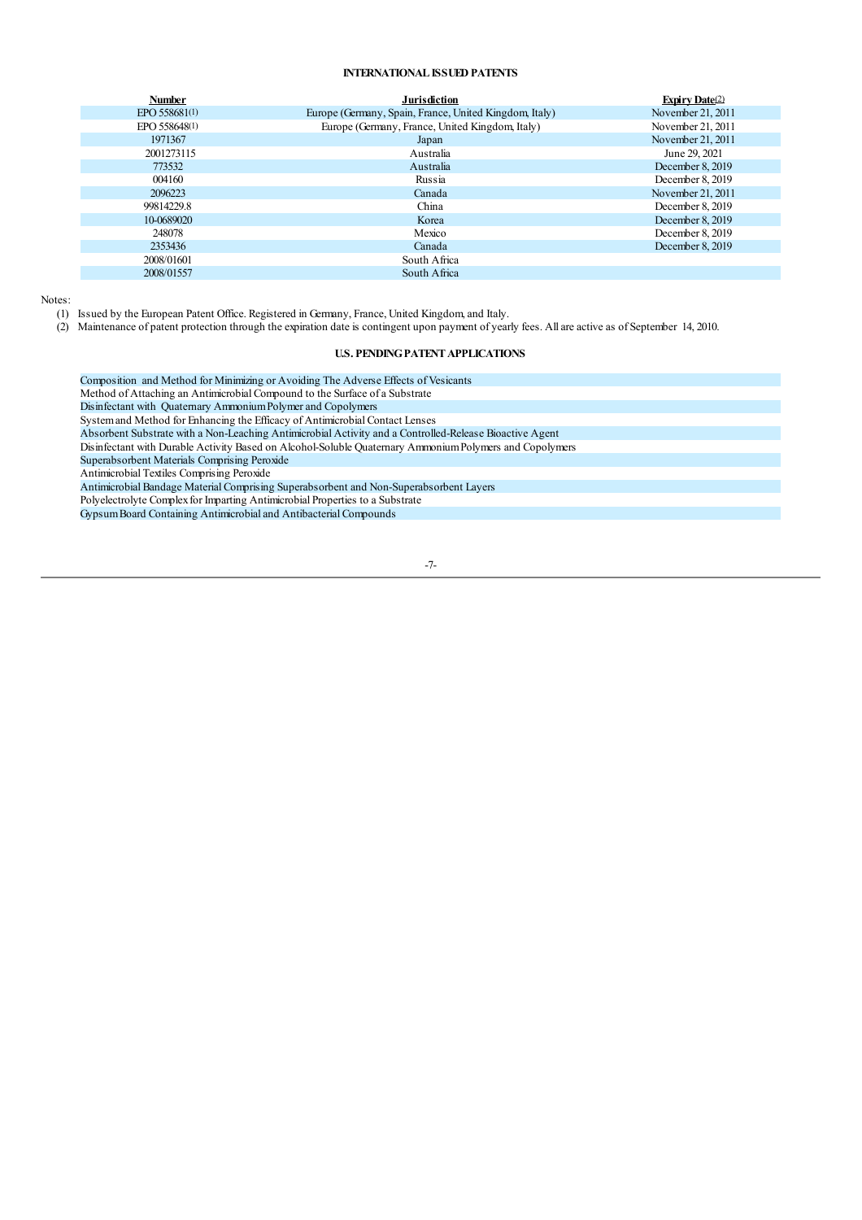**INTERNATIONAL ISSUED PATENTS**

| Number | Jurisdiction | Expiry Date[2] |
|---|---|---|
| EPO 558681[1] | Europe (Germany, Spain, France, United Kingdom, Italy) | November 21, 2011 |
| EPO 558648[1] | Europe (Germany, France, United Kingdom, Italy) | November 21, 2011 |
| 1971367 | Japan | November 21, 2011 |
| 2001273115 | Australia | June 29, 2021 |
| 773532 | Australia | December 8, 2019 |
| 004160 | Russia | December 8, 2019 |
| 2096223 | Canada | November 21, 2011 |
| 99814229.8 | China | December 8, 2019 |
| 10-0689020 | Korea | December 8, 2019 |
| 248078 | Mexico | December 8, 2019 |
| 2353436 | Canada | December 8, 2019 |
| 2008/01601 | South Africa | |
| 2008/01557 | South Africa | |

Notes:

(1) Issued by the European Patent Office. Registered in Germany, France, United Kingdom, and Italy.

(2) Maintenance of patent protection through the expiration date is contingent upon payment of yearly fees. All are active as of September 14, 2010.

**U.S. PENDING PATENT APPLICATIONS**

Composition and Method for Minimizing or Avoiding The Adverse Effects of Vesicants
Method of Attaching an Antimicrobial Compound to the Surface of a Substrate
Disinfectant with Quaternary Ammonium Polymer and Copolymers
System and Method for Enhancing the Efficacy of Antimicrobial Contact Lenses
Absorbent Substrate with a Non-Leaching Antimicrobial Activity and a Controlled-Release Bioactive Agent
Disinfectant with Durable Activity Based on Alcohol-Soluble Quaternary Ammonium Polymers and Copolymers
Superabsorbent Materials Comprising Peroxide
Antimicrobial Textiles Comprising Peroxide
Antimicrobial Bandage Material Comprising Superabsorbent and Non-Superabsorbent Layers
Polyelectrolyte Complex for Imparting Antimicrobial Properties to a Substrate
Gypsum Board Containing Antimicrobial and Antibacterial Compounds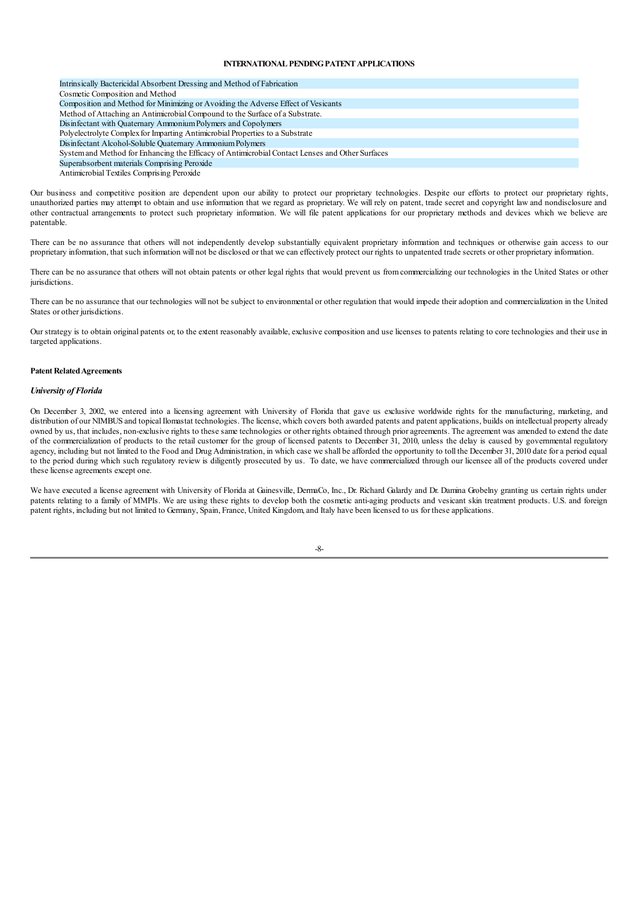**INTERNATIONAL PENDING PATENT APPLICATIONS**

| |
|---|
| Intrinsically Bactericidal Absorbent Dressing and Method of Fabrication |
| Cosmetic Composition and Method |
| Composition and Method for Minimizing or Avoiding the Adverse Effect of Vesicants |
| Method of Attaching an Antimicrobial Compound to the Surface of a Substrate. |
| Disinfectant with Quaternary Ammonium Polymers and Copolymers |
| Polyelectrolyte Complex for Imparting Antimicrobial Properties to a Substrate |
| Disinfectant Alcohol-Soluble Quaternary Ammonium Polymers |
| System and Method for Enhancing the Efficacy of Antimicrobial Contact Lenses and Other Surfaces |
| Superabsorbent materials Comprising Peroxide |
| Antimicrobial Textiles Comprising Peroxide |

Our business and competitive position are dependent upon our ability to protect our proprietary technologies. Despite our efforts to protect our proprietary rights, unauthorized parties may attempt to obtain and use information that we regard as proprietary. We will rely on patent, trade secret and copyright law and nondisclosure and other contractual arrangements to protect such proprietary information. We will file patent applications for our proprietary methods and devices which we believe are patentable.

There can be no assurance that others will not independently develop substantially equivalent proprietary information and techniques or otherwise gain access to our proprietary information, that such information will not be disclosed or that we can effectively protect our rights to unpatented trade secrets or other proprietary information.

There can be no assurance that others will not obtain patents or other legal rights that would prevent us from commercializing our technologies in the United States or other jurisdictions.

There can be no assurance that our technologies will not be subject to environmental or other regulation that would impede their adoption and commercialization in the United States or other jurisdictions.

Our strategy is to obtain original patents or, to the extent reasonably available, exclusive composition and use licenses to patents relating to core technologies and their use in targeted applications.

**Patent Related Agreements**

***University of Florida***

On December 3, 2002, we entered into a licensing agreement with University of Florida that gave us exclusive worldwide rights for the manufacturing, marketing, and distribution of our NIMBUS and topical Ilomastat technologies. The license, which covers both awarded patents and patent applications, builds on intellectual property already owned by us, that includes, non-exclusive rights to these same technologies or other rights obtained through prior agreements. The agreement was amended to extend the date of the commercialization of products to the retail customer for the group of licensed patents to December 31, 2010, unless the delay is caused by governmental regulatory agency, including but not limited to the Food and Drug Administration, in which case we shall be afforded the opportunity to toll the December 31, 2010 date for a period equal to the period during which such regulatory review is diligently prosecuted by us. To date, we have commercialized through our licensee all of the products covered under these license agreements except one.

We have executed a license agreement with University of Florida at Gainesville, DermaCo, Inc., Dr. Richard Galardy and Dr. Damina Grobelny granting us certain rights under patents relating to a family of MMPIs. We are using these rights to develop both the cosmetic anti-aging products and vesicant skin treatment products. U.S. and foreign patent rights, including but not limited to Germany, Spain, France, United Kingdom, and Italy have been licensed to us for these applications.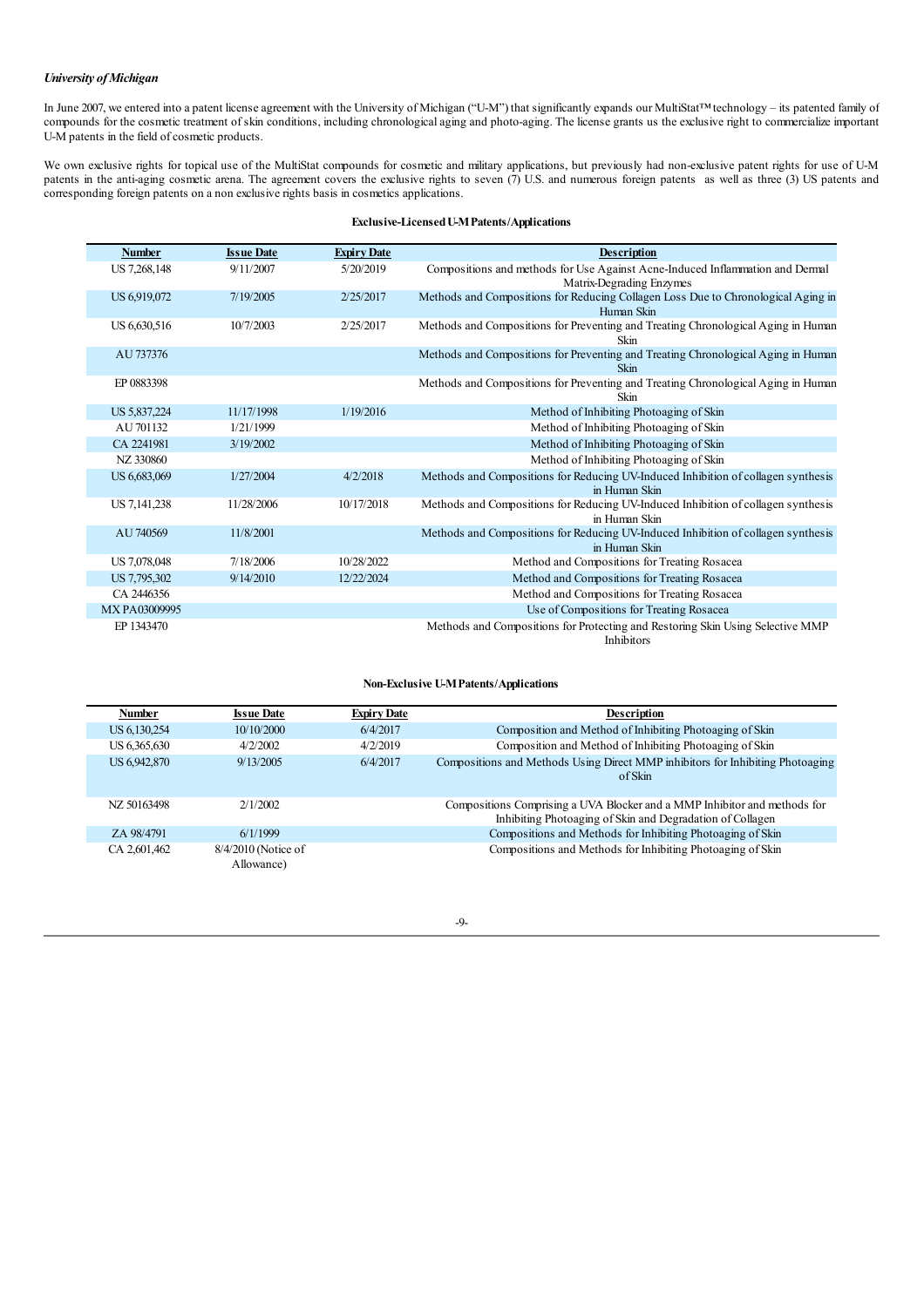*University of Michigan*

In June 2007, we entered into a patent license agreement with the University of Michigan ("U-M") that significantly expands our MultiStat™ technology – its patented family of compounds for the cosmetic treatment of skin conditions, including chronological aging and photo-aging. The license grants us the exclusive right to commercialize important U-M patents in the field of cosmetic products.

We own exclusive rights for topical use of the MultiStat compounds for cosmetic and military applications, but previously had non-exclusive patent rights for use of U-M patents in the anti-aging cosmetic arena. The agreement covers the exclusive rights to seven (7) U.S. and numerous foreign patents as well as three (3) US patents and corresponding foreign patents on a non exclusive rights basis in cosmetics applications.

**Exclusive-Licensed U-M Patents/Applications**

| Number | Issue Date | Expiry Date | Description |
|---|---|---|---|
| US 7,268,148 | 9/11/2007 | 5/20/2019 | Compositions and methods for Use Against Acne-Induced Inflammation and Dermal Matrix-Degrading Enzymes |
| US 6,919,072 | 7/19/2005 | 2/25/2017 | Methods and Compositions for Reducing Collagen Loss Due to Chronological Aging in Human Skin |
| US 6,630,516 | 10/7/2003 | 2/25/2017 | Methods and Compositions for Preventing and Treating Chronological Aging in Human Skin |
| AU 737376 | | | Methods and Compositions for Preventing and Treating Chronological Aging in Human Skin |
| EP 0883398 | | | Methods and Compositions for Preventing and Treating Chronological Aging in Human Skin |
| US 5,837,224 | 11/17/1998 | 1/19/2016 | Method of Inhibiting Photoaging of Skin |
| AU 701132 | 1/21/1999 | | Method of Inhibiting Photoaging of Skin |
| CA 2241981 | 3/19/2002 | | Method of Inhibiting Photoaging of Skin |
| NZ 330860 | | | Method of Inhibiting Photoaging of Skin |
| US 6,683,069 | 1/27/2004 | 4/2/2018 | Methods and Compositions for Reducing UV-Induced Inhibition of collagen synthesis in Human Skin |
| US 7,141,238 | 11/28/2006 | 10/17/2018 | Methods and Compositions for Reducing UV-Induced Inhibition of collagen synthesis in Human Skin |
| AU 740569 | 11/8/2001 | | Methods and Compositions for Reducing UV-Induced Inhibition of collagen synthesis in Human Skin |
| US 7,078,048 | 7/18/2006 | 10/28/2022 | Method and Compositions for Treating Rosacea |
| US 7,795,302 | 9/14/2010 | 12/22/2024 | Method and Compositions for Treating Rosacea |
| CA 2446356 | | | Method and Compositions for Treating Rosacea |
| MX PA03009995 | | | Use of Compositions for Treating Rosacea |
| EP 1343470 | | | Methods and Compositions for Protecting and Restoring Skin Using Selective MMP Inhibitors |

**Non-Exclusive U-M Patents/Applications**

| Number | Issue Date | Expiry Date | Description |
|---|---|---|---|
| US 6,130,254 | 10/10/2000 | 6/4/2017 | Composition and Method of Inhibiting Photoaging of Skin |
| US 6,365,630 | 4/2/2002 | 4/2/2019 | Composition and Method of Inhibiting Photoaging of Skin |
| US 6,942,870 | 9/13/2005 | 6/4/2017 | Compositions and Methods Using Direct MMP inhibitors for Inhibiting Photoaging of Skin |
| NZ 50163498 | 2/1/2002 | | Compositions Comprising a UVA Blocker and a MMP Inhibitor and methods for Inhibiting Photoaging of Skin and Degradation of Collagen |
| ZA 98/4791 | 6/1/1999 | | Compositions and Methods for Inhibiting Photoaging of Skin |
| CA 2,601,462 | 8/4/2010 (Notice of Allowance) | | Compositions and Methods for Inhibiting Photoaging of Skin |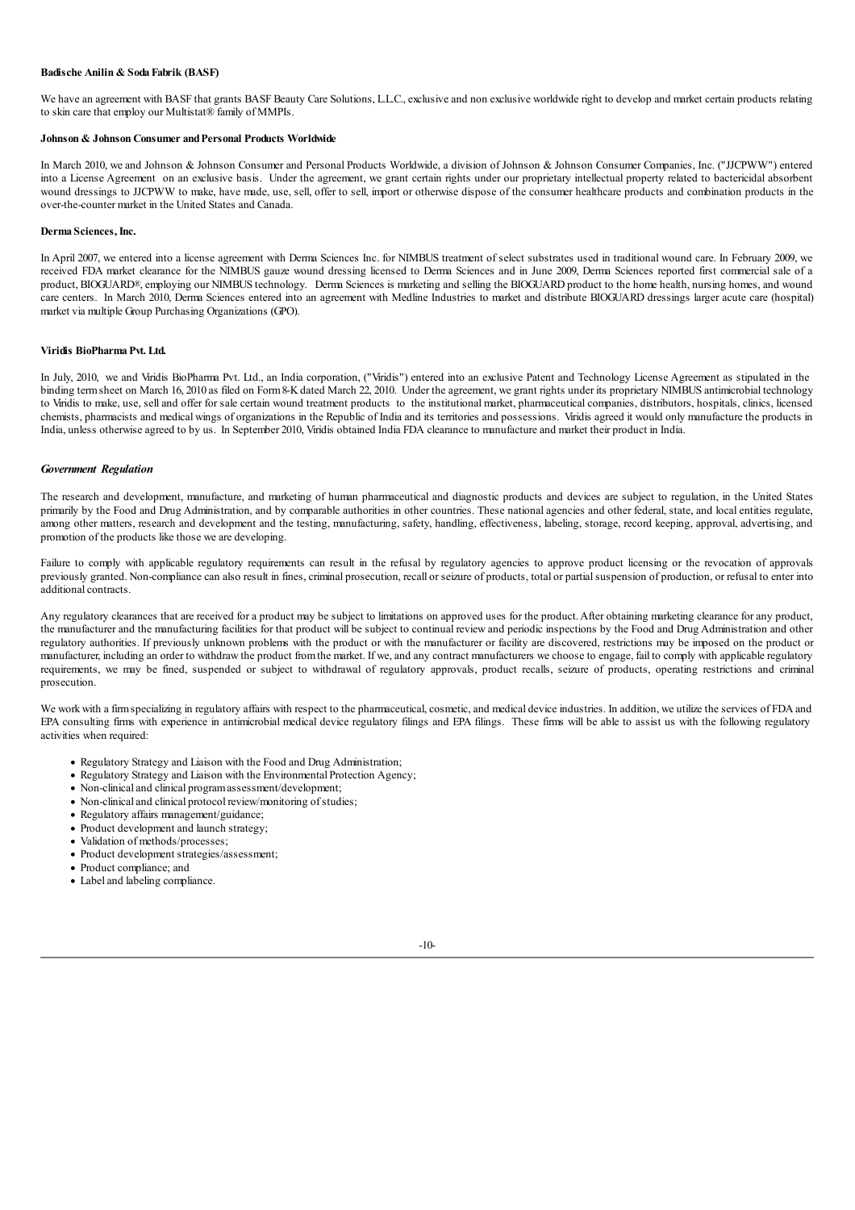**Badische Anilin & Soda Fabrik (BASF)**

We have an agreement with BASF that grants BASF Beauty Care Solutions, L.L.C., exclusive and non exclusive worldwide right to develop and market certain products relating to skin care that employ our Multistat® family of MMPIs.

**Johnson & Johnson Consumer and Personal Products Worldwide**

In March 2010, we and Johnson & Johnson Consumer and Personal Products Worldwide, a division of Johnson & Johnson Consumer Companies, Inc. ("JJCPWW") entered into a License Agreement on an exclusive basis. Under the agreement, we grant certain rights under our proprietary intellectual property related to bactericidal absorbent wound dressings to JJCPWW to make, have made, use, sell, offer to sell, import or otherwise dispose of the consumer healthcare products and combination products in the over-the-counter market in the United States and Canada.

**Derma Sciences, Inc.**

In April 2007, we entered into a license agreement with Derma Sciences Inc. for NIMBUS treatment of select substrates used in traditional wound care. In February 2009, we received FDA market clearance for the NIMBUS gauze wound dressing licensed to Derma Sciences and in June 2009, Derma Sciences reported first commercial sale of a product, BIOGUARD®, employing our NIMBUS technology. Derma Sciences is marketing and selling the BIOGUARD product to the home health, nursing homes, and wound care centers. In March 2010, Derma Sciences entered into an agreement with Medline Industries to market and distribute BIOGUARD dressings larger acute care (hospital) market via multiple Group Purchasing Organizations (GPO).

**Viridis BioPharma Pvt. Ltd.**

In July, 2010, we and Viridis BioPharma Pvt. Ltd., an India corporation, ("Viridis") entered into an exclusive Patent and Technology License Agreement as stipulated in the binding term sheet on March 16, 2010 as filed on Form 8-K dated March 22, 2010. Under the agreement, we grant rights under its proprietary NIMBUS antimicrobial technology to Viridis to make, use, sell and offer for sale certain wound treatment products to the institutional market, pharmaceutical companies, distributors, hospitals, clinics, licensed chemists, pharmacists and medical wings of organizations in the Republic of India and its territories and possessions. Viridis agreed it would only manufacture the products in India, unless otherwise agreed to by us. In September 2010, Viridis obtained India FDA clearance to manufacture and market their product in India.

***Government Regulation***

The research and development, manufacture, and marketing of human pharmaceutical and diagnostic products and devices are subject to regulation, in the United States primarily by the Food and Drug Administration, and by comparable authorities in other countries. These national agencies and other federal, state, and local entities regulate, among other matters, research and development and the testing, manufacturing, safety, handling, effectiveness, labeling, storage, record keeping, approval, advertising, and promotion of the products like those we are developing.

Failure to comply with applicable regulatory requirements can result in the refusal by regulatory agencies to approve product licensing or the revocation of approvals previously granted. Non-compliance can also result in fines, criminal prosecution, recall or seizure of products, total or partial suspension of production, or refusal to enter into additional contracts.

Any regulatory clearances that are received for a product may be subject to limitations on approved uses for the product. After obtaining marketing clearance for any product, the manufacturer and the manufacturing facilities for that product will be subject to continual review and periodic inspections by the Food and Drug Administration and other regulatory authorities. If previously unknown problems with the product or with the manufacturer or facility are discovered, restrictions may be imposed on the product or manufacturer, including an order to withdraw the product from the market. If we, and any contract manufacturers we choose to engage, fail to comply with applicable regulatory requirements, we may be fined, suspended or subject to withdrawal of regulatory approvals, product recalls, seizure of products, operating restrictions and criminal prosecution.

We work with a firm specializing in regulatory affairs with respect to the pharmaceutical, cosmetic, and medical device industries. In addition, we utilize the services of FDA and EPA consulting firms with experience in antimicrobial medical device regulatory filings and EPA filings. These firms will be able to assist us with the following regulatory activities when required:

- Regulatory Strategy and Liaison with the Food and Drug Administration;
- Regulatory Strategy and Liaison with the Environmental Protection Agency;
- Non-clinical and clinical program assessment/development;
- Non-clinical and clinical protocol review/monitoring of studies;
- Regulatory affairs management/guidance;
- Product development and launch strategy;
- Validation of methods/processes;
- Product development strategies/assessment;
- Product compliance; and
- Label and labeling compliance.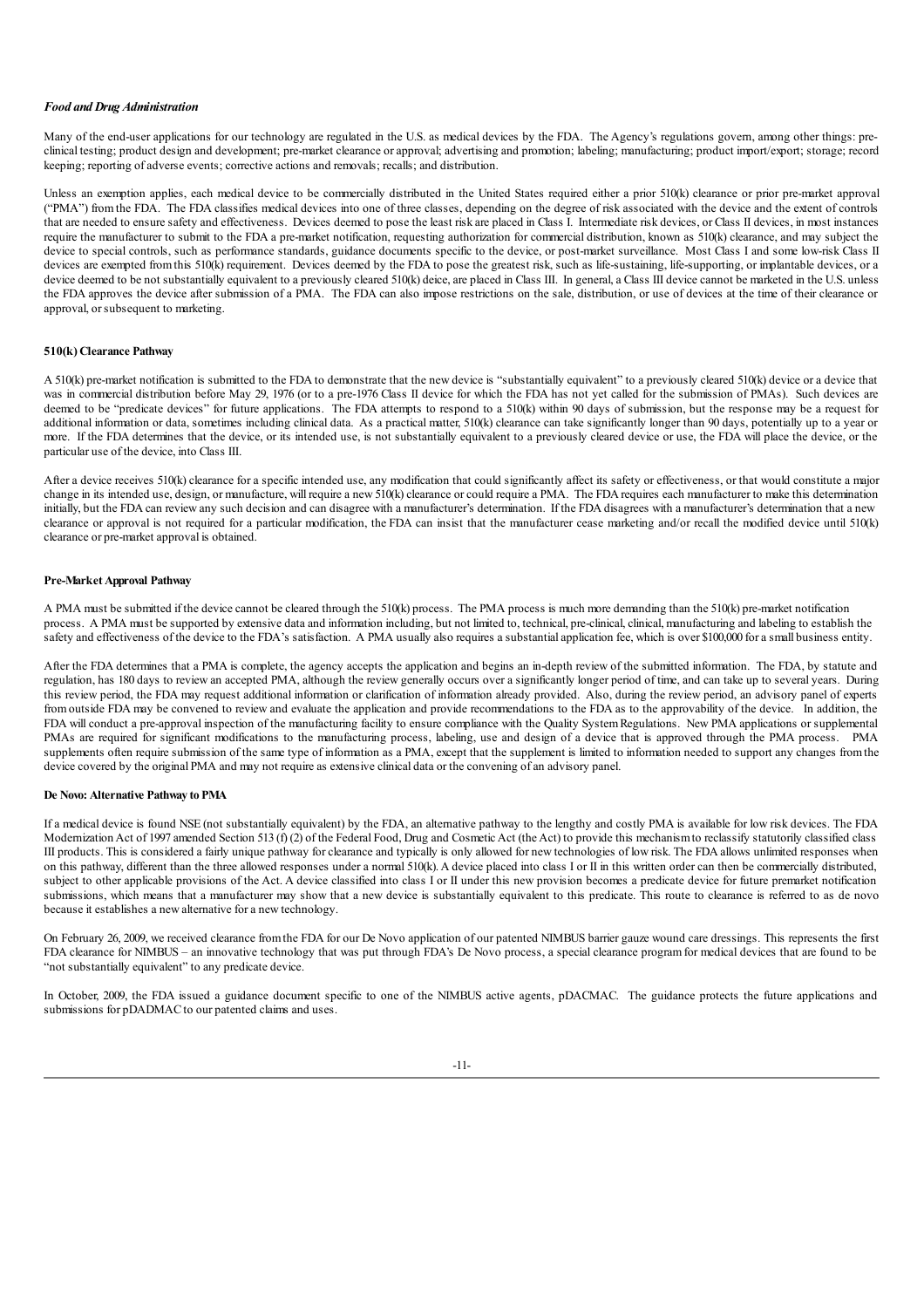### *Food and Drug Administration*

Many of the end-user applications for our technology are regulated in the U.S. as medical devices by the FDA. The Agency's regulations govern, among other things: pre-clinical testing; product design and development; pre-market clearance or approval; advertising and promotion; labeling; manufacturing; product import/export; storage; record keeping; reporting of adverse events; corrective actions and removals; recalls; and distribution.

Unless an exemption applies, each medical device to be commercially distributed in the United States required either a prior 510(k) clearance or prior pre-market approval ("PMA") from the FDA. The FDA classifies medical devices into one of three classes, depending on the degree of risk associated with the device and the extent of controls that are needed to ensure safety and effectiveness. Devices deemed to pose the least risk are placed in Class I. Intermediate risk devices, or Class II devices, in most instances require the manufacturer to submit to the FDA a pre-market notification, requesting authorization for commercial distribution, known as 510(k) clearance, and may subject the device to special controls, such as performance standards, guidance documents specific to the device, or post-market surveillance. Most Class I and some low-risk Class II devices are exempted from this 510(k) requirement. Devices deemed by the FDA to pose the greatest risk, such as life-sustaining, life-supporting, or implantable devices, or a device deemed to be not substantially equivalent to a previously cleared 510(k) deice, are placed in Class III. In general, a Class III device cannot be marketed in the U.S. unless the FDA approves the device after submission of a PMA. The FDA can also impose restrictions on the sale, distribution, or use of devices at the time of their clearance or approval, or subsequent to marketing.

#### 510(k) Clearance Pathway

A 510(k) pre-market notification is submitted to the FDA to demonstrate that the new device is "substantially equivalent" to a previously cleared 510(k) device or a device that was in commercial distribution before May 29, 1976 (or to a pre-1976 Class II device for which the FDA has not yet called for the submission of PMAs). Such devices are deemed to be "predicate devices" for future applications. The FDA attempts to respond to a 510(k) within 90 days of submission, but the response may be a request for additional information or data, sometimes including clinical data. As a practical matter, 510(k) clearance can take significantly longer than 90 days, potentially up to a year or more. If the FDA determines that the device, or its intended use, is not substantially equivalent to a previously cleared device or use, the FDA will place the device, or the particular use of the device, into Class III.

After a device receives 510(k) clearance for a specific intended use, any modification that could significantly affect its safety or effectiveness, or that would constitute a major change in its intended use, design, or manufacture, will require a new 510(k) clearance or could require a PMA. The FDA requires each manufacturer to make this determination initially, but the FDA can review any such decision and can disagree with a manufacturer's determination. If the FDA disagrees with a manufacturer's determination that a new clearance or approval is not required for a particular modification, the FDA can insist that the manufacturer cease marketing and/or recall the modified device until 510(k) clearance or pre-market approval is obtained.

#### Pre-Market Approval Pathway

A PMA must be submitted if the device cannot be cleared through the 510(k) process. The PMA process is much more demanding than the 510(k) pre-market notification process. A PMA must be supported by extensive data and information including, but not limited to, technical, pre-clinical, clinical, manufacturing and labeling to establish the safety and effectiveness of the device to the FDA's satisfaction. A PMA usually also requires a substantial application fee, which is over $100,000 for a small business entity.

After the FDA determines that a PMA is complete, the agency accepts the application and begins an in-depth review of the submitted information. The FDA, by statute and regulation, has 180 days to review an accepted PMA, although the review generally occurs over a significantly longer period of time, and can take up to several years. During this review period, the FDA may request additional information or clarification of information already provided. Also, during the review period, an advisory panel of experts from outside FDA may be convened to review and evaluate the application and provide recommendations to the FDA as to the approvability of the device. In addition, the FDA will conduct a pre-approval inspection of the manufacturing facility to ensure compliance with the Quality System Regulations. New PMA applications or supplemental PMAs are required for significant modifications to the manufacturing process, labeling, use and design of a device that is approved through the PMA process. PMA supplements often require submission of the same type of information as a PMA, except that the supplement is limited to information needed to support any changes from the device covered by the original PMA and may not require as extensive clinical data or the convening of an advisory panel.

#### De Novo: Alternative Pathway to PMA

If a medical device is found NSE (not substantially equivalent) by the FDA, an alternative pathway to the lengthy and costly PMA is available for low risk devices. The FDA Modernization Act of 1997 amended Section 513 (f) (2) of the Federal Food, Drug and Cosmetic Act (the Act) to provide this mechanism to reclassify statutorily classified class III products. This is considered a fairly unique pathway for clearance and typically is only allowed for new technologies of low risk. The FDA allows unlimited responses when on this pathway, different than the three allowed responses under a normal 510(k). A device placed into class I or II in this written order can then be commercially distributed, subject to other applicable provisions of the Act. A device classified into class I or II under this new provision becomes a predicate device for future premarket notification submissions, which means that a manufacturer may show that a new device is substantially equivalent to this predicate. This route to clearance is referred to as de novo because it establishes a new alternative for a new technology.

On February 26, 2009, we received clearance from the FDA for our De Novo application of our patented NIMBUS barrier gauze wound care dressings. This represents the first FDA clearance for NIMBUS – an innovative technology that was put through FDA's De Novo process, a special clearance program for medical devices that are found to be "not substantially equivalent" to any predicate device.

In October, 2009, the FDA issued a guidance document specific to one of the NIMBUS active agents, pDACMAC. The guidance protects the future applications and submissions for pDADMAC to our patented claims and uses.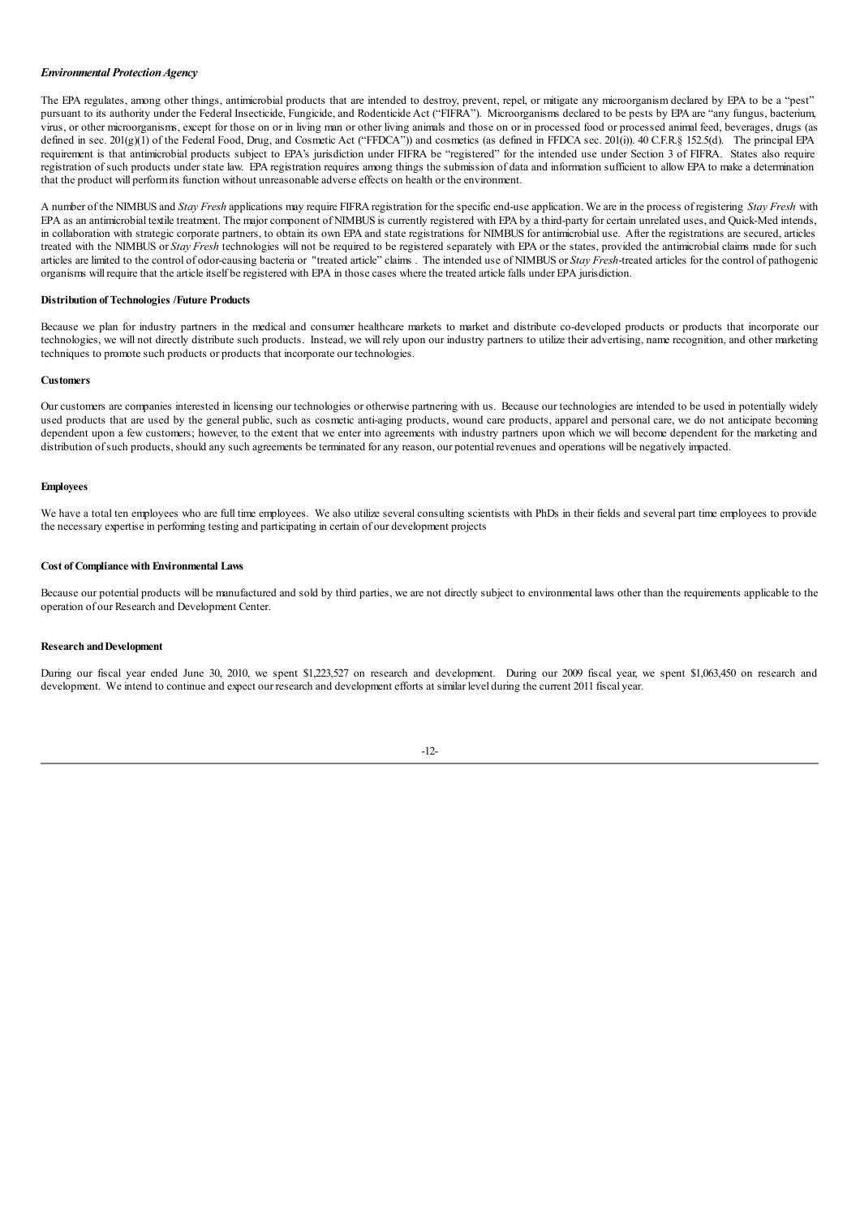***Environmental Protection Agency***

The EPA regulates, among other things, antimicrobial products that are intended to destroy, prevent, repel, or mitigate any microorganism declared by EPA to be a "pest" pursuant to its authority under the Federal Insecticide, Fungicide, and Rodenticide Act ("FIFRA"). Microorganisms declared to be pests by EPA are "any fungus, bacterium, virus, or other microorganisms, except for those on or in living man or other living animals and those on or in processed food or processed animal feed, beverages, drugs (as defined in sec. 201(g)(1) of the Federal Food, Drug, and Cosmetic Act ("FFDCA")) and cosmetics (as defined in FFDCA sec. 201(i)). 40 C.F.R.§ 152.5(d). The principal EPA requirement is that antimicrobial products subject to EPA's jurisdiction under FIFRA be "registered" for the intended use under Section 3 of FIFRA. States also require registration of such products under state law. EPA registration requires among things the submission of data and information sufficient to allow EPA to make a determination that the product will perform its function without unreasonable adverse effects on health or the environment.

A number of the NIMBUS and *Stay Fresh* applications may require FIFRA registration for the specific end-use application. We are in the process of registering *Stay Fresh* with EPA as an antimicrobial textile treatment. The major component of NIMBUS is currently registered with EPA by a third-party for certain unrelated uses, and Quick-Med intends, in collaboration with strategic corporate partners, to obtain its own EPA and state registrations for NIMBUS for antimicrobial use. After the registrations are secured, articles treated with the NIMBUS or *Stay Fresh* technologies will not be required to be registered separately with EPA or the states, provided the antimicrobial claims made for such articles are limited to the control of odor-causing bacteria or "treated article" claims . The intended use of NIMBUS or *Stay Fresh*-treated articles for the control of pathogenic organisms will require that the article itself be registered with EPA in those cases where the treated article falls under EPA jurisdiction.

**Distribution of Technologies /Future Products**

Because we plan for industry partners in the medical and consumer healthcare markets to market and distribute co-developed products or products that incorporate our technologies, we will not directly distribute such products. Instead, we will rely upon our industry partners to utilize their advertising, name recognition, and other marketing techniques to promote such products or products that incorporate our technologies.

**Customers**

Our customers are companies interested in licensing our technologies or otherwise partnering with us. Because our technologies are intended to be used in potentially widely used products that are used by the general public, such as cosmetic anti-aging products, wound care products, apparel and personal care, we do not anticipate becoming dependent upon a few customers; however, to the extent that we enter into agreements with industry partners upon which we will become dependent for the marketing and distribution of such products, should any such agreements be terminated for any reason, our potential revenues and operations will be negatively impacted.

**Employees**

We have a total ten employees who are full time employees. We also utilize several consulting scientists with PhDs in their fields and several part time employees to provide the necessary expertise in performing testing and participating in certain of our development projects

**Cost of Compliance with Environmental Laws**

Because our potential products will be manufactured and sold by third parties, we are not directly subject to environmental laws other than the requirements applicable to the operation of our Research and Development Center.

**Research and Development**

During our fiscal year ended June 30, 2010, we spent $1,223,527 on research and development. During our 2009 fiscal year, we spent $1,063,450 on research and development. We intend to continue and expect our research and development efforts at similar level during the current 2011 fiscal year.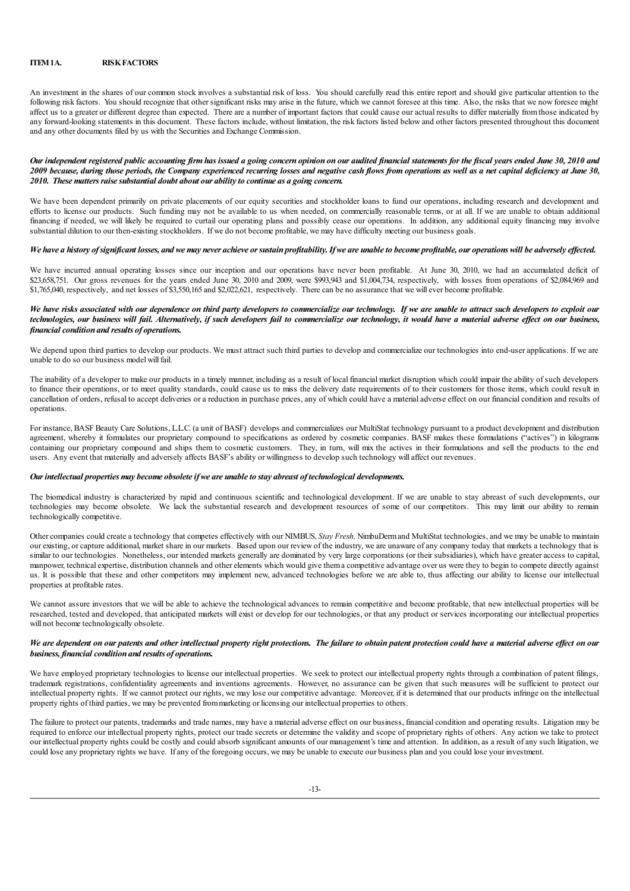## ITEM 1A. RISK FACTORS

An investment in the shares of our common stock involves a substantial risk of loss. You should carefully read this entire report and should give particular attention to the following risk factors. You should recognize that other significant risks may arise in the future, which we cannot foresee at this time. Also, the risks that we now foresee might affect us to a greater or different degree than expected. There are a number of important factors that could cause our actual results to differ materially from those indicated by any forward-looking statements in this document. These factors include, without limitation, the risk factors listed below and other factors presented throughout this document and any other documents filed by us with the Securities and Exchange Commission.

***Our independent registered public accounting firm has issued a going concern opinion on our audited financial statements for the fiscal years ended June 30, 2010 and 2009 because, during those periods, the Company experienced recurring losses and negative cash flows from operations as well as a net capital deficiency at June 30, 2010. These matters raise substantial doubt about our ability to continue as a going concern.***

We have been dependent primarily on private placements of our equity securities and stockholder loans to fund our operations, including research and development and efforts to license our products. Such funding may not be available to us when needed, on commercially reasonable terms, or at all. If we are unable to obtain additional financing if needed, we will likely be required to curtail our operating plans and possibly cease our operations. In addition, any additional equity financing may involve substantial dilution to our then-existing stockholders. If we do not become profitable, we may have difficulty meeting our business goals.

***We have a history of significant losses, and we may never achieve or sustain profitability. If we are unable to become profitable, our operations will be adversely effected.***

We have incurred annual operating losses since our inception and our operations have never been profitable. At June 30, 2010, we had an accumulated deficit of $23,658,751. Our gross revenues for the years ended June 30, 2010 and 2009, were $993,943 and $1,004,734, respectively, with losses from operations of $2,084,969 and $1,765,040, respectively, and net losses of $3,550,165 and $2,022,621, respectively. There can be no assurance that we will ever become profitable.

***We have risks associated with our dependence on third party developers to commercialize our technology. If we are unable to attract such developers to exploit our technologies, our business will fail. Alternatively, if such developers fail to commercialize our technology, it would have a material adverse effect on our business, financial condition and results of operations.***

We depend upon third parties to develop our products. We must attract such third parties to develop and commercialize our technologies into end-user applications. If we are unable to do so our business model will fail.

The inability of a developer to make our products in a timely manner, including as a result of local financial market disruption which could impair the ability of such developers to finance their operations, or to meet quality standards, could cause us to miss the delivery date requirements of to their customers for those items, which could result in cancellation of orders, refusal to accept deliveries or a reduction in purchase prices, any of which could have a material adverse effect on our financial condition and results of operations.

For instance, BASF Beauty Care Solutions, L.L.C. (a unit of BASF) develops and commercializes our MultiStat technology pursuant to a product development and distribution agreement, whereby it formulates our proprietary compound to specifications as ordered by cosmetic companies. BASF makes these formulations ("actives") in kilograms containing our proprietary compound and ships them to cosmetic customers. They, in turn, will mix the actives in their formulations and sell the products to the end users. Any event that materially and adversely affects BASF's ability or willingness to develop such technology will affect our revenues.

***Our intellectual properties may become obsolete if we are unable to stay abreast of technological developments.***

The biomedical industry is characterized by rapid and continuous scientific and technological development. If we are unable to stay abreast of such developments, our technologies may become obsolete. We lack the substantial research and development resources of some of our competitors. This may limit our ability to remain technologically competitive.

Other companies could create a technology that competes effectively with our NIMBUS, *Stay Fresh,* NimbuDerm and MultiStat technologies, and we may be unable to maintain our existing, or capture additional, market share in our markets. Based upon our review of the industry, we are unaware of any company today that markets a technology that is similar to our technologies. Nonetheless, our intended markets generally are dominated by very large corporations (or their subsidiaries), which have greater access to capital, manpower, technical expertise, distribution channels and other elements which would give them a competitive advantage over us were they to begin to compete directly against us. It is possible that these and other competitors may implement new, advanced technologies before we are able to, thus affecting our ability to license our intellectual properties at profitable rates.

We cannot assure investors that we will be able to achieve the technological advances to remain competitive and become profitable, that new intellectual properties will be researched, tested and developed, that anticipated markets will exist or develop for our technologies, or that any product or services incorporating our intellectual properties will not become technologically obsolete.

***We are dependent on our patents and other intellectual property right protections. The failure to obtain patent protection could have a material adverse effect on our business, financial condition and results of operations.***

We have employed proprietary technologies to license our intellectual properties. We seek to protect our intellectual property rights through a combination of patent filings, trademark registrations, confidentiality agreements and inventions agreements. However, no assurance can be given that such measures will be sufficient to protect our intellectual property rights. If we cannot protect our rights, we may lose our competitive advantage. Moreover, if it is determined that our products infringe on the intellectual property rights of third parties, we may be prevented from marketing or licensing our intellectual properties to others.

The failure to protect our patents, trademarks and trade names, may have a material adverse effect on our business, financial condition and operating results. Litigation may be required to enforce our intellectual property rights, protect our trade secrets or determine the validity and scope of proprietary rights of others. Any action we take to protect our intellectual property rights could be costly and could absorb significant amounts of our management's time and attention. In addition, as a result of any such litigation, we could lose any proprietary rights we have. If any of the foregoing occurs, we may be unable to execute our business plan and you could lose your investment.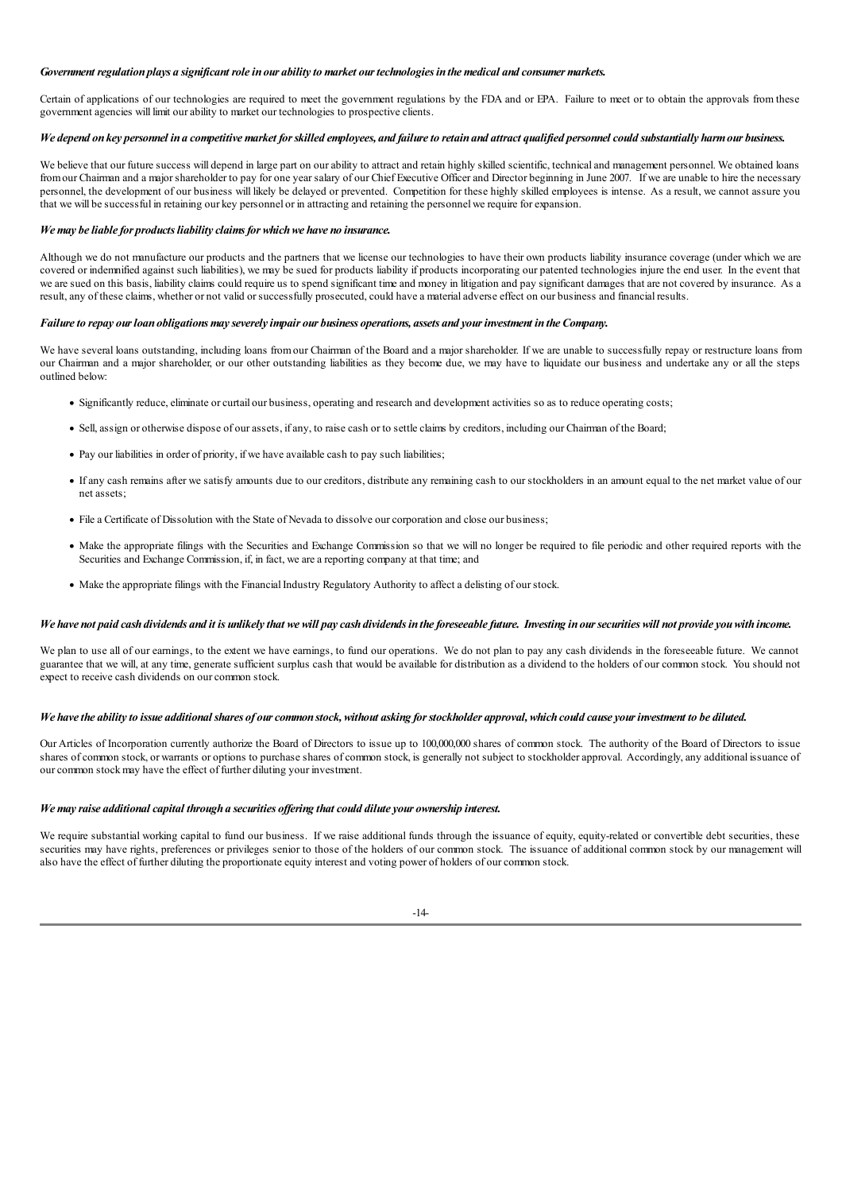***Government regulation plays a significant role in our ability to market our technologies in the medical and consumer markets.***

Certain of applications of our technologies are required to meet the government regulations by the FDA and or EPA. Failure to meet or to obtain the approvals from these government agencies will limit our ability to market our technologies to prospective clients.

***We depend on key personnel in a competitive market for skilled employees, and failure to retain and attract qualified personnel could substantially harm our business.***

We believe that our future success will depend in large part on our ability to attract and retain highly skilled scientific, technical and management personnel. We obtained loans from our Chairman and a major shareholder to pay for one year salary of our Chief Executive Officer and Director beginning in June 2007. If we are unable to hire the necessary personnel, the development of our business will likely be delayed or prevented. Competition for these highly skilled employees is intense. As a result, we cannot assure you that we will be successful in retaining our key personnel or in attracting and retaining the personnel we require for expansion.

***We may be liable for products liability claims for which we have no insurance.***

Although we do not manufacture our products and the partners that we license our technologies to have their own products liability insurance coverage (under which we are covered or indemnified against such liabilities), we may be sued for products liability if products incorporating our patented technologies injure the end user. In the event that we are sued on this basis, liability claims could require us to spend significant time and money in litigation and pay significant damages that are not covered by insurance. As a result, any of these claims, whether or not valid or successfully prosecuted, could have a material adverse effect on our business and financial results.

***Failure to repay our loan obligations may severely impair our business operations, assets and your investment in the Company.***

We have several loans outstanding, including loans from our Chairman of the Board and a major shareholder. If we are unable to successfully repay or restructure loans from our Chairman and a major shareholder, or our other outstanding liabilities as they become due, we may have to liquidate our business and undertake any or all the steps outlined below:

- Significantly reduce, eliminate or curtail our business, operating and research and development activities so as to reduce operating costs;
- Sell, assign or otherwise dispose of our assets, if any, to raise cash or to settle claims by creditors, including our Chairman of the Board;
- Pay our liabilities in order of priority, if we have available cash to pay such liabilities;
- If any cash remains after we satisfy amounts due to our creditors, distribute any remaining cash to our stockholders in an amount equal to the net market value of our net assets;
- File a Certificate of Dissolution with the State of Nevada to dissolve our corporation and close our business;
- Make the appropriate filings with the Securities and Exchange Commission so that we will no longer be required to file periodic and other required reports with the Securities and Exchange Commission, if, in fact, we are a reporting company at that time; and
- Make the appropriate filings with the Financial Industry Regulatory Authority to affect a delisting of our stock.

***We have not paid cash dividends and it is unlikely that we will pay cash dividends in the foreseeable future. Investing in our securities will not provide you with income.***

We plan to use all of our earnings, to the extent we have earnings, to fund our operations. We do not plan to pay any cash dividends in the foreseeable future. We cannot guarantee that we will, at any time, generate sufficient surplus cash that would be available for distribution as a dividend to the holders of our common stock. You should not expect to receive cash dividends on our common stock.

***We have the ability to issue additional shares of our common stock, without asking for stockholder approval, which could cause your investment to be diluted.***

Our Articles of Incorporation currently authorize the Board of Directors to issue up to 100,000,000 shares of common stock. The authority of the Board of Directors to issue shares of common stock, or warrants or options to purchase shares of common stock, is generally not subject to stockholder approval. Accordingly, any additional issuance of our common stock may have the effect of further diluting your investment.

***We may raise additional capital through a securities offering that could dilute your ownership interest.***

We require substantial working capital to fund our business. If we raise additional funds through the issuance of equity, equity-related or convertible debt securities, these securities may have rights, preferences or privileges senior to those of the holders of our common stock. The issuance of additional common stock by our management will also have the effect of further diluting the proportionate equity interest and voting power of holders of our common stock.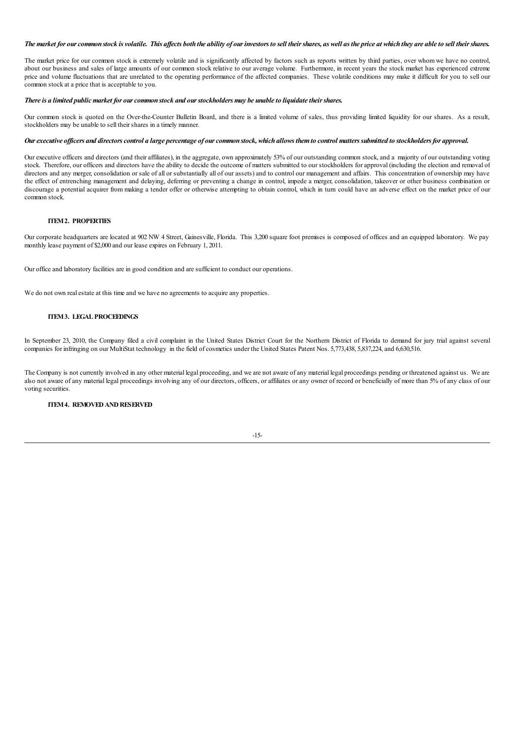***The market for our common stock is volatile. This affects both the ability of our investors to sell their shares, as well as the price at which they are able to sell their shares.***

The market price for our common stock is extremely volatile and is significantly affected by factors such as reports written by third parties, over whom we have no control, about our business and sales of large amounts of our common stock relative to our average volume. Furthermore, in recent years the stock market has experienced extreme price and volume fluctuations that are unrelated to the operating performance of the affected companies. These volatile conditions may make it difficult for you to sell our common stock at a price that is acceptable to you.

***There is a limited public market for our common stock and our stockholders may be unable to liquidate their shares.***

Our common stock is quoted on the Over-the-Counter Bulletin Board, and there is a limited volume of sales, thus providing limited liquidity for our shares. As a result, stockholders may be unable to sell their shares in a timely manner.

***Our executive officers and directors control a large percentage of our common stock, which allows them to control matters submitted to stockholders for approval.***

Our executive officers and directors (and their affiliates), in the aggregate, own approximately 53% of our outstanding common stock, and a majority of our outstanding voting stock. Therefore, our officers and directors have the ability to decide the outcome of matters submitted to our stockholders for approval (including the election and removal of directors and any merger, consolidation or sale of all or substantially all of our assets) and to control our management and affairs. This concentration of ownership may have the effect of entrenching management and delaying, deferring or preventing a change in control, impede a merger, consolidation, takeover or other business combination or discourage a potential acquirer from making a tender offer or otherwise attempting to obtain control, which in turn could have an adverse effect on the market price of our common stock.

## ITEM 2. PROPERTIES

Our corporate headquarters are located at 902 NW 4 Street, Gainesville, Florida. This 3,200 square foot premises is composed of offices and an equipped laboratory. We pay monthly lease payment of $2,000 and our lease expires on February 1, 2011.

Our office and laboratory facilities are in good condition and are sufficient to conduct our operations.

We do not own real estate at this time and we have no agreements to acquire any properties.

## ITEM 3. LEGAL PROCEEDINGS

In September 23, 2010, the Company filed a civil complaint in the United States District Court for the Northern District of Florida to demand for jury trial against several companies for infringing on our MultiStat technology in the field of cosmetics under the United States Patent Nos. 5,773,438, 5,837,224, and 6,630,516.

The Company is not currently involved in any other material legal proceeding, and we are not aware of any material legal proceedings pending or threatened against us. We are also not aware of any material legal proceedings involving any of our directors, officers, or affiliates or any owner of record or beneficially of more than 5% of any class of our voting securities.

## ITEM 4. REMOVED AND RESERVED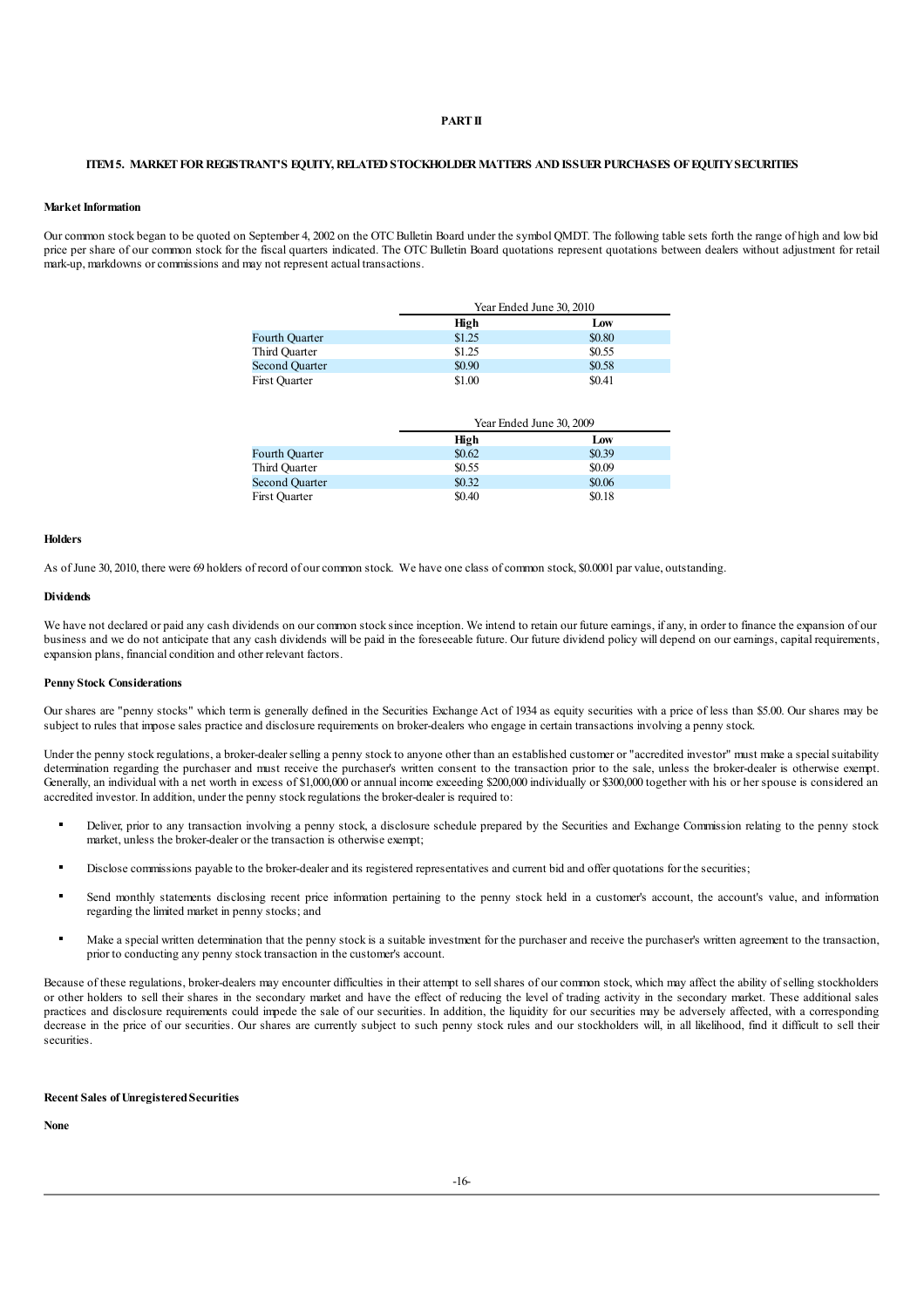# PART II

## ITEM 5. MARKET FOR REGISTRANT'S EQUITY, RELATED STOCKHOLDER MATTERS AND ISSUER PURCHASES OF EQUITY SECURITIES

**Market Information**

Our common stock began to be quoted on September 4, 2002 on the OTC Bulletin Board under the symbol QMDT. The following table sets forth the range of high and low bid price per share of our common stock for the fiscal quarters indicated. The OTC Bulletin Board quotations represent quotations between dealers without adjustment for retail mark-up, markdowns or commissions and may not represent actual transactions.

| | Year Ended June 30, 2010 | |
|---|---|---|
| | **High** | **Low** |
| Fourth Quarter | $1.25 | $0.80 |
| Third Quarter | $1.25 | $0.55 |
| Second Quarter | $0.90 | $0.58 |
| First Quarter | $1.00 | $0.41 |

| | Year Ended June 30, 2009 | |
|---|---|---|
| | **High** | **Low** |
| Fourth Quarter | $0.62 | $0.39 |
| Third Quarter | $0.55 | $0.09 |
| Second Quarter | $0.32 | $0.06 |
| First Quarter | $0.40 | $0.18 |

**Holders**

As of June 30, 2010, there were 69 holders of record of our common stock. We have one class of common stock, $0.0001 par value, outstanding.

**Dividends**

We have not declared or paid any cash dividends on our common stock since inception. We intend to retain our future earnings, if any, in order to finance the expansion of our business and we do not anticipate that any cash dividends will be paid in the foreseeable future. Our future dividend policy will depend on our earnings, capital requirements, expansion plans, financial condition and other relevant factors.

**Penny Stock Considerations**

Our shares are "penny stocks" which term is generally defined in the Securities Exchange Act of 1934 as equity securities with a price of less than $5.00. Our shares may be subject to rules that impose sales practice and disclosure requirements on broker-dealers who engage in certain transactions involving a penny stock.

Under the penny stock regulations, a broker-dealer selling a penny stock to anyone other than an established customer or "accredited investor" must make a special suitability determination regarding the purchaser and must receive the purchaser's written consent to the transaction prior to the sale, unless the broker-dealer is otherwise exempt. Generally, an individual with a net worth in excess of $1,000,000 or annual income exceeding $200,000 individually or $300,000 together with his or her spouse is considered an accredited investor. In addition, under the penny stock regulations the broker-dealer is required to:

- Deliver, prior to any transaction involving a penny stock, a disclosure schedule prepared by the Securities and Exchange Commission relating to the penny stock market, unless the broker-dealer or the transaction is otherwise exempt;
- Disclose commissions payable to the broker-dealer and its registered representatives and current bid and offer quotations for the securities;
- Send monthly statements disclosing recent price information pertaining to the penny stock held in a customer's account, the account's value, and information regarding the limited market in penny stocks; and
- Make a special written determination that the penny stock is a suitable investment for the purchaser and receive the purchaser's written agreement to the transaction, prior to conducting any penny stock transaction in the customer's account.

Because of these regulations, broker-dealers may encounter difficulties in their attempt to sell shares of our common stock, which may affect the ability of selling stockholders or other holders to sell their shares in the secondary market and have the effect of reducing the level of trading activity in the secondary market. These additional sales practices and disclosure requirements could impede the sale of our securities. In addition, the liquidity for our securities may be adversely affected, with a corresponding decrease in the price of our securities. Our shares are currently subject to such penny stock rules and our stockholders will, in all likelihood, find it difficult to sell their securities.

**Recent Sales of Unregistered Securities**

**None**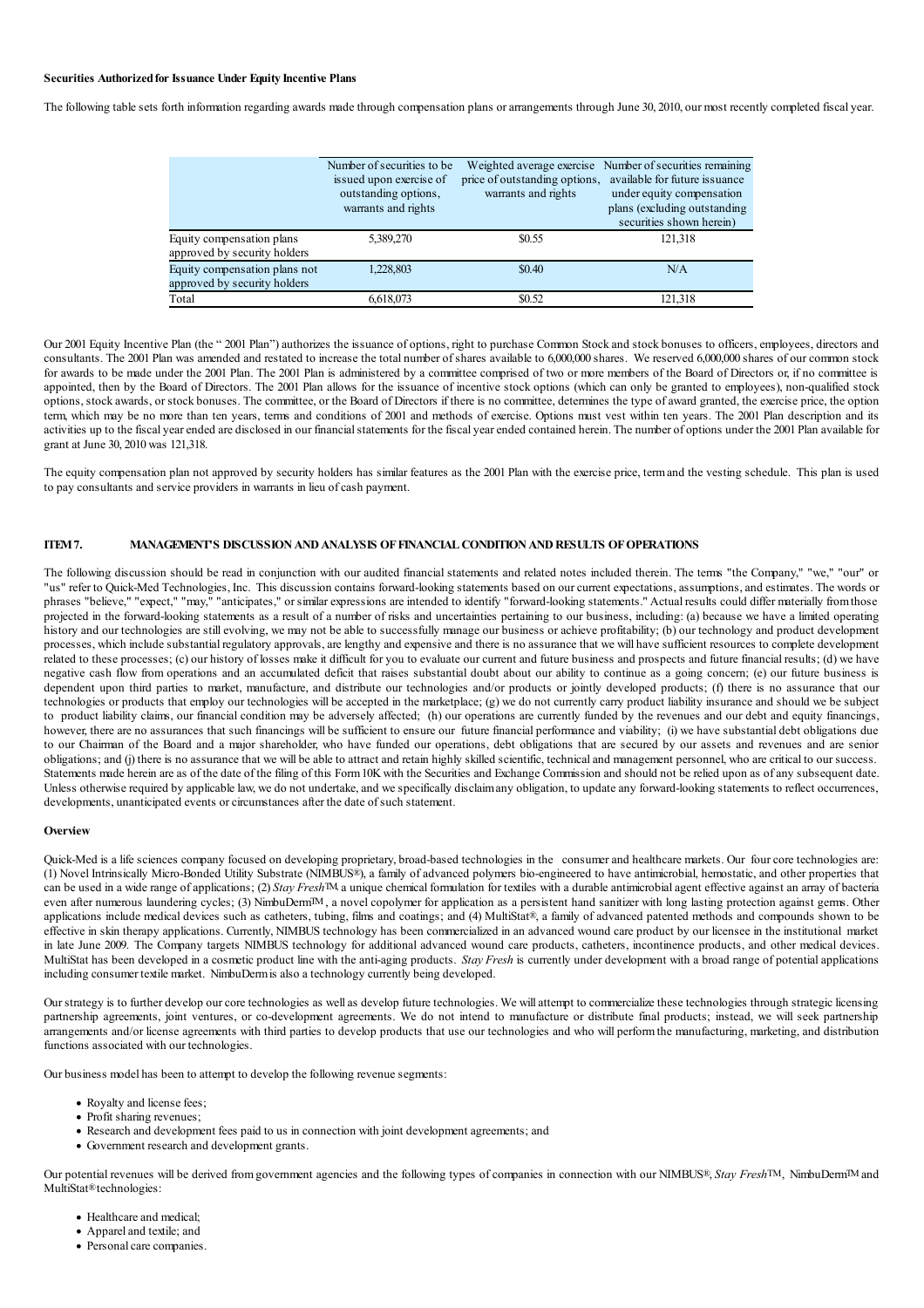**Securities Authorized for Issuance Under Equity Incentive Plans**

The following table sets forth information regarding awards made through compensation plans or arrangements through June 30, 2010, our most recently completed fiscal year.

| | Number of securities to be issued upon exercise of outstanding options, warrants and rights | Weighted average exercise price of outstanding options, warrants and rights | Number of securities remaining available for future issuance under equity compensation plans (excluding outstanding securities shown herein) |
|---|---|---|---|
| Equity compensation plans approved by security holders | 5,389,270 | $0.55 | 121,318 |
| Equity compensation plans not approved by security holders | 1,228,803 | $0.40 | N/A |
| Total | 6,618,073 | $0.52 | 121,318 |

Our 2001 Equity Incentive Plan (the " 2001 Plan") authorizes the issuance of options, right to purchase Common Stock and stock bonuses to officers, employees, directors and consultants. The 2001 Plan was amended and restated to increase the total number of shares available to 6,000,000 shares. We reserved 6,000,000 shares of our common stock for awards to be made under the 2001 Plan. The 2001 Plan is administered by a committee comprised of two or more members of the Board of Directors or, if no committee is appointed, then by the Board of Directors. The 2001 Plan allows for the issuance of incentive stock options (which can only be granted to employees), non-qualified stock options, stock awards, or stock bonuses. The committee, or the Board of Directors if there is no committee, determines the type of award granted, the exercise price, the option term, which may be no more than ten years, terms and conditions of 2001 and methods of exercise. Options must vest within ten years. The 2001 Plan description and its activities up to the fiscal year ended are disclosed in our financial statements for the fiscal year ended contained herein. The number of options under the 2001 Plan available for grant at June 30, 2010 was 121,318.

The equity compensation plan not approved by security holders has similar features as the 2001 Plan with the exercise price, term and the vesting schedule. This plan is used to pay consultants and service providers in warrants in lieu of cash payment.

## ITEM 7. MANAGEMENT'S DISCUSSION AND ANALYSIS OF FINANCIAL CONDITION AND RESULTS OF OPERATIONS

The following discussion should be read in conjunction with our audited financial statements and related notes included therein. The terms "the Company," "we," "our" or "us" refer to Quick-Med Technologies, Inc. This discussion contains forward-looking statements based on our current expectations, assumptions, and estimates. The words or phrases "believe," "expect," "may," "anticipates," or similar expressions are intended to identify "forward-looking statements." Actual results could differ materially from those projected in the forward-looking statements as a result of a number of risks and uncertainties pertaining to our business, including: (a) because we have a limited operating history and our technologies are still evolving, we may not be able to successfully manage our business or achieve profitability; (b) our technology and product development processes, which include substantial regulatory approvals, are lengthy and expensive and there is no assurance that we will have sufficient resources to complete development related to these processes; (c) our history of losses make it difficult for you to evaluate our current and future business and prospects and future financial results; (d) we have negative cash flow from operations and an accumulated deficit that raises substantial doubt about our ability to continue as a going concern; (e) our future business is dependent upon third parties to market, manufacture, and distribute our technologies and/or products or jointly developed products; (f) there is no assurance that our technologies or products that employ our technologies will be accepted in the marketplace; (g) we do not currently carry product liability insurance and should we be subject to product liability claims, our financial condition may be adversely affected; (h) our operations are currently funded by the revenues and our debt and equity financings, however, there are no assurances that such financings will be sufficient to ensure our future financial performance and viability; (i) we have substantial debt obligations due to our Chairman of the Board and a major shareholder, who have funded our operations, debt obligations that are secured by our assets and revenues and are senior obligations; and (j) there is no assurance that we will be able to attract and retain highly skilled scientific, technical and management personnel, who are critical to our success. Statements made herein are as of the date of the filing of this Form 10K with the Securities and Exchange Commission and should not be relied upon as of any subsequent date. Unless otherwise required by applicable law, we do not undertake, and we specifically disclaim any obligation, to update any forward-looking statements to reflect occurrences, developments, unanticipated events or circumstances after the date of such statement.

**Overview**

Quick-Med is a life sciences company focused on developing proprietary, broad-based technologies in the consumer and healthcare markets. Our four core technologies are: (1) Novel Intrinsically Micro-Bonded Utility Substrate (NIMBUS®), a family of advanced polymers bio-engineered to have antimicrobial, hemostatic, and other properties that can be used in a wide range of applications; (2) *Stay Fresh*™, a unique chemical formulation for textiles with a durable antimicrobial agent effective against an array of bacteria even after numerous laundering cycles; (3) NimbuDerm™, a novel copolymer for application as a persistent hand sanitizer with long lasting protection against germs. Other applications include medical devices such as catheters, tubing, films and coatings; and (4) MultiStat®, a family of advanced patented methods and compounds shown to be effective in skin therapy applications. Currently, NIMBUS technology has been commercialized in an advanced wound care product by our licensee in the institutional market in late June 2009. The Company targets NIMBUS technology for additional advanced wound care products, catheters, incontinence products, and other medical devices. MultiStat has been developed in a cosmetic product line with the anti-aging products. *Stay Fresh* is currently under development with a broad range of potential applications including consumer textile market. NimbuDerm is also a technology currently being developed.

Our strategy is to further develop our core technologies as well as develop future technologies. We will attempt to commercialize these technologies through strategic licensing partnership agreements, joint ventures, or co-development agreements. We do not intend to manufacture or distribute final products; instead, we will seek partnership arrangements and/or license agreements with third parties to develop products that use our technologies and who will perform the manufacturing, marketing, and distribution functions associated with our technologies.

Our business model has been to attempt to develop the following revenue segments:

- Royalty and license fees;
- Profit sharing revenues;
- Research and development fees paid to us in connection with joint development agreements; and
- Government research and development grants.

Our potential revenues will be derived from government agencies and the following types of companies in connection with our NIMBUS®, *Stay Fresh*™, NimbuDerm™ and MultiStat® technologies:

- Healthcare and medical;
- Apparel and textile; and
- Personal care companies.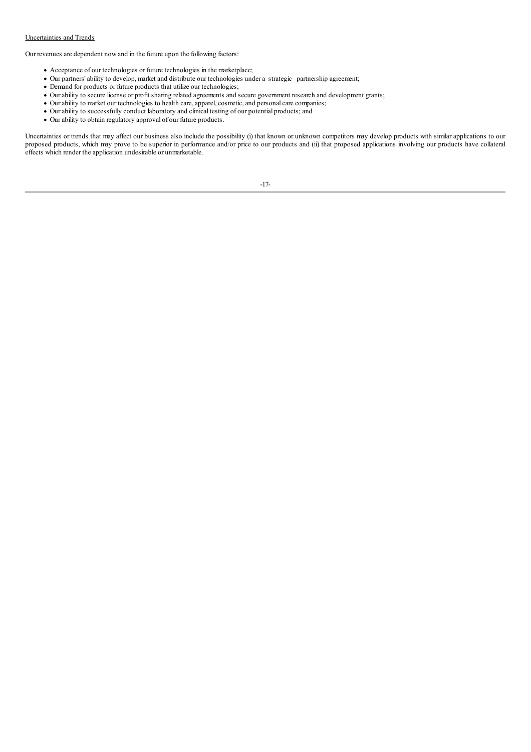Uncertainties and Trends

Our revenues are dependent now and in the future upon the following factors:

- Acceptance of our technologies or future technologies in the marketplace;
- Our partners' ability to develop, market and distribute our technologies under a strategic partnership agreement;
- Demand for products or future products that utilize our technologies;
- Our ability to secure license or profit sharing related agreements and secure government research and development grants;
- Our ability to market our technologies to health care, apparel, cosmetic, and personal care companies;
- Our ability to successfully conduct laboratory and clinical testing of our potential products; and
- Our ability to obtain regulatory approval of our future products.

Uncertainties or trends that may affect our business also include the possibility (i) that known or unknown competitors may develop products with similar applications to our proposed products, which may prove to be superior in performance and/or price to our products and (ii) that proposed applications involving our products have collateral effects which render the application undesirable or unmarketable.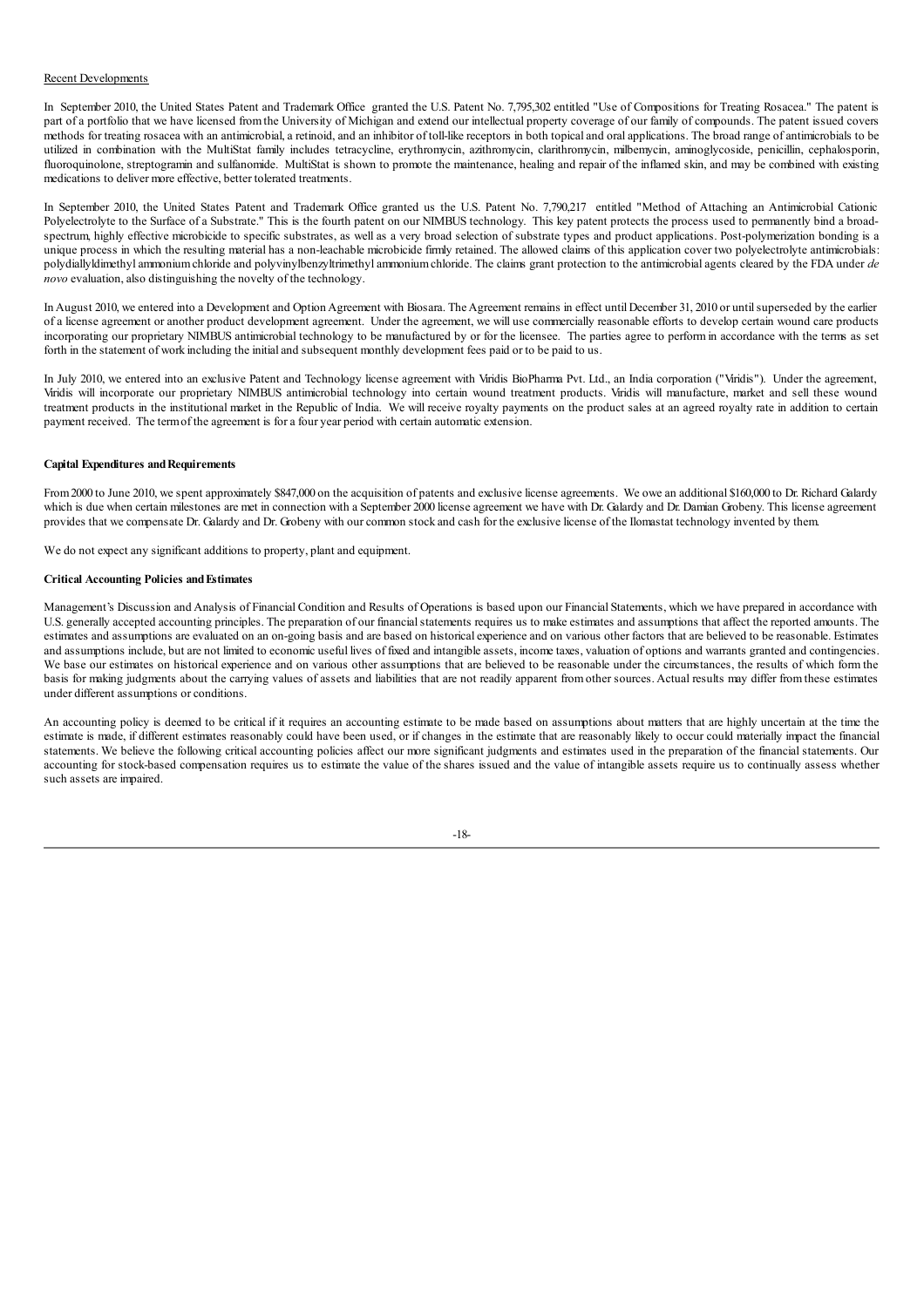Recent Developments

In September 2010, the United States Patent and Trademark Office granted the U.S. Patent No. 7,795,302 entitled "Use of Compositions for Treating Rosacea." The patent is part of a portfolio that we have licensed from the University of Michigan and extend our intellectual property coverage of our family of compounds. The patent issued covers methods for treating rosacea with an antimicrobial, a retinoid, and an inhibitor of toll-like receptors in both topical and oral applications. The broad range of antimicrobials to be utilized in combination with the MultiStat family includes tetracycline, erythromycin, azithromycin, clarithromycin, milbemycin, aminoglycoside, penicillin, cephalosporin, fluoroquinolone, streptogramin and sulfanomide. MultiStat is shown to promote the maintenance, healing and repair of the inflamed skin, and may be combined with existing medications to deliver more effective, better tolerated treatments.

In September 2010, the United States Patent and Trademark Office granted us the U.S. Patent No. 7,790,217 entitled "Method of Attaching an Antimicrobial Cationic Polyelectrolyte to the Surface of a Substrate." This is the fourth patent on our NIMBUS technology. This key patent protects the process used to permanently bind a broad-spectrum, highly effective microbicide to specific substrates, as well as a very broad selection of substrate types and product applications. Post-polymerization bonding is a unique process in which the resulting material has a non-leachable microbicide firmly retained. The allowed claims of this application cover two polyelectrolyte antimicrobials: polydiallyldimethyl ammonium chloride and polyvinylbenzyltrimethyl ammonium chloride. The claims grant protection to the antimicrobial agents cleared by the FDA under *de novo* evaluation, also distinguishing the novelty of the technology.

In August 2010, we entered into a Development and Option Agreement with Biosara. The Agreement remains in effect until December 31, 2010 or until superseded by the earlier of a license agreement or another product development agreement. Under the agreement, we will use commercially reasonable efforts to develop certain wound care products incorporating our proprietary NIMBUS antimicrobial technology to be manufactured by or for the licensee. The parties agree to perform in accordance with the terms as set forth in the statement of work including the initial and subsequent monthly development fees paid or to be paid to us.

In July 2010, we entered into an exclusive Patent and Technology license agreement with Viridis BioPharma Pvt. Ltd., an India corporation ("Viridis"). Under the agreement, Viridis will incorporate our proprietary NIMBUS antimicrobial technology into certain wound treatment products. Viridis will manufacture, market and sell these wound treatment products in the institutional market in the Republic of India. We will receive royalty payments on the product sales at an agreed royalty rate in addition to certain payment received. The term of the agreement is for a four year period with certain automatic extension.

**Capital Expenditures and Requirements**

From 2000 to June 2010, we spent approximately $847,000 on the acquisition of patents and exclusive license agreements. We owe an additional $160,000 to Dr. Richard Galardy which is due when certain milestones are met in connection with a September 2000 license agreement we have with Dr. Galardy and Dr. Damian Grobeny. This license agreement provides that we compensate Dr. Galardy and Dr. Grobeny with our common stock and cash for the exclusive license of the Ilomastat technology invented by them.

We do not expect any significant additions to property, plant and equipment.

**Critical Accounting Policies and Estimates**

Management's Discussion and Analysis of Financial Condition and Results of Operations is based upon our Financial Statements, which we have prepared in accordance with U.S. generally accepted accounting principles. The preparation of our financial statements requires us to make estimates and assumptions that affect the reported amounts. The estimates and assumptions are evaluated on an on-going basis and are based on historical experience and on various other factors that are believed to be reasonable. Estimates and assumptions include, but are not limited to economic useful lives of fixed and intangible assets, income taxes, valuation of options and warrants granted and contingencies. We base our estimates on historical experience and on various other assumptions that are believed to be reasonable under the circumstances, the results of which form the basis for making judgments about the carrying values of assets and liabilities that are not readily apparent from other sources. Actual results may differ from these estimates under different assumptions or conditions.

An accounting policy is deemed to be critical if it requires an accounting estimate to be made based on assumptions about matters that are highly uncertain at the time the estimate is made, if different estimates reasonably could have been used, or if changes in the estimate that are reasonably likely to occur could materially impact the financial statements. We believe the following critical accounting policies affect our more significant judgments and estimates used in the preparation of the financial statements. Our accounting for stock-based compensation requires us to estimate the value of the shares issued and the value of intangible assets require us to continually assess whether such assets are impaired.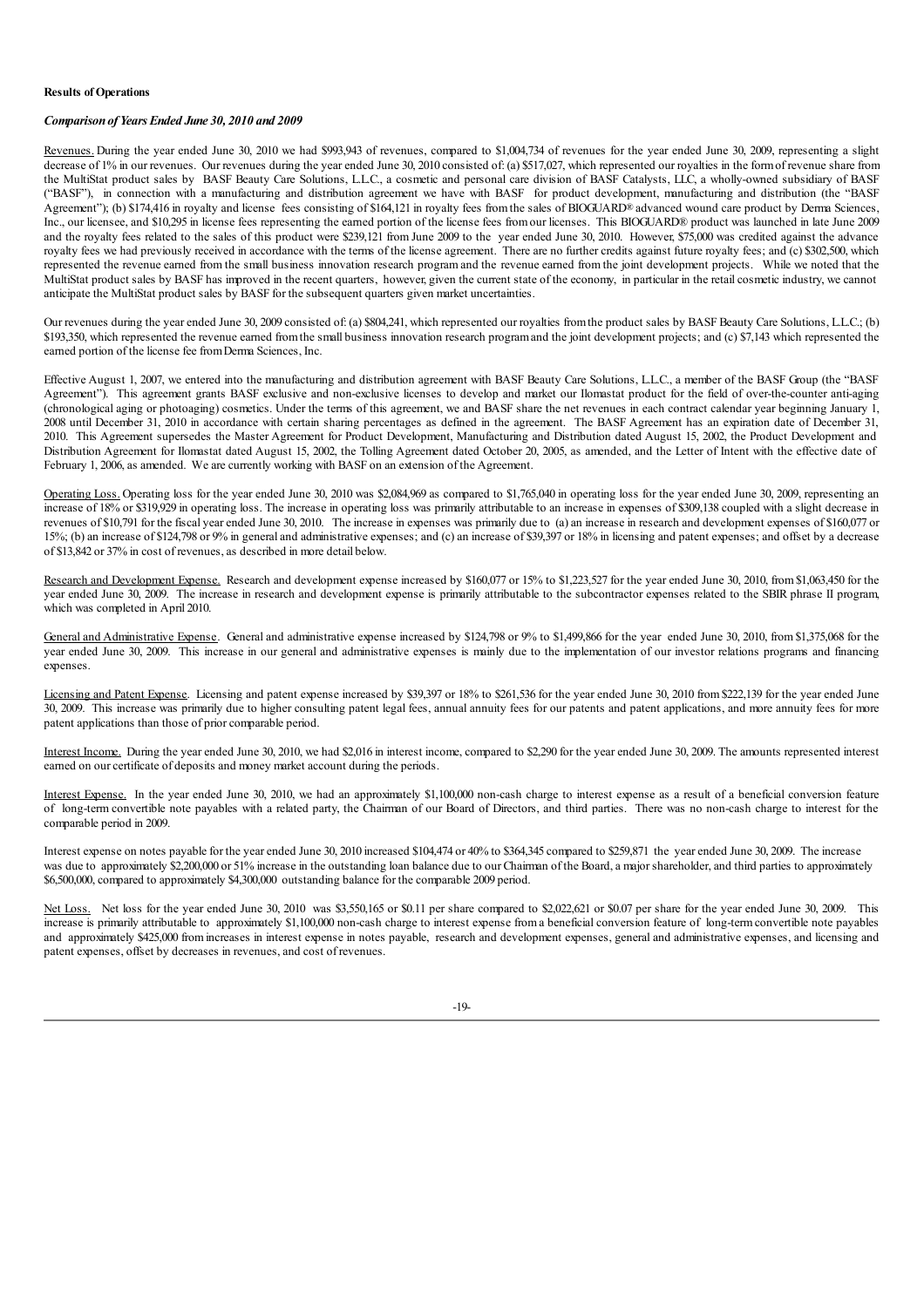**Results of Operations**

***Comparison of Years Ended June 30, 2010 and 2009***

Revenues. During the year ended June 30, 2010 we had $993,943 of revenues, compared to $1,004,734 of revenues for the year ended June 30, 2009, representing a slight decrease of 1% in our revenues. Our revenues during the year ended June 30, 2010 consisted of: (a) $517,027, which represented our royalties in the form of revenue share from the MultiStat product sales by BASF Beauty Care Solutions, L.L.C., a cosmetic and personal care division of BASF Catalysts, LLC, a wholly-owned subsidiary of BASF ("BASF"), in connection with a manufacturing and distribution agreement we have with BASF for product development, manufacturing and distribution (the "BASF Agreement"); (b) $174,416 in royalty and license fees consisting of $164,121 in royalty fees from the sales of BIOGUARD® advanced wound care product by Derma Sciences, Inc., our licensee, and $10,295 in license fees representing the earned portion of the license fees from our licenses. This BIOGUARD® product was launched in late June 2009 and the royalty fees related to the sales of this product were $239,121 from June 2009 to the year ended June 30, 2010. However, $75,000 was credited against the advance royalty fees we had previously received in accordance with the terms of the license agreement. There are no further credits against future royalty fees; and (c) $302,500, which represented the revenue earned from the small business innovation research program and the revenue earned from the joint development projects. While we noted that the MultiStat product sales by BASF has improved in the recent quarters, however, given the current state of the economy, in particular in the retail cosmetic industry, we cannot anticipate the MultiStat product sales by BASF for the subsequent quarters given market uncertainties.

Our revenues during the year ended June 30, 2009 consisted of: (a) $804,241, which represented our royalties from the product sales by BASF Beauty Care Solutions, L.L.C.; (b) $193,350, which represented the revenue earned from the small business innovation research program and the joint development projects; and (c) $7,143 which represented the earned portion of the license fee from Derma Sciences, Inc.

Effective August 1, 2007, we entered into the manufacturing and distribution agreement with BASF Beauty Care Solutions, L.L.C., a member of the BASF Group (the "BASF Agreement"). This agreement grants BASF exclusive and non-exclusive licenses to develop and market our Ilomastat product for the field of over-the-counter anti-aging (chronological aging or photoaging) cosmetics. Under the terms of this agreement, we and BASF share the net revenues in each contract calendar year beginning January 1, 2008 until December 31, 2010 in accordance with certain sharing percentages as defined in the agreement. The BASF Agreement has an expiration date of December 31, 2010. This Agreement supersedes the Master Agreement for Product Development, Manufacturing and Distribution dated August 15, 2002, the Product Development and Distribution Agreement for Ilomastat dated August 15, 2002, the Tolling Agreement dated October 20, 2005, as amended, and the Letter of Intent with the effective date of February 1, 2006, as amended. We are currently working with BASF on an extension of the Agreement.

Operating Loss. Operating loss for the year ended June 30, 2010 was $2,084,969 as compared to $1,765,040 in operating loss for the year ended June 30, 2009, representing an increase of 18% or $319,929 in operating loss. The increase in operating loss was primarily attributable to an increase in expenses of $309,138 coupled with a slight decrease in revenues of $10,791 for the fiscal year ended June 30, 2010. The increase in expenses was primarily due to (a) an increase in research and development expenses of $160,077 or 15%; (b) an increase of $124,798 or 9% in general and administrative expenses; and (c) an increase of $39,397 or 18% in licensing and patent expenses; and offset by a decrease of $13,842 or 37% in cost of revenues, as described in more detail below.

Research and Development Expense. Research and development expense increased by $160,077 or 15% to $1,223,527 for the year ended June 30, 2010, from $1,063,450 for the year ended June 30, 2009. The increase in research and development expense is primarily attributable to the subcontractor expenses related to the SBIR phrase II program, which was completed in April 2010.

General and Administrative Expense. General and administrative expense increased by $124,798 or 9% to $1,499,866 for the year ended June 30, 2010, from $1,375,068 for the year ended June 30, 2009. This increase in our general and administrative expenses is mainly due to the implementation of our investor relations programs and financing expenses.

Licensing and Patent Expense. Licensing and patent expense increased by $39,397 or 18% to $261,536 for the year ended June 30, 2010 from $222,139 for the year ended June 30, 2009. This increase was primarily due to higher consulting patent legal fees, annual annuity fees for our patents and patent applications, and more annuity fees for more patent applications than those of prior comparable period.

Interest Income. During the year ended June 30, 2010, we had $2,016 in interest income, compared to $2,290 for the year ended June 30, 2009. The amounts represented interest earned on our certificate of deposits and money market account during the periods.

Interest Expense. In the year ended June 30, 2010, we had an approximately $1,100,000 non-cash charge to interest expense as a result of a beneficial conversion feature of long-term convertible note payables with a related party, the Chairman of our Board of Directors, and third parties. There was no non-cash charge to interest for the comparable period in 2009.

Interest expense on notes payable for the year ended June 30, 2010 increased $104,474 or 40% to $364,345 compared to $259,871 the year ended June 30, 2009. The increase was due to approximately $2,200,000 or 51% increase in the outstanding loan balance due to our Chairman of the Board, a major shareholder, and third parties to approximately $6,500,000, compared to approximately $4,300,000 outstanding balance for the comparable 2009 period.

Net Loss. Net loss for the year ended June 30, 2010 was $3,550,165 or $0.11 per share compared to $2,022,621 or $0.07 per share for the year ended June 30, 2009. This increase is primarily attributable to approximately $1,100,000 non-cash charge to interest expense from a beneficial conversion feature of long-term convertible note payables and approximately $425,000 from increases in interest expense in notes payable, research and development expenses, general and administrative expenses, and licensing and patent expenses, offset by decreases in revenues, and cost of revenues.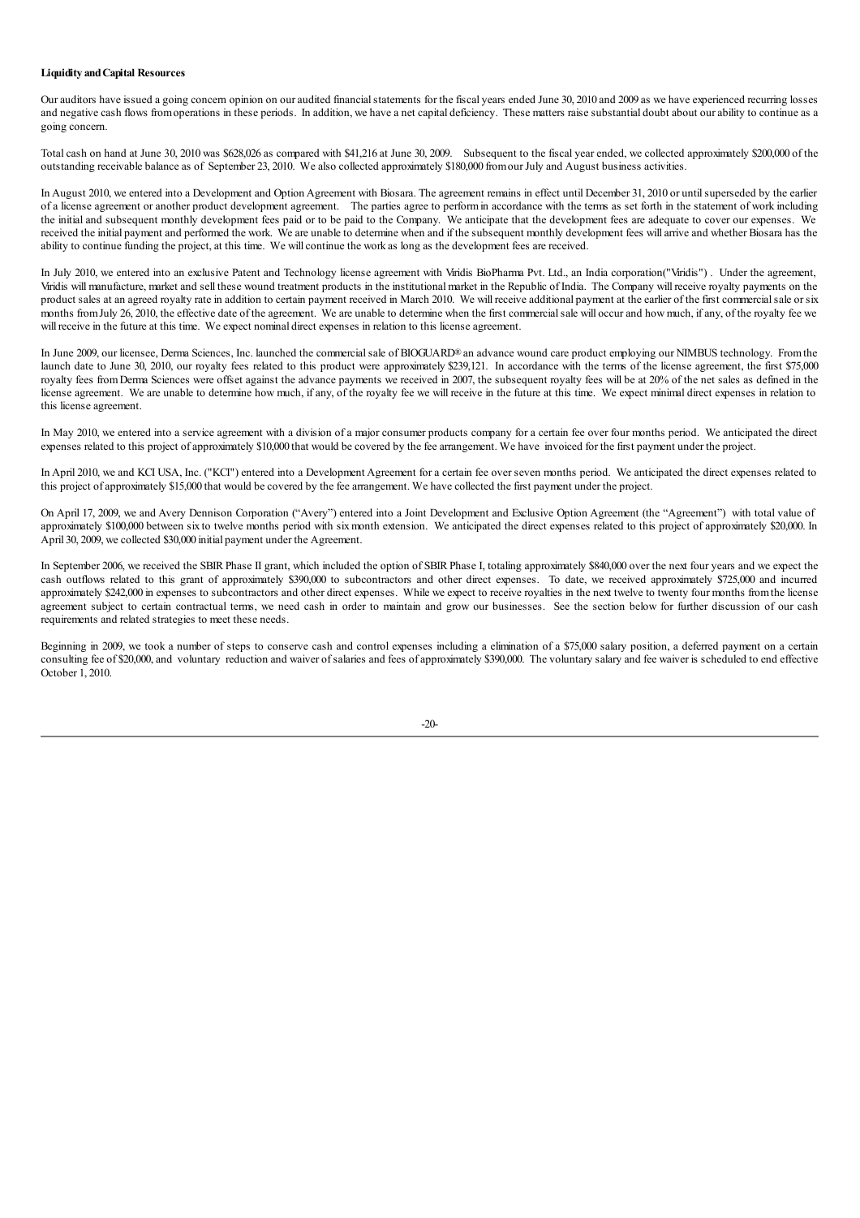**Liquidity and Capital Resources**

Our auditors have issued a going concern opinion on our audited financial statements for the fiscal years ended June 30, 2010 and 2009 as we have experienced recurring losses and negative cash flows from operations in these periods. In addition, we have a net capital deficiency. These matters raise substantial doubt about our ability to continue as a going concern.

Total cash on hand at June 30, 2010 was $628,026 as compared with $41,216 at June 30, 2009. Subsequent to the fiscal year ended, we collected approximately $200,000 of the outstanding receivable balance as of September 23, 2010. We also collected approximately $180,000 from our July and August business activities.

In August 2010, we entered into a Development and Option Agreement with Biosara. The agreement remains in effect until December 31, 2010 or until superseded by the earlier of a license agreement or another product development agreement. The parties agree to perform in accordance with the terms as set forth in the statement of work including the initial and subsequent monthly development fees paid or to be paid to the Company. We anticipate that the development fees are adequate to cover our expenses. We received the initial payment and performed the work. We are unable to determine when and if the subsequent monthly development fees will arrive and whether Biosara has the ability to continue funding the project, at this time. We will continue the work as long as the development fees are received.

In July 2010, we entered into an exclusive Patent and Technology license agreement with Viridis BioPharma Pvt. Ltd., an India corporation("Viridis") . Under the agreement, Viridis will manufacture, market and sell these wound treatment products in the institutional market in the Republic of India. The Company will receive royalty payments on the product sales at an agreed royalty rate in addition to certain payment received in March 2010. We will receive additional payment at the earlier of the first commercial sale or six months from July 26, 2010, the effective date of the agreement. We are unable to determine when the first commercial sale will occur and how much, if any, of the royalty fee we will receive in the future at this time. We expect nominal direct expenses in relation to this license agreement.

In June 2009, our licensee, Derma Sciences, Inc. launched the commercial sale of BIOGUARD® an advance wound care product employing our NIMBUS technology. From the launch date to June 30, 2010, our royalty fees related to this product were approximately $239,121. In accordance with the terms of the license agreement, the first $75,000 royalty fees from Derma Sciences were offset against the advance payments we received in 2007, the subsequent royalty fees will be at 20% of the net sales as defined in the license agreement. We are unable to determine how much, if any, of the royalty fee we will receive in the future at this time. We expect minimal direct expenses in relation to this license agreement.

In May 2010, we entered into a service agreement with a division of a major consumer products company for a certain fee over four months period. We anticipated the direct expenses related to this project of approximately $10,000 that would be covered by the fee arrangement. We have invoiced for the first payment under the project.

In April 2010, we and KCI USA, Inc. ("KCI") entered into a Development Agreement for a certain fee over seven months period. We anticipated the direct expenses related to this project of approximately $15,000 that would be covered by the fee arrangement. We have collected the first payment under the project.

On April 17, 2009, we and Avery Dennison Corporation ("Avery") entered into a Joint Development and Exclusive Option Agreement (the "Agreement") with total value of approximately $100,000 between six to twelve months period with six month extension. We anticipated the direct expenses related to this project of approximately $20,000. In April 30, 2009, we collected $30,000 initial payment under the Agreement.

In September 2006, we received the SBIR Phase II grant, which included the option of SBIR Phase I, totaling approximately $840,000 over the next four years and we expect the cash outflows related to this grant of approximately $390,000 to subcontractors and other direct expenses. To date, we received approximately $725,000 and incurred approximately $242,000 in expenses to subcontractors and other direct expenses. While we expect to receive royalties in the next twelve to twenty four months from the license agreement subject to certain contractual terms, we need cash in order to maintain and grow our businesses. See the section below for further discussion of our cash requirements and related strategies to meet these needs.

Beginning in 2009, we took a number of steps to conserve cash and control expenses including a elimination of a $75,000 salary position, a deferred payment on a certain consulting fee of $20,000, and voluntary reduction and waiver of salaries and fees of approximately $390,000. The voluntary salary and fee waiver is scheduled to end effective October 1, 2010.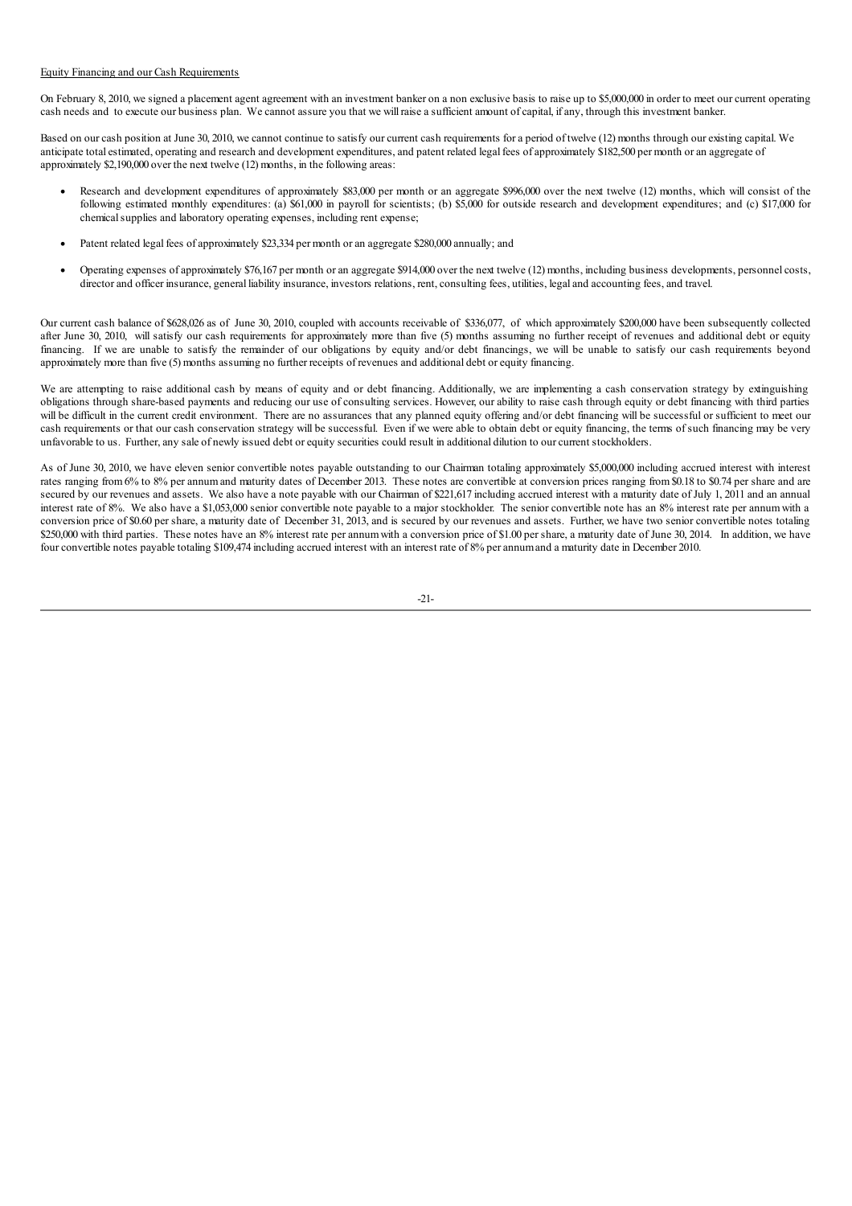Equity Financing and our Cash Requirements

On February 8, 2010, we signed a placement agent agreement with an investment banker on a non exclusive basis to raise up to $5,000,000 in order to meet our current operating cash needs and to execute our business plan. We cannot assure you that we will raise a sufficient amount of capital, if any, through this investment banker.

Based on our cash position at June 30, 2010, we cannot continue to satisfy our current cash requirements for a period of twelve (12) months through our existing capital. We anticipate total estimated, operating and research and development expenditures, and patent related legal fees of approximately $182,500 per month or an aggregate of approximately $2,190,000 over the next twelve (12) months, in the following areas:

- Research and development expenditures of approximately $83,000 per month or an aggregate $996,000 over the next twelve (12) months, which will consist of the following estimated monthly expenditures: (a) $61,000 in payroll for scientists; (b) $5,000 for outside research and development expenditures; and (c) $17,000 for chemical supplies and laboratory operating expenses, including rent expense;
- Patent related legal fees of approximately $23,334 per month or an aggregate $280,000 annually; and
- Operating expenses of approximately $76,167 per month or an aggregate $914,000 over the next twelve (12) months, including business developments, personnel costs, director and officer insurance, general liability insurance, investors relations, rent, consulting fees, utilities, legal and accounting fees, and travel.

Our current cash balance of $628,026 as of June 30, 2010, coupled with accounts receivable of $336,077, of which approximately $200,000 have been subsequently collected after June 30, 2010, will satisfy our cash requirements for approximately more than five (5) months assuming no further receipt of revenues and additional debt or equity financing. If we are unable to satisfy the remainder of our obligations by equity and/or debt financings, we will be unable to satisfy our cash requirements beyond approximately more than five (5) months assuming no further receipts of revenues and additional debt or equity financing.

We are attempting to raise additional cash by means of equity and or debt financing. Additionally, we are implementing a cash conservation strategy by extinguishing obligations through share-based payments and reducing our use of consulting services. However, our ability to raise cash through equity or debt financing with third parties will be difficult in the current credit environment. There are no assurances that any planned equity offering and/or debt financing will be successful or sufficient to meet our cash requirements or that our cash conservation strategy will be successful. Even if we were able to obtain debt or equity financing, the terms of such financing may be very unfavorable to us. Further, any sale of newly issued debt or equity securities could result in additional dilution to our current stockholders.

As of June 30, 2010, we have eleven senior convertible notes payable outstanding to our Chairman totaling approximately $5,000,000 including accrued interest with interest rates ranging from 6% to 8% per annum and maturity dates of December 2013. These notes are convertible at conversion prices ranging from $0.18 to $0.74 per share and are secured by our revenues and assets. We also have a note payable with our Chairman of $221,617 including accrued interest with a maturity date of July 1, 2011 and an annual interest rate of 8%. We also have a $1,053,000 senior convertible note payable to a major stockholder. The senior convertible note has an 8% interest rate per annum with a conversion price of $0.60 per share, a maturity date of December 31, 2013, and is secured by our revenues and assets. Further, we have two senior convertible notes totaling $250,000 with third parties. These notes have an 8% interest rate per annum with a conversion price of $1.00 per share, a maturity date of June 30, 2014. In addition, we have four convertible notes payable totaling $109,474 including accrued interest with an interest rate of 8% per annum and a maturity date in December 2010.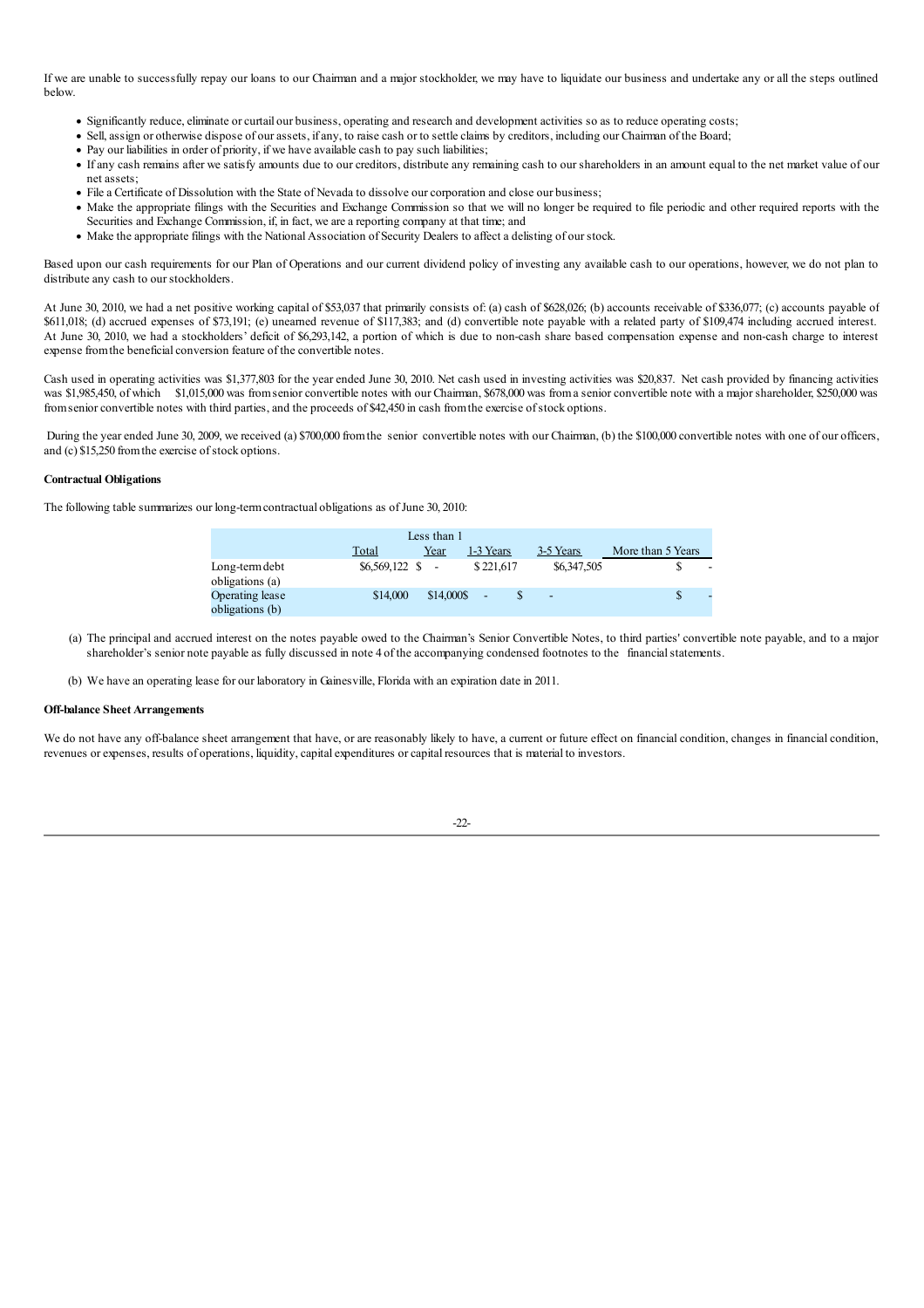If we are unable to successfully repay our loans to our Chairman and a major stockholder, we may have to liquidate our business and undertake any or all the steps outlined below.

- Significantly reduce, eliminate or curtail our business, operating and research and development activities so as to reduce operating costs;
- Sell, assign or otherwise dispose of our assets, if any, to raise cash or to settle claims by creditors, including our Chairman of the Board;
- Pay our liabilities in order of priority, if we have available cash to pay such liabilities;
- If any cash remains after we satisfy amounts due to our creditors, distribute any remaining cash to our shareholders in an amount equal to the net market value of our net assets;
- File a Certificate of Dissolution with the State of Nevada to dissolve our corporation and close our business;
- Make the appropriate filings with the Securities and Exchange Commission so that we will no longer be required to file periodic and other required reports with the Securities and Exchange Commission, if, in fact, we are a reporting company at that time; and
- Make the appropriate filings with the National Association of Security Dealers to affect a delisting of our stock.

Based upon our cash requirements for our Plan of Operations and our current dividend policy of investing any available cash to our operations, however, we do not plan to distribute any cash to our stockholders.

At June 30, 2010, we had a net positive working capital of $53,037 that primarily consists of: (a) cash of $628,026; (b) accounts receivable of $336,077; (c) accounts payable of $611,018; (d) accrued expenses of $73,191; (e) unearned revenue of $117,383; and (d) convertible note payable with a related party of $109,474 including accrued interest. At June 30, 2010, we had a stockholders' deficit of $6,293,142, a portion of which is due to non-cash share based compensation expense and non-cash charge to interest expense from the beneficial conversion feature of the convertible notes.

Cash used in operating activities was $1,377,803 for the year ended June 30, 2010. Net cash used in investing activities was $20,837. Net cash provided by financing activities was $1,985,450, of which $1,015,000 was from senior convertible notes with our Chairman, $678,000 was from a senior convertible note with a major shareholder, $250,000 was from senior convertible notes with third parties, and the proceeds of $42,450 in cash from the exercise of stock options.

During the year ended June 30, 2009, we received (a) $700,000 from the senior convertible notes with our Chairman, (b) the $100,000 convertible notes with one of our officers, and (c) $15,250 from the exercise of stock options.

**Contractual Obligations**

The following table summarizes our long-term contractual obligations as of June 30, 2010:

| | Total | Less than 1 Year | 1-3 Years | 3-5 Years | More than 5 Years |
|---|---|---|---|---|---|
| Long-term debt obligations (a) | $6,569,122 | $ - | $ 221,617 | $6,347,505 | $ - |
| Operating lease obligations (b) | $14,000 | $14,000 | $ - | $ - | $ - |

(a) The principal and accrued interest on the notes payable owed to the Chairman's Senior Convertible Notes, to third parties' convertible note payable, and to a major shareholder's senior note payable as fully discussed in note 4 of the accompanying condensed footnotes to the financial statements.

(b) We have an operating lease for our laboratory in Gainesville, Florida with an expiration date in 2011.

**Off-balance Sheet Arrangements**

We do not have any off-balance sheet arrangement that have, or are reasonably likely to have, a current or future effect on financial condition, changes in financial condition, revenues or expenses, results of operations, liquidity, capital expenditures or capital resources that is material to investors.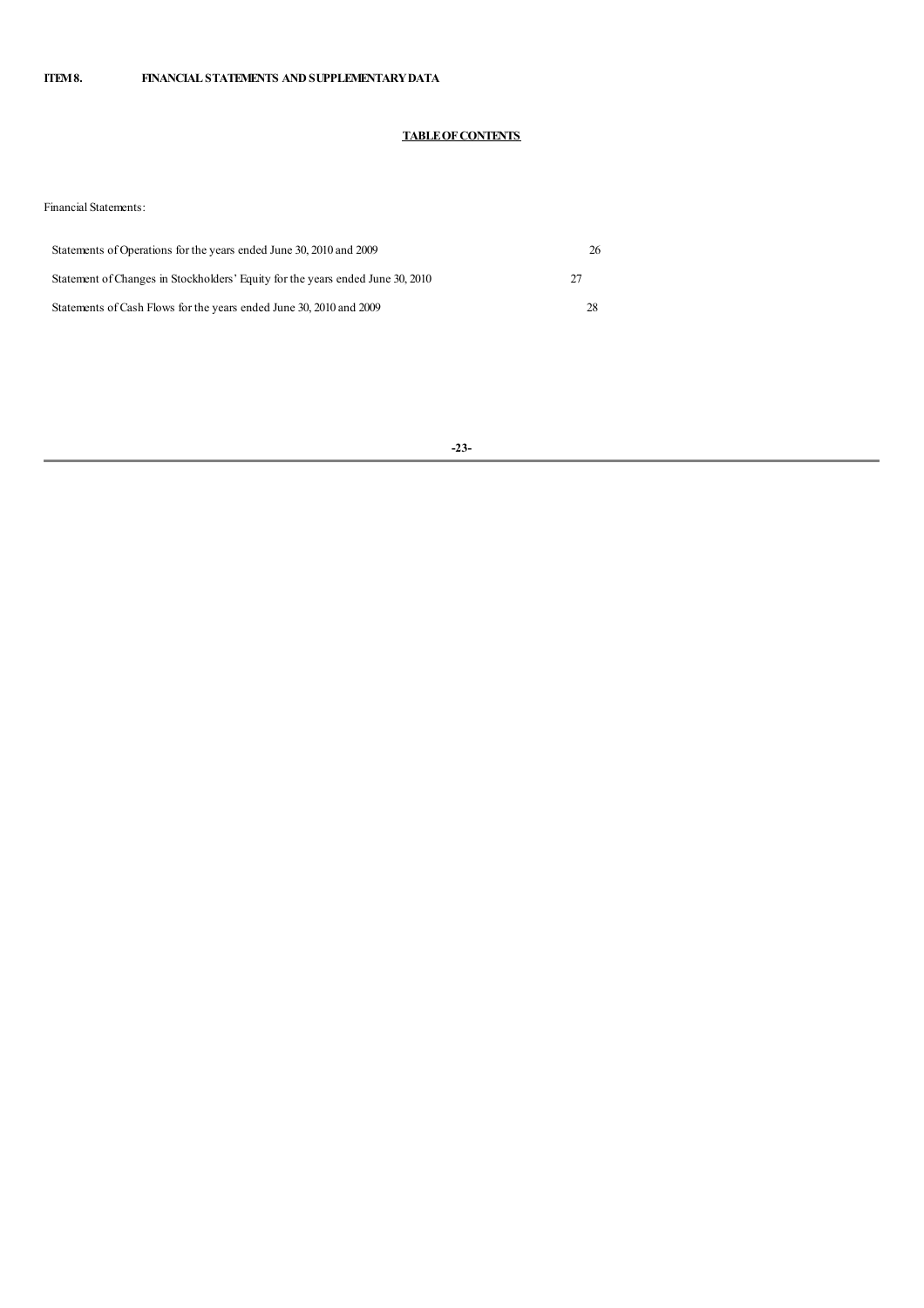**ITEM 8. FINANCIAL STATEMENTS AND SUPPLEMENTARY DATA**

**TABLE OF CONTENTS**

Financial Statements:

| | |
|---|---|
| Statements of Operations for the years ended June 30, 2010 and 2009 | 26 |
| Statement of Changes in Stockholders' Equity for the years ended June 30, 2010 | 27 |
| Statements of Cash Flows for the years ended June 30, 2010 and 2009 | 28 |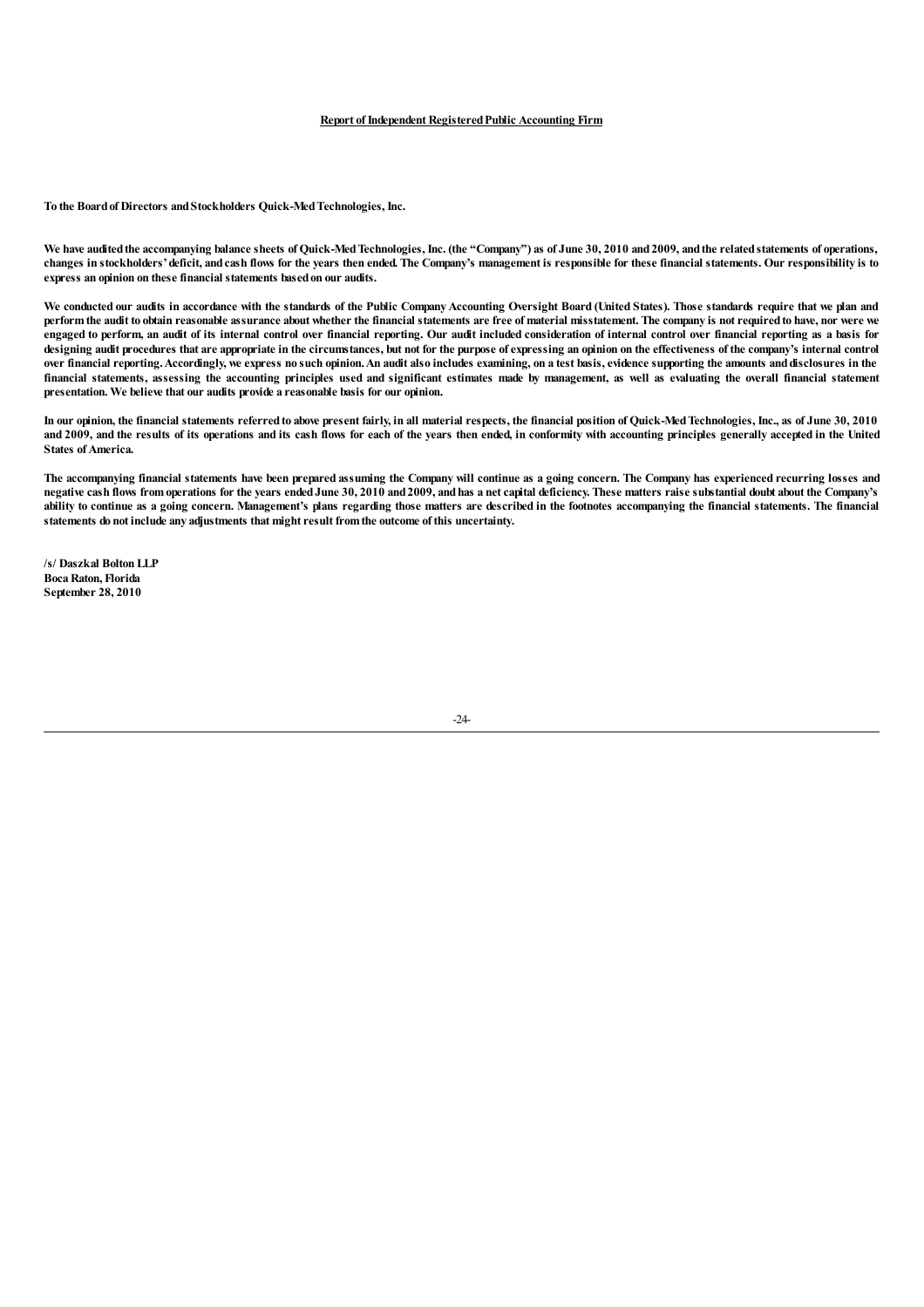**Report of Independent Registered Public Accounting Firm**

**To the Board of Directors and Stockholders Quick-Med Technologies, Inc.**

**We have audited the accompanying balance sheets of Quick-Med Technologies, Inc. (the "Company") as of June 30, 2010 and 2009, and the related statements of operations, changes in stockholders' deficit, and cash flows for the years then ended. The Company's management is responsible for these financial statements. Our responsibility is to express an opinion on these financial statements based on our audits.**

**We conducted our audits in accordance with the standards of the Public Company Accounting Oversight Board (United States). Those standards require that we plan and perform the audit to obtain reasonable assurance about whether the financial statements are free of material misstatement. The company is not required to have, nor were we engaged to perform, an audit of its internal control over financial reporting. Our audit included consideration of internal control over financial reporting as a basis for designing audit procedures that are appropriate in the circumstances, but not for the purpose of expressing an opinion on the effectiveness of the company's internal control over financial reporting. Accordingly, we express no such opinion. An audit also includes examining, on a test basis, evidence supporting the amounts and disclosures in the financial statements, assessing the accounting principles used and significant estimates made by management, as well as evaluating the overall financial statement presentation. We believe that our audits provide a reasonable basis for our opinion.**

**In our opinion, the financial statements referred to above present fairly, in all material respects, the financial position of Quick-Med Technologies, Inc., as of June 30, 2010 and 2009, and the results of its operations and its cash flows for each of the years then ended, in conformity with accounting principles generally accepted in the United States of America.**

**The accompanying financial statements have been prepared assuming the Company will continue as a going concern. The Company has experienced recurring losses and negative cash flows from operations for the years ended June 30, 2010 and 2009, and has a net capital deficiency. These matters raise substantial doubt about the Company's ability to continue as a going concern. Management's plans regarding those matters are described in the footnotes accompanying the financial statements. The financial statements do not include any adjustments that might result from the outcome of this uncertainty.**

**/s/ Daszkal Bolton LLP**
**Boca Raton, Florida**
**September 28, 2010**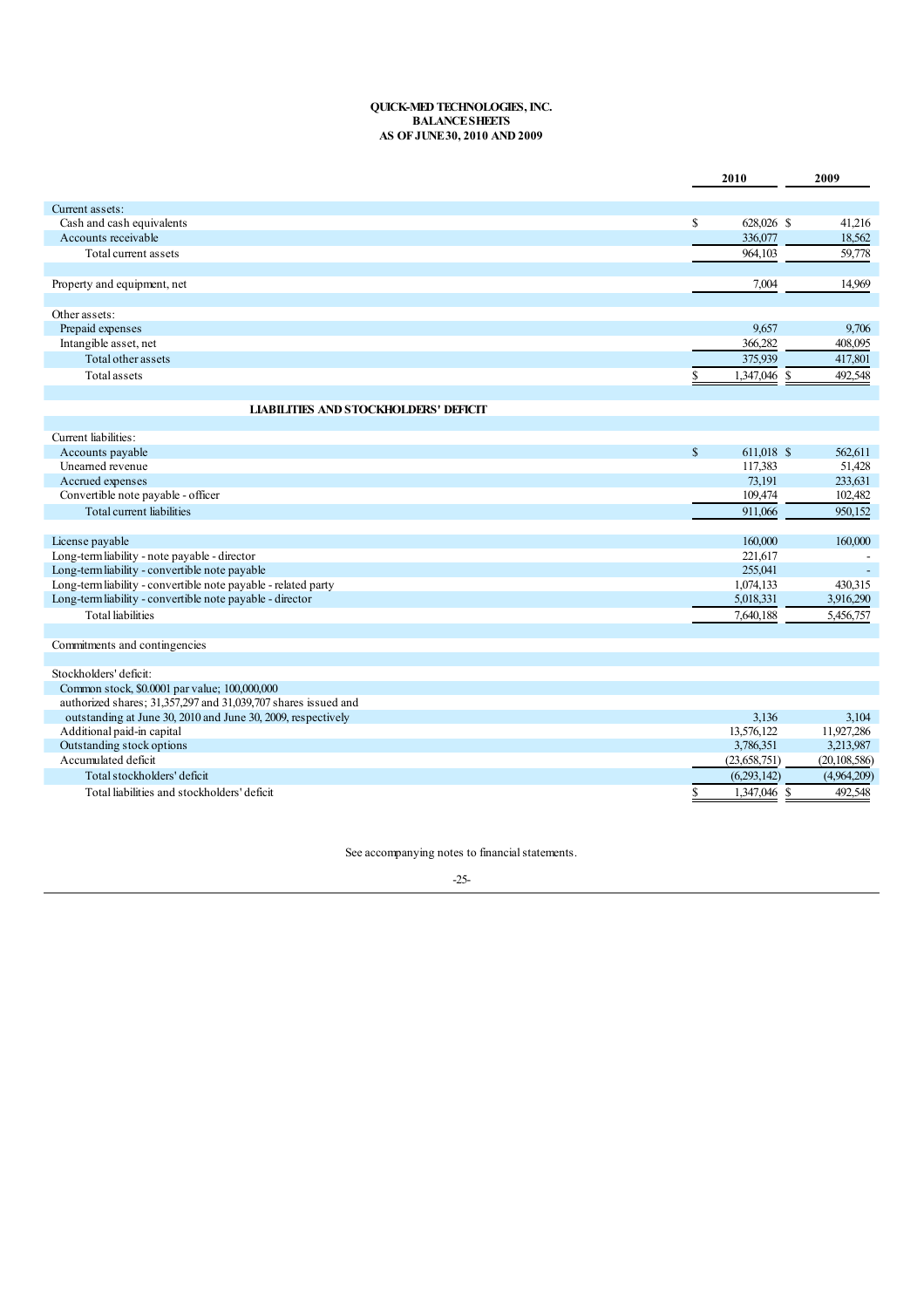**QUICK-MED TECHNOLOGIES, INC.**
**BALANCE SHEETS**
**AS OF JUNE 30, 2010 AND 2009**

| | 2010 | 2009 |
|---|---|---|
| Current assets: | | |
| Cash and cash equivalents | $ 628,026 | $ 41,216 |
| Accounts receivable | 336,077 | 18,562 |
| Total current assets | 964,103 | 59,778 |
| | | |
| Property and equipment, net | 7,004 | 14,969 |
| | | |
| Other assets: | | |
| Prepaid expenses | 9,657 | 9,706 |
| Intangible asset, net | 366,282 | 408,095 |
| Total other assets | 375,939 | 417,801 |
| Total assets | $ 1,347,046 | $ 492,548 |
| | | |
| **LIABILITIES AND STOCKHOLDERS' DEFICIT** | | |
| | | |
| Current liabilities: | | |
| Accounts payable | $ 611,018 | $ 562,611 |
| Unearned revenue | 117,383 | 51,428 |
| Accrued expenses | 73,191 | 233,631 |
| Convertible note payable - officer | 109,474 | 102,482 |
| Total current liabilities | 911,066 | 950,152 |
| | | |
| License payable | 160,000 | 160,000 |
| Long-term liability - note payable - director | 221,617 | - |
| Long-term liability - convertible note payable | 255,041 | - |
| Long-term liability - convertible note payable - related party | 1,074,133 | 430,315 |
| Long-term liability - convertible note payable - director | 5,018,331 | 3,916,290 |
| Total liabilities | 7,640,188 | 5,456,757 |
| | | |
| Commitments and contingencies | | |
| | | |
| Stockholders' deficit: | | |
| Common stock, $0.0001 par value; 100,000,000 authorized shares; 31,357,297 and 31,039,707 shares issued and outstanding at June 30, 2010 and June 30, 2009, respectively | 3,136 | 3,104 |
| Additional paid-in capital | 13,576,122 | 11,927,286 |
| Outstanding stock options | 3,786,351 | 3,213,987 |
| Accumulated deficit | (23,658,751) | (20,108,586) |
| Total stockholders' deficit | (6,293,142) | (4,964,209) |
| Total liabilities and stockholders' deficit | $ 1,347,046 | $ 492,548 |

See accompanying notes to financial statements.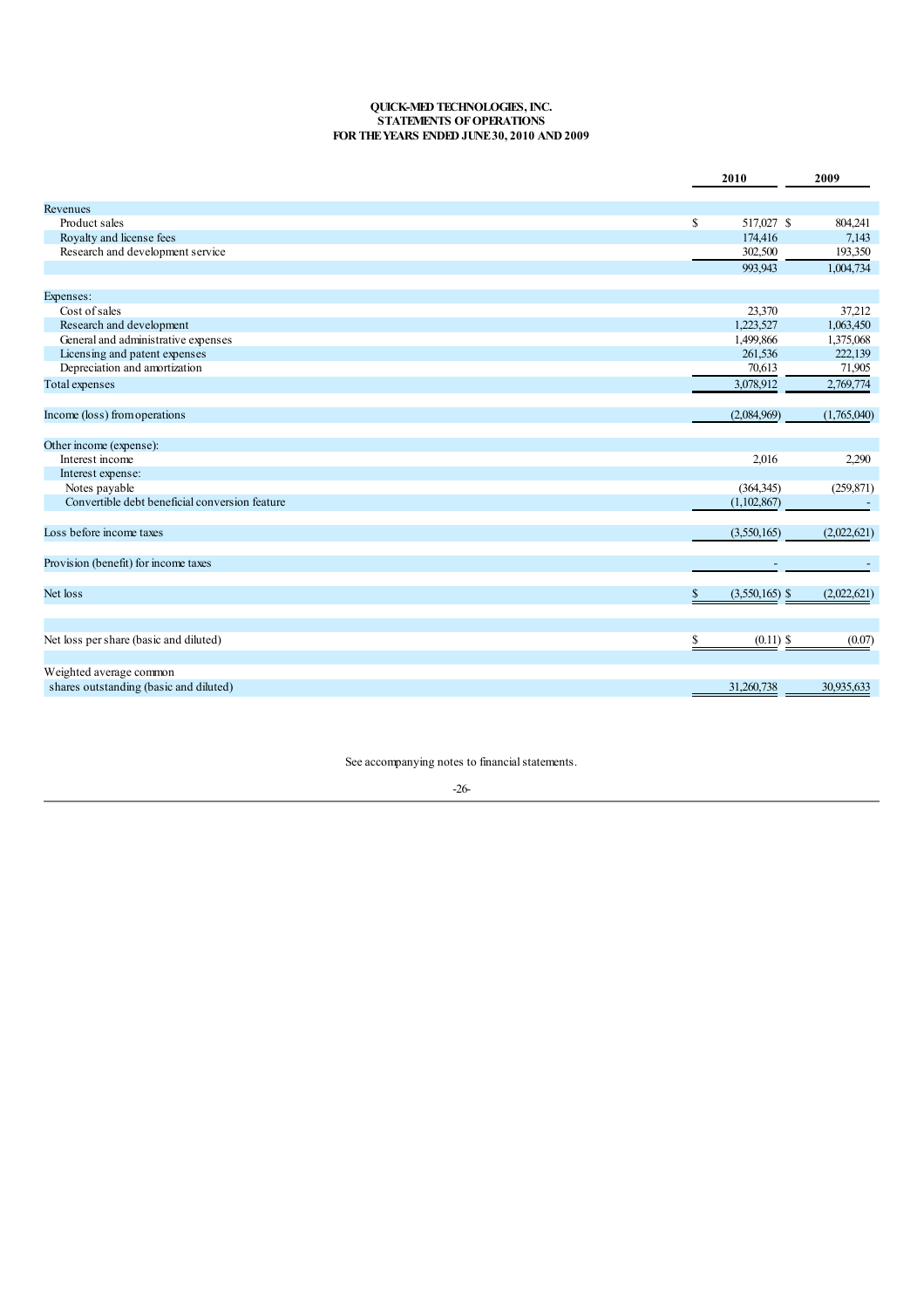**QUICK-MED TECHNOLOGIES, INC.**
**STATEMENTS OF OPERATIONS**
**FOR THE YEARS ENDED JUNE 30, 2010 AND 2009**

| | 2010 | 2009 |
|---|---|---|
| Revenues | | |
| Product sales | $ 517,027 | $ 804,241 |
| Royalty and license fees | 174,416 | 7,143 |
| Research and development service | 302,500 | 193,350 |
| | 993,943 | 1,004,734 |
| | | |
| Expenses: | | |
| Cost of sales | 23,370 | 37,212 |
| Research and development | 1,223,527 | 1,063,450 |
| General and administrative expenses | 1,499,866 | 1,375,068 |
| Licensing and patent expenses | 261,536 | 222,139 |
| Depreciation and amortization | 70,613 | 71,905 |
| Total expenses | 3,078,912 | 2,769,774 |
| | | |
| Income (loss) from operations | (2,084,969) | (1,765,040) |
| | | |
| Other income (expense): | | |
| Interest income | 2,016 | 2,290 |
| Interest expense: | | |
| Notes payable | (364,345) | (259,871) |
| Convertible debt beneficial conversion feature | (1,102,867) | - |
| | | |
| Loss before income taxes | (3,550,165) | (2,022,621) |
| | | |
| Provision (benefit) for income taxes | - | - |
| | | |
| Net loss | $ (3,550,165) | $ (2,022,621) |
| | | |
| Net loss per share (basic and diluted) | $ (0.11) | $ (0.07) |
| | | |
| Weighted average common shares outstanding (basic and diluted) | 31,260,738 | 30,935,633 |

See accompanying notes to financial statements.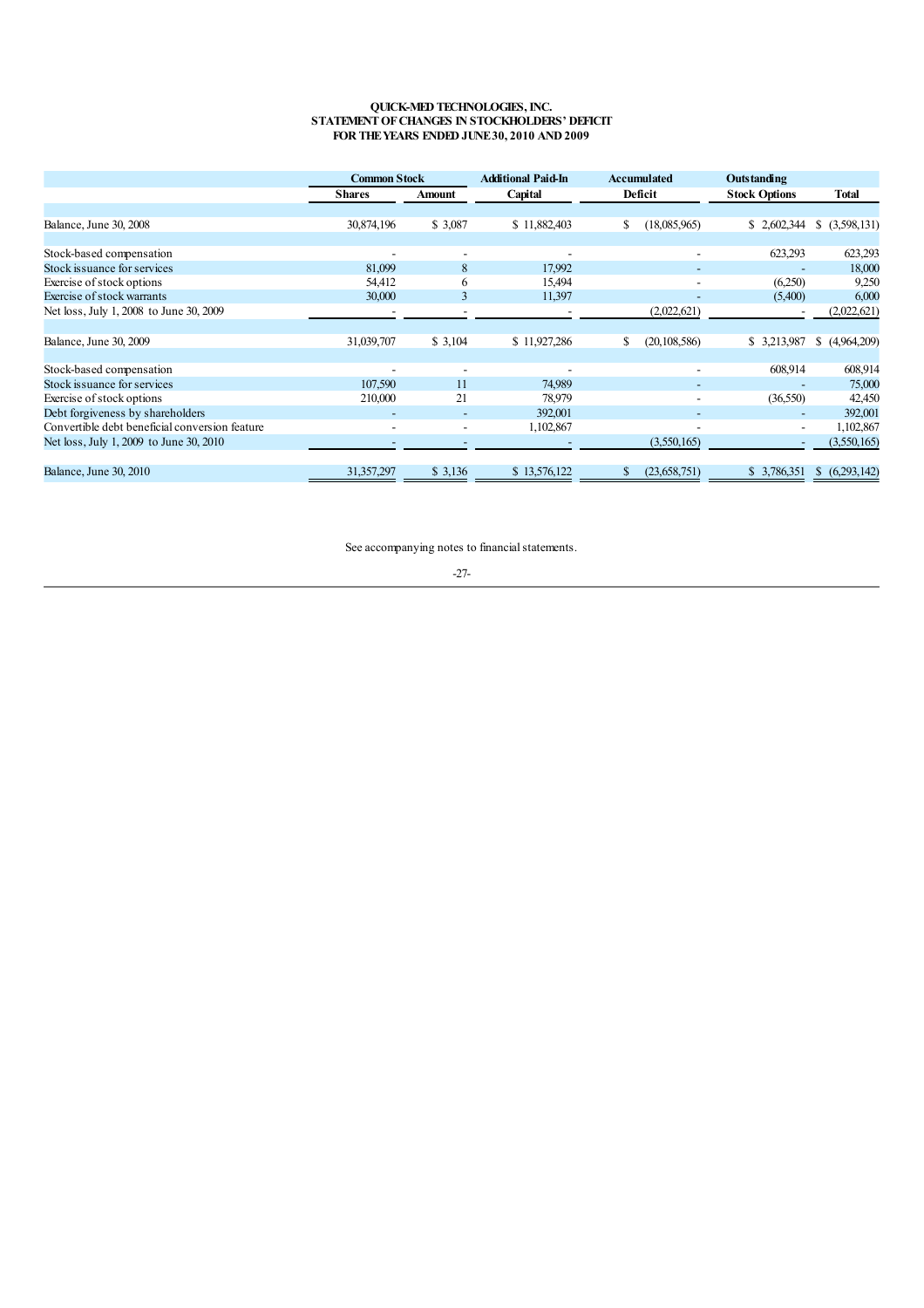**QUICK-MED TECHNOLOGIES, INC.**
**STATEMENT OF CHANGES IN STOCKHOLDERS' DEFICIT**
**FOR THE YEARS ENDED JUNE 30, 2010 AND 2009**

| | Common Stock | | Additional Paid-In | Accumulated | Outstanding | |
|---|---|---|---|---|---|---|
| | Shares | Amount | Capital | Deficit | Stock Options | Total |
| Balance, June 30, 2008 | 30,874,196 | $ 3,087 | $ 11,882,403 | $ (18,085,965) | $ 2,602,344 | $ (3,598,131) |
| Stock-based compensation | - | - | - | - | 623,293 | 623,293 |
| Stock issuance for services | 81,099 | 8 | 17,992 | - | - | 18,000 |
| Exercise of stock options | 54,412 | 6 | 15,494 | - | (6,250) | 9,250 |
| Exercise of stock warrants | 30,000 | 3 | 11,397 | - | (5,400) | 6,000 |
| Net loss, July 1, 2008 to June 30, 2009 | - | - | - | (2,022,621) | - | (2,022,621) |
| Balance, June 30, 2009 | 31,039,707 | $ 3,104 | $ 11,927,286 | $ (20,108,586) | $ 3,213,987 | $ (4,964,209) |
| Stock-based compensation | - | - | - | - | 608,914 | 608,914 |
| Stock issuance for services | 107,590 | 11 | 74,989 | - | - | 75,000 |
| Exercise of stock options | 210,000 | 21 | 78,979 | - | (36,550) | 42,450 |
| Debt forgiveness by shareholders | - | - | 392,001 | - | - | 392,001 |
| Convertible debt beneficial conversion feature | - | - | 1,102,867 | - | - | 1,102,867 |
| Net loss, July 1, 2009 to June 30, 2010 | - | - | - | (3,550,165) | - | (3,550,165) |
| Balance, June 30, 2010 | 31,357,297 | $ 3,136 | $ 13,576,122 | $ (23,658,751) | $ 3,786,351 | $ (6,293,142) |

See accompanying notes to financial statements.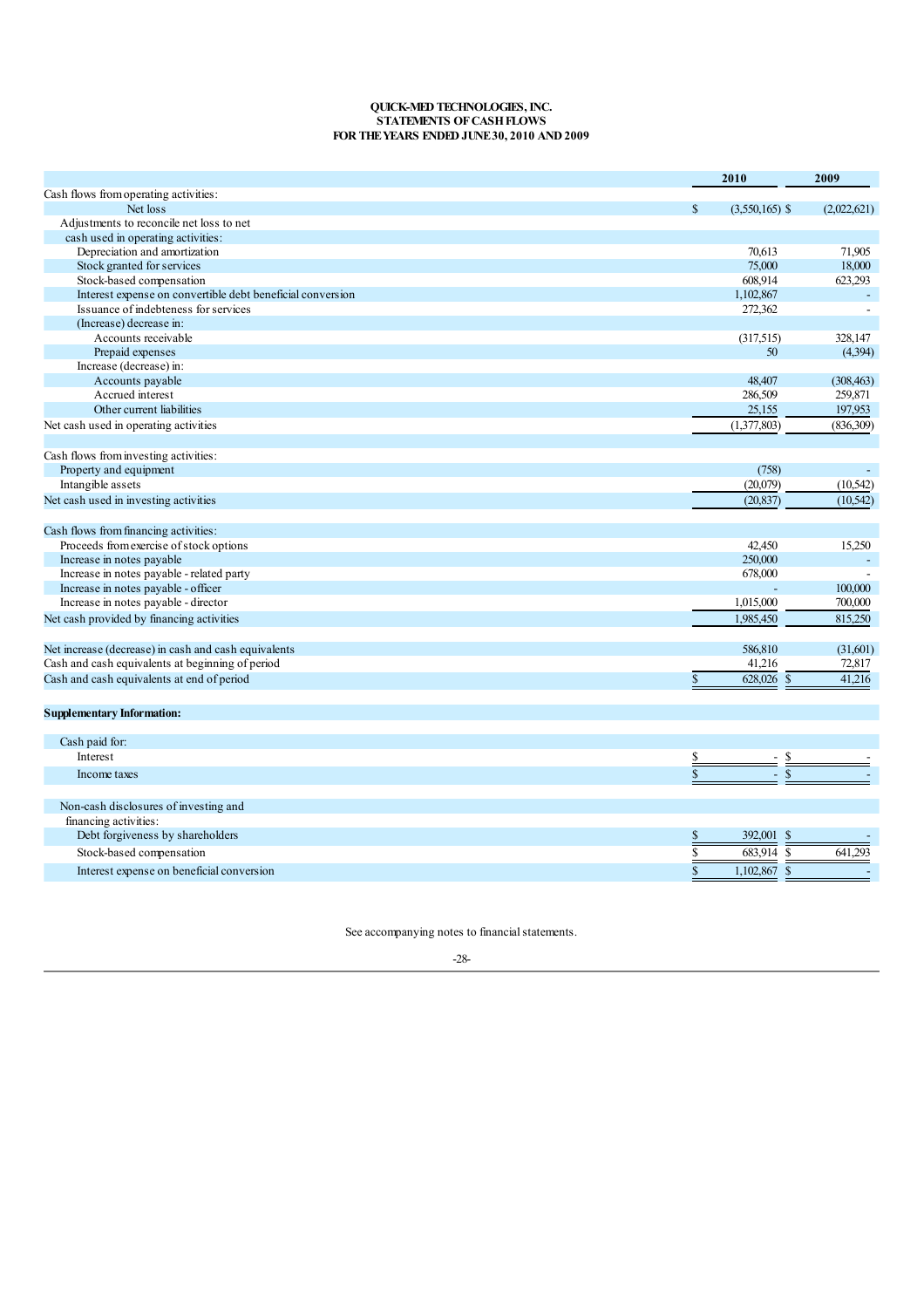**QUICK-MED TECHNOLOGIES, INC.**
**STATEMENTS OF CASH FLOWS**
**FOR THE YEARS ENDED JUNE 30, 2010 AND 2009**

| | 2010 | 2009 |
|---|---|---|
| Cash flows from operating activities: | | |
| Net loss | $ (3,550,165) | $ (2,022,621) |
| Adjustments to reconcile net loss to net cash used in operating activities: | | |
| Depreciation and amortization | 70,613 | 71,905 |
| Stock granted for services | 75,000 | 18,000 |
| Stock-based compensation | 608,914 | 623,293 |
| Interest expense on convertible debt beneficial conversion | 1,102,867 | - |
| Issuance of indebetness for services | 272,362 | - |
| (Increase) decrease in: | | |
| Accounts receivable | (317,515) | 328,147 |
| Prepaid expenses | 50 | (4,394) |
| Increase (decrease) in: | | |
| Accounts payable | 48,407 | (308,463) |
| Accrued interest | 286,509 | 259,871 |
| Other current liabilities | 25,155 | 197,953 |
| Net cash used in operating activities | (1,377,803) | (836,309) |
| | | |
| Cash flows from investing activities: | | |
| Property and equipment | (758) | - |
| Intangible assets | (20,079) | (10,542) |
| Net cash used in investing activities | (20,837) | (10,542) |
| | | |
| Cash flows from financing activities: | | |
| Proceeds from exercise of stock options | 42,450 | 15,250 |
| Increase in notes payable | 250,000 | - |
| Increase in notes payable - related party | 678,000 | - |
| Increase in notes payable - officer | - | 100,000 |
| Increase in notes payable - director | 1,015,000 | 700,000 |
| Net cash provided by financing activities | 1,985,450 | 815,250 |
| | | |
| Net increase (decrease) in cash and cash equivalents | 586,810 | (31,601) |
| Cash and cash equivalents at beginning of period | 41,216 | 72,817 |
| Cash and cash equivalents at end of period | $ 628,026 | $ 41,216 |
| | | |
| **Supplementary Information:** | | |
| | | |
| Cash paid for: | | |
| Interest | $ - | $ - |
| Income taxes | $ - | $ - |
| | | |
| Non-cash disclosures of investing and financing activities: | | |
| Debt forgiveness by shareholders | $ 392,001 | $ - |
| Stock-based compensation | $ 683,914 | $ 641,293 |
| Interest expense on beneficial conversion | $ 1,102,867 | $ - |

See accompanying notes to financial statements.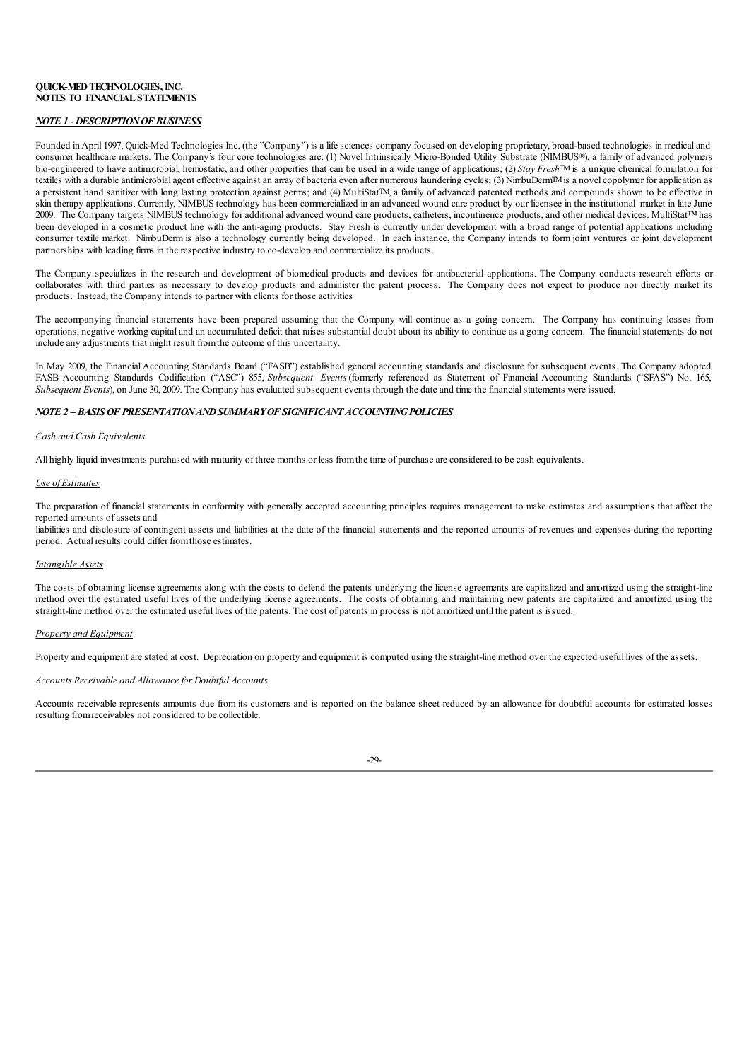**QUICK-MED TECHNOLOGIES, INC.**
**NOTES TO FINANCIAL STATEMENTS**

***NOTE 1 - DESCRIPTION OF BUSINESS***

Founded in April 1997, Quick-Med Technologies Inc. (the "Company") is a life sciences company focused on developing proprietary, broad-based technologies in medical and consumer healthcare markets. The Company's four core technologies are: (1) Novel Intrinsically Micro-Bonded Utility Substrate (NIMBUS®), a family of advanced polymers bio-engineered to have antimicrobial, hemostatic, and other properties that can be used in a wide range of applications; (2) *Stay Fresh*™ is a unique chemical formulation for textiles with a durable antimicrobial agent effective against an array of bacteria even after numerous laundering cycles; (3) NimbuDerm™ is a novel copolymer for application as a persistent hand sanitizer with long lasting protection against germs; and (4) MultiStat™, a family of advanced patented methods and compounds shown to be effective in skin therapy applications. Currently, NIMBUS technology has been commercialized in an advanced wound care product by our licensee in the institutional market in late June 2009. The Company targets NIMBUS technology for additional advanced wound care products, catheters, incontinence products, and other medical devices. MultiStat™ has been developed in a cosmetic product line with the anti-aging products. Stay Fresh is currently under development with a broad range of potential applications including consumer textile market. NimbuDerm is also a technology currently being developed. In each instance, the Company intends to form joint ventures or joint development partnerships with leading firms in the respective industry to co-develop and commercialize its products.

The Company specializes in the research and development of biomedical products and devices for antibacterial applications. The Company conducts research efforts or collaborates with third parties as necessary to develop products and administer the patent process. The Company does not expect to produce nor directly market its products. Instead, the Company intends to partner with clients for those activities

The accompanying financial statements have been prepared assuming that the Company will continue as a going concern. The Company has continuing losses from operations, negative working capital and an accumulated deficit that raises substantial doubt about its ability to continue as a going concern. The financial statements do not include any adjustments that might result from the outcome of this uncertainty.

In May 2009, the Financial Accounting Standards Board ("FASB") established general accounting standards and disclosure for subsequent events. The Company adopted FASB Accounting Standards Codification ("ASC") 855, *Subsequent Events* (formerly referenced as Statement of Financial Accounting Standards ("SFAS") No. 165, *Subsequent Events*), on June 30, 2009. The Company has evaluated subsequent events through the date and time the financial statements were issued.

***NOTE 2 – BASIS OF PRESENTATION AND SUMMARY OF SIGNIFICANT ACCOUNTING POLICIES***

*Cash and Cash Equivalents*

All highly liquid investments purchased with maturity of three months or less from the time of purchase are considered to be cash equivalents.

*Use of Estimates*

The preparation of financial statements in conformity with generally accepted accounting principles requires management to make estimates and assumptions that affect the reported amounts of assets and
liabilities and disclosure of contingent assets and liabilities at the date of the financial statements and the reported amounts of revenues and expenses during the reporting period. Actual results could differ from those estimates.

*Intangible Assets*

The costs of obtaining license agreements along with the costs to defend the patents underlying the license agreements are capitalized and amortized using the straight-line method over the estimated useful lives of the underlying license agreements. The costs of obtaining and maintaining new patents are capitalized and amortized using the straight-line method over the estimated useful lives of the patents. The cost of patents in process is not amortized until the patent is issued.

*Property and Equipment*

Property and equipment are stated at cost. Depreciation on property and equipment is computed using the straight-line method over the expected useful lives of the assets.

*Accounts Receivable and Allowance for Doubtful Accounts*

Accounts receivable represents amounts due from its customers and is reported on the balance sheet reduced by an allowance for doubtful accounts for estimated losses resulting from receivables not considered to be collectible.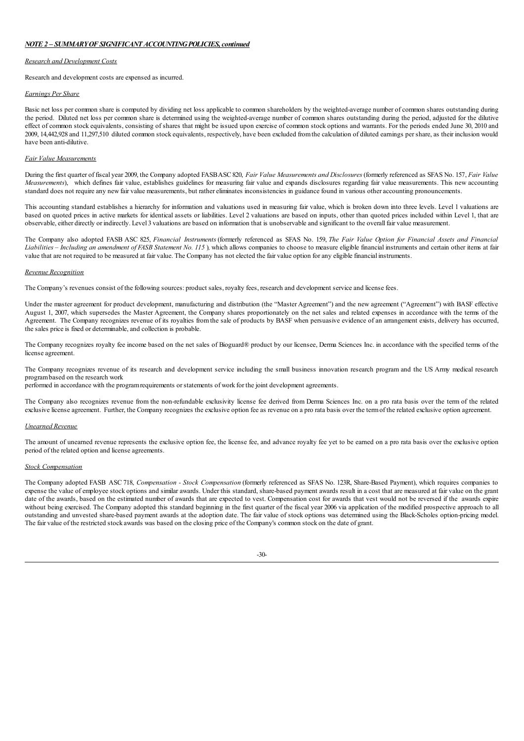***NOTE 2 – SUMMARY OF SIGNIFICANT ACCOUNTING POLICIES, continued***

*Research and Development Costs*

Research and development costs are expensed as incurred.

*Earnings Per Share*

Basic net loss per common share is computed by dividing net loss applicable to common shareholders by the weighted-average number of common shares outstanding during the period. Diluted net loss per common share is determined using the weighted-average number of common shares outstanding during the period, adjusted for the dilutive effect of common stock equivalents, consisting of shares that might be issued upon exercise of common stock options and warrants. For the periods ended June 30, 2010 and 2009, 14,442,928 and 11,297,510 diluted common stock equivalents, respectively, have been excluded from the calculation of diluted earnings per share, as their inclusion would have been anti-dilutive.

*Fair Value Measurements*

During the first quarter of fiscal year 2009, the Company adopted FASB ASC 820, *Fair Value Measurements and Disclosures* (formerly referenced as SFAS No. 157, *Fair Value Measurements*), which defines fair value, establishes guidelines for measuring fair value and expands disclosures regarding fair value measurements. This new accounting standard does not require any new fair value measurements, but rather eliminates inconsistencies in guidance found in various other accounting pronouncements.

This accounting standard establishes a hierarchy for information and valuations used in measuring fair value, which is broken down into three levels. Level 1 valuations are based on quoted prices in active markets for identical assets or liabilities. Level 2 valuations are based on inputs, other than quoted prices included within Level 1, that are observable, either directly or indirectly. Level 3 valuations are based on information that is unobservable and significant to the overall fair value measurement.

The Company also adopted FASB ASC 825, *Financial Instruments* (formerly referenced as SFAS No. 159, *The Fair Value Option for Financial Assets and Financial Liabilities – Including an amendment of FASB Statement No. 115* ), which allows companies to choose to measure eligible financial instruments and certain other items at fair value that are not required to be measured at fair value. The Company has not elected the fair value option for any eligible financial instruments.

*Revenue Recognition*

The Company's revenues consist of the following sources: product sales, royalty fees, research and development service and license fees.

Under the master agreement for product development, manufacturing and distribution (the "Master Agreement") and the new agreement ("Agreement") with BASF effective August 1, 2007, which supersedes the Master Agreement, the Company shares proportionately on the net sales and related expenses in accordance with the terms of the Agreement. The Company recognizes revenue of its royalties from the sale of products by BASF when persuasive evidence of an arrangement exists, delivery has occurred, the sales price is fixed or determinable, and collection is probable.

The Company recognizes royalty fee income based on the net sales of Bioguard® product by our licensee, Derma Sciences Inc. in accordance with the specified terms of the license agreement.

The Company recognizes revenue of its research and development service including the small business innovation research program and the US Army medical research program based on the research work
performed in accordance with the program requirements or statements of work for the joint development agreements.

The Company also recognizes revenue from the non-refundable exclusivity license fee derived from Derma Sciences Inc. on a pro rata basis over the term of the related exclusive license agreement. Further, the Company recognizes the exclusive option fee as revenue on a pro rata basis over the term of the related exclusive option agreement.

*Unearned Revenue*

The amount of unearned revenue represents the exclusive option fee, the license fee, and advance royalty fee yet to be earned on a pro rata basis over the exclusive option period of the related option and license agreements.

*Stock Compensation*

The Company adopted FASB ASC 718, *Compensation - Stock Compensation* (formerly referenced as SFAS No. 123R, Share-Based Payment), which requires companies to expense the value of employee stock options and similar awards. Under this standard, share-based payment awards result in a cost that are measured at fair value on the grant date of the awards, based on the estimated number of awards that are expected to vest. Compensation cost for awards that vest would not be reversed if the awards expire without being exercised. The Company adopted this standard beginning in the first quarter of the fiscal year 2006 via application of the modified prospective approach to all outstanding and unvested share-based payment awards at the adoption date. The fair value of stock options was determined using the Black-Scholes option-pricing model. The fair value of the restricted stock awards was based on the closing price of the Company's common stock on the date of grant.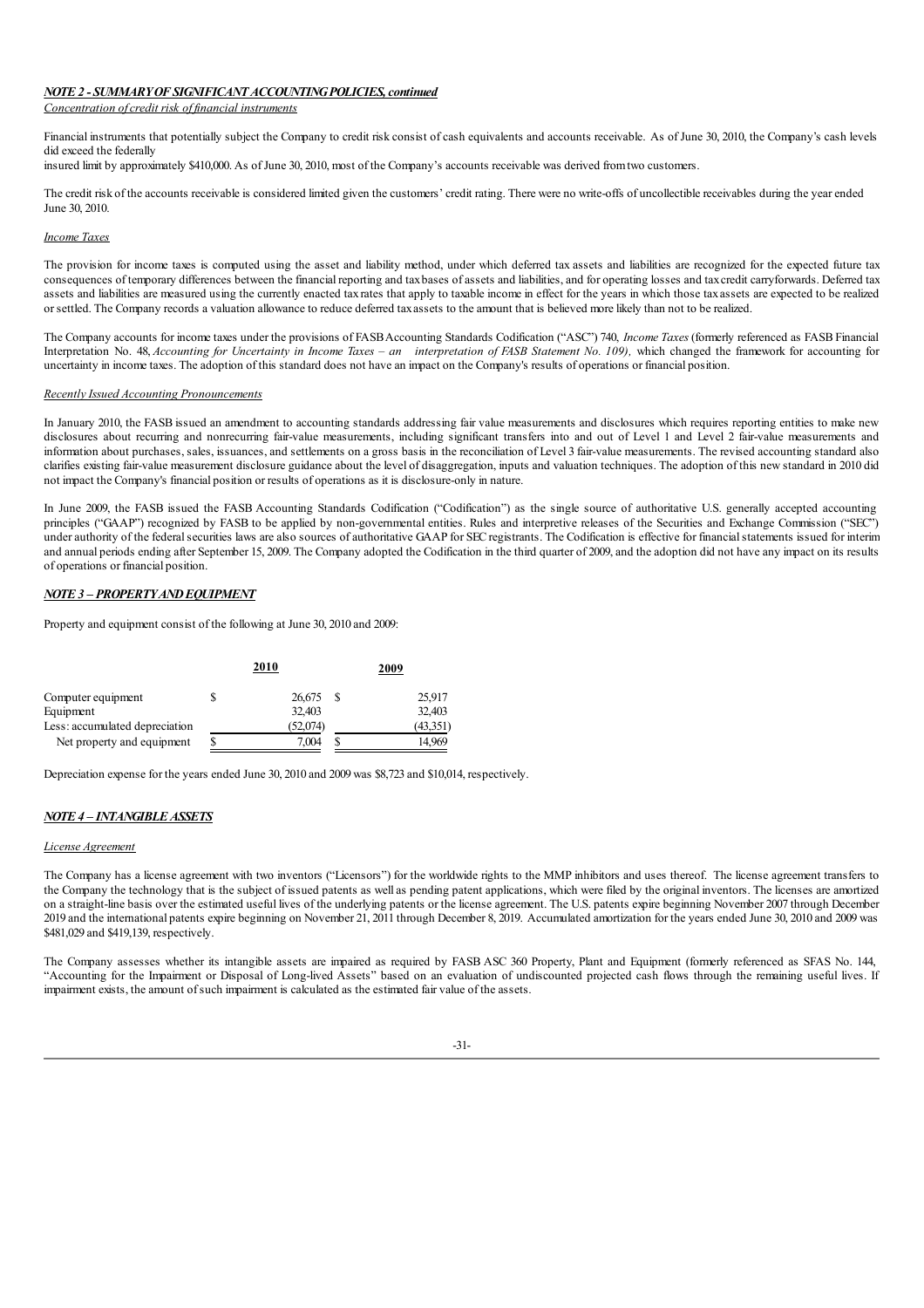***NOTE 2 - SUMMARY OF SIGNIFICANT ACCOUNTING POLICIES, continued***

*Concentration of credit risk of financial instruments*

Financial instruments that potentially subject the Company to credit risk consist of cash equivalents and accounts receivable. As of June 30, 2010, the Company's cash levels did exceed the federally
insured limit by approximately $410,000. As of June 30, 2010, most of the Company's accounts receivable was derived from two customers.

The credit risk of the accounts receivable is considered limited given the customers' credit rating. There were no write-offs of uncollectible receivables during the year ended June 30, 2010.

*Income Taxes*

The provision for income taxes is computed using the asset and liability method, under which deferred tax assets and liabilities are recognized for the expected future tax consequences of temporary differences between the financial reporting and tax bases of assets and liabilities, and for operating losses and tax credit carryforwards. Deferred tax assets and liabilities are measured using the currently enacted tax rates that apply to taxable income in effect for the years in which those tax assets are expected to be realized or settled. The Company records a valuation allowance to reduce deferred tax assets to the amount that is believed more likely than not to be realized.

The Company accounts for income taxes under the provisions of FASB Accounting Standards Codification ("ASC") 740, *Income Taxes* (formerly referenced as FASB Financial Interpretation No. 48, *Accounting for Uncertainty in Income Taxes – an interpretation of FASB Statement No. 109),* which changed the framework for accounting for uncertainty in income taxes. The adoption of this standard does not have an impact on the Company's results of operations or financial position.

*Recently Issued Accounting Pronouncements*

In January 2010, the FASB issued an amendment to accounting standards addressing fair value measurements and disclosures which requires reporting entities to make new disclosures about recurring and nonrecurring fair-value measurements, including significant transfers into and out of Level 1 and Level 2 fair-value measurements and information about purchases, sales, issuances, and settlements on a gross basis in the reconciliation of Level 3 fair-value measurements. The revised accounting standard also clarifies existing fair-value measurement disclosure guidance about the level of disaggregation, inputs and valuation techniques. The adoption of this new standard in 2010 did not impact the Company's financial position or results of operations as it is disclosure-only in nature.

In June 2009, the FASB issued the FASB Accounting Standards Codification ("Codification") as the single source of authoritative U.S. generally accepted accounting principles ("GAAP") recognized by FASB to be applied by non-governmental entities. Rules and interpretive releases of the Securities and Exchange Commission ("SEC") under authority of the federal securities laws are also sources of authoritative GAAP for SEC registrants. The Codification is effective for financial statements issued for interim and annual periods ending after September 15, 2009. The Company adopted the Codification in the third quarter of 2009, and the adoption did not have any impact on its results of operations or financial position.

***NOTE 3 – PROPERTY AND EQUIPMENT***

Property and equipment consist of the following at June 30, 2010 and 2009:

| | 2010 | 2009 |
|---|---|---|
| Computer equipment | $ 26,675 | $ 25,917 |
| Equipment | 32,403 | 32,403 |
| Less: accumulated depreciation | (52,074) | (43,351) |
| Net property and equipment | $ 7,004 | $ 14,969 |

Depreciation expense for the years ended June 30, 2010 and 2009 was $8,723 and $10,014, respectively.

***NOTE 4 – INTANGIBLE ASSETS***

*License Agreement*

The Company has a license agreement with two inventors ("Licensors") for the worldwide rights to the MMP inhibitors and uses thereof. The license agreement transfers to the Company the technology that is the subject of issued patents as well as pending patent applications, which were filed by the original inventors. The licenses are amortized on a straight-line basis over the estimated useful lives of the underlying patents or the license agreement. The U.S. patents expire beginning November 2007 through December 2019 and the international patents expire beginning on November 21, 2011 through December 8, 2019. Accumulated amortization for the years ended June 30, 2010 and 2009 was $481,029 and $419,139, respectively.

The Company assesses whether its intangible assets are impaired as required by FASB ASC 360 Property, Plant and Equipment (formerly referenced as SFAS No. 144, "Accounting for the Impairment or Disposal of Long-lived Assets" based on an evaluation of undiscounted projected cash flows through the remaining useful lives. If impairment exists, the amount of such impairment is calculated as the estimated fair value of the assets.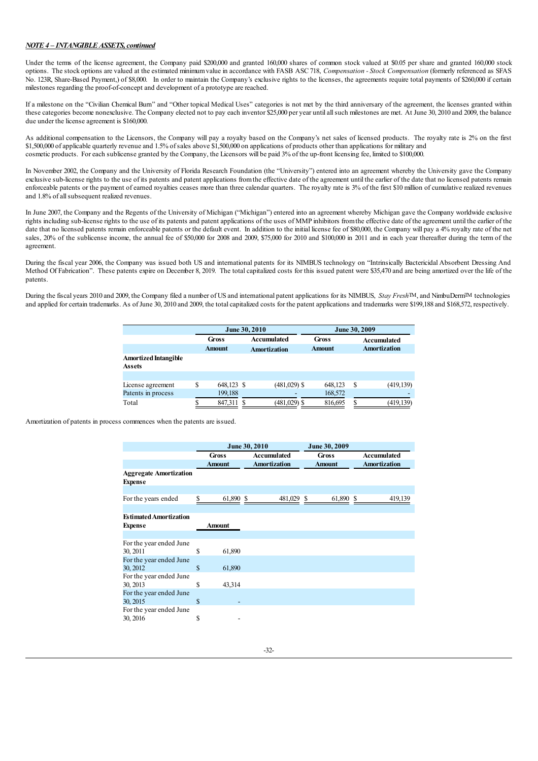***NOTE 4 – INTANGIBLE ASSETS, continued***

Under the terms of the license agreement, the Company paid $200,000 and granted 160,000 shares of common stock valued at $0.05 per share and granted 160,000 stock options. The stock options are valued at the estimated minimum value in accordance with FASB ASC 718, *Compensation - Stock Compensation* (formerly referenced as SFAS No. 123R, Share-Based Payment,) of $8,000. In order to maintain the Company's exclusive rights to the licenses, the agreements require total payments of $260,000 if certain milestones regarding the proof-of-concept and development of a prototype are reached.

If a milestone on the "Civilian Chemical Burn" and "Other topical Medical Uses" categories is not met by the third anniversary of the agreement, the licenses granted within these categories become nonexclusive. The Company elected not to pay each inventor $25,000 per year until all such milestones are met. At June 30, 2010 and 2009, the balance due under the license agreement is $160,000.

As additional compensation to the Licensors, the Company will pay a royalty based on the Company's net sales of licensed products. The royalty rate is 2% on the first $1,500,000 of applicable quarterly revenue and 1.5% of sales above $1,500,000 on applications of products other than applications for military and cosmetic products. For each sublicense granted by the Company, the Licensors will be paid 3% of the up-front licensing fee, limited to $100,000.

In November 2002, the Company and the University of Florida Research Foundation (the "University") entered into an agreement whereby the University gave the Company exclusive sub-license rights to the use of its patents and patent applications from the effective date of the agreement until the earlier of the date that no licensed patents remain enforceable patents or the payment of earned royalties ceases more than three calendar quarters. The royalty rate is 3% of the first $10 million of cumulative realized revenues and 1.8% of all subsequent realized revenues.

In June 2007, the Company and the Regents of the University of Michigan ("Michigan") entered into an agreement whereby Michigan gave the Company worldwide exclusive rights including sub-license rights to the use of its patents and patent applications of the uses of MMP inhibitors from the effective date of the agreement until the earlier of the date that no licensed patents remain enforceable patents or the default event. In addition to the initial license fee of $80,000, the Company will pay a 4% royalty rate of the net sales, 20% of the sublicense income, the annual fee of $50,000 for 2008 and 2009, $75,000 for 2010 and $100,000 in 2011 and in each year thereafter during the term of the agreement.

During the fiscal year 2006, the Company was issued both US and international patents for its NIMBUS technology on "Intrinsically Bactericidal Absorbent Dressing And Method Of Fabrication". These patents expire on December 8, 2019. The total capitalized costs for this issued patent were $35,470 and are being amortized over the life of the patents.

During the fiscal years 2010 and 2009, the Company filed a number of US and international patent applications for its NIMBUS, *Stay Fresh*™, and NimbuDerm™ technologies and applied for certain trademarks. As of June 30, 2010 and 2009, the total capitalized costs for the patent applications and trademarks were $199,188 and $168,572, respectively.

| | June 30, 2010 | | June 30, 2009 | |
|---|---|---|---|---|
| | Gross Amount | Accumulated Amortization | Gross Amount | Accumulated Amortization |
| **Amortized Intangible Assets** | | | | |
| License agreement | $ 648,123 | $ (481,029) | $ 648,123 | $ (419,139) |
| Patents in process | 199,188 | - | 168,572 | - |
| Total | $ 847,311 | $ (481,029) | $ 816,695 | $ (419,139) |

Amortization of patents in process commences when the patents are issued.

| | June 30, 2010 | | June 30, 2009 | |
|---|---|---|---|---|
| | Gross Amount | Accumulated Amortization | Gross Amount | Accumulated Amortization |
| **Aggregate Amortization Expense** | | | | |
| For the years ended | $ 61,890 | $ 481,029 | $ 61,890 | $ 419,139 |

| **Estimated Amortization Expense** | Amount |
|---|---|
| For the year ended June 30, 2011 | $ 61,890 |
| For the year ended June 30, 2012 | $ 61,890 |
| For the year ended June 30, 2013 | $ 43,314 |
| For the year ended June 30, 2015 | $ - |
| For the year ended June 30, 2016 | $ - |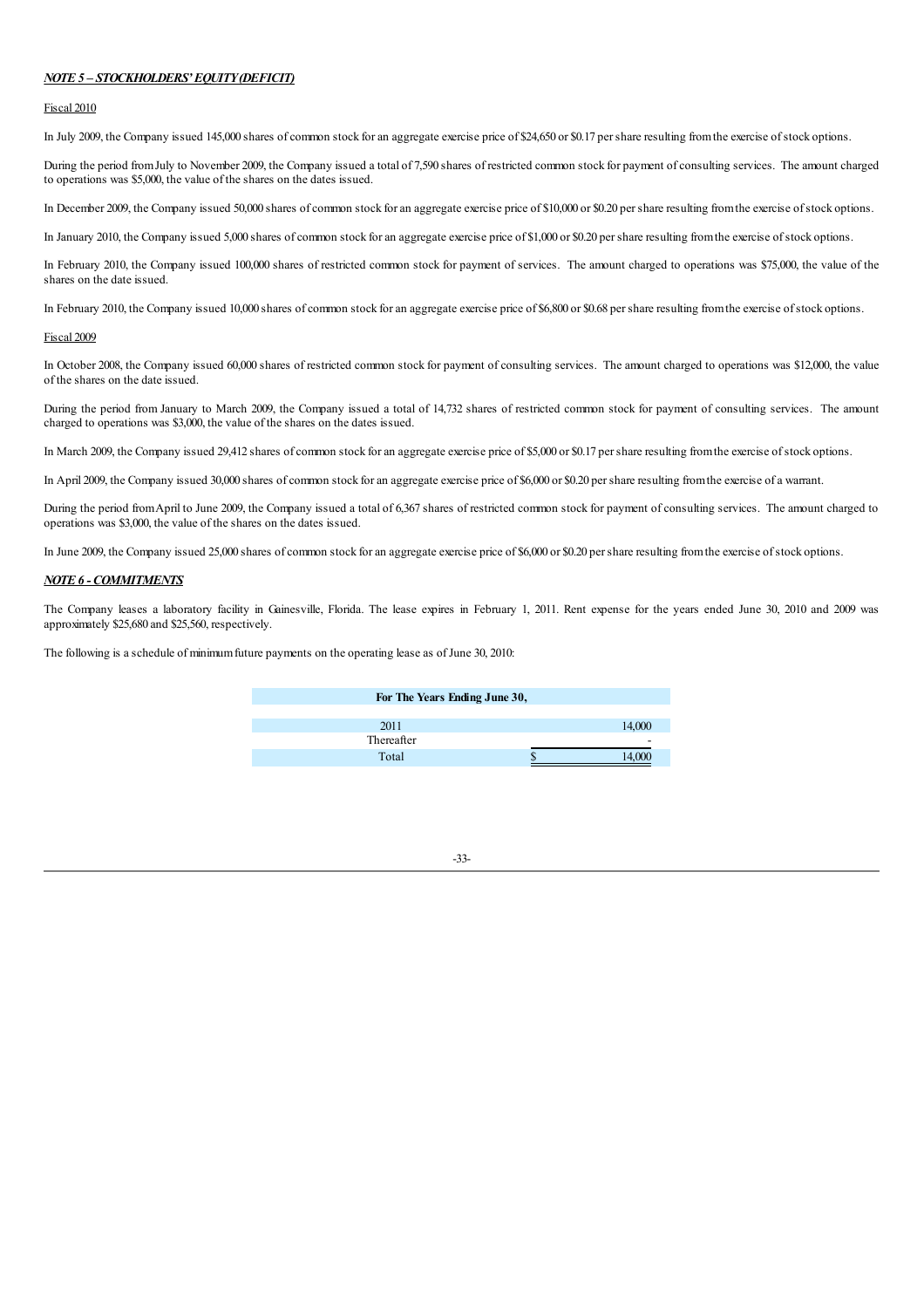***NOTE 5 – STOCKHOLDERS' EQUITY (DEFICIT)***

Fiscal 2010

In July 2009, the Company issued 145,000 shares of common stock for an aggregate exercise price of $24,650 or $0.17 per share resulting from the exercise of stock options.

During the period from July to November 2009, the Company issued a total of 7,590 shares of restricted common stock for payment of consulting services. The amount charged to operations was $5,000, the value of the shares on the dates issued.

In December 2009, the Company issued 50,000 shares of common stock for an aggregate exercise price of $10,000 or $0.20 per share resulting from the exercise of stock options.

In January 2010, the Company issued 5,000 shares of common stock for an aggregate exercise price of $1,000 or $0.20 per share resulting from the exercise of stock options.

In February 2010, the Company issued 100,000 shares of restricted common stock for payment of services. The amount charged to operations was $75,000, the value of the shares on the date issued.

In February 2010, the Company issued 10,000 shares of common stock for an aggregate exercise price of $6,800 or $0.68 per share resulting from the exercise of stock options.

Fiscal 2009

In October 2008, the Company issued 60,000 shares of restricted common stock for payment of consulting services. The amount charged to operations was $12,000, the value of the shares on the date issued.

During the period from January to March 2009, the Company issued a total of 14,732 shares of restricted common stock for payment of consulting services. The amount charged to operations was $3,000, the value of the shares on the dates issued.

In March 2009, the Company issued 29,412 shares of common stock for an aggregate exercise price of $5,000 or $0.17 per share resulting from the exercise of stock options.

In April 2009, the Company issued 30,000 shares of common stock for an aggregate exercise price of $6,000 or $0.20 per share resulting from the exercise of a warrant.

During the period from April to June 2009, the Company issued a total of 6,367 shares of restricted common stock for payment of consulting services. The amount charged to operations was $3,000, the value of the shares on the dates issued.

In June 2009, the Company issued 25,000 shares of common stock for an aggregate exercise price of $6,000 or $0.20 per share resulting from the exercise of stock options.

***NOTE 6 - COMMITMENTS***

The Company leases a laboratory facility in Gainesville, Florida. The lease expires in February 1, 2011. Rent expense for the years ended June 30, 2010 and 2009 was approximately $25,680 and $25,560, respectively.

The following is a schedule of minimum future payments on the operating lease as of June 30, 2010:

| For The Years Ending June 30, | |
|---|---|
| 2011 | 14,000 |
| Thereafter | - |
| Total | $ 14,000 |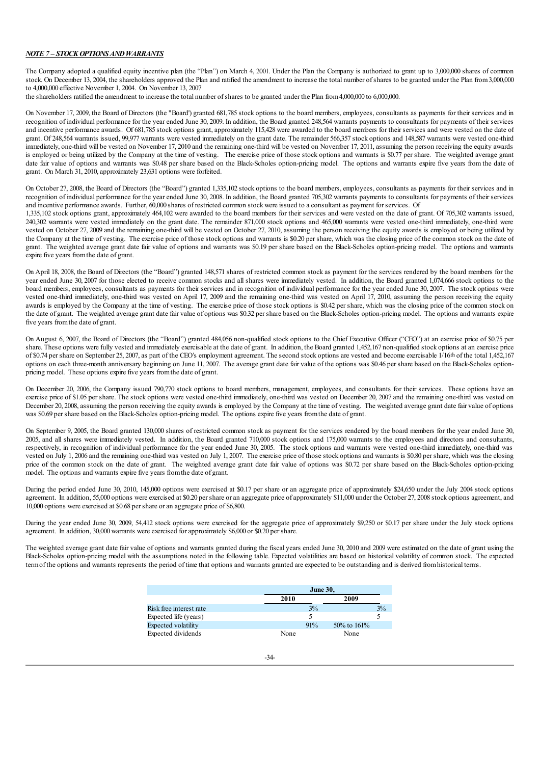***NOTE 7 – STOCK OPTIONS AND WARRANTS***

The Company adopted a qualified equity incentive plan (the "Plan") on March 4, 2001. Under the Plan the Company is authorized to grant up to 3,000,000 shares of common stock. On December 13, 2004, the shareholders approved the Plan and ratified the amendment to increase the total number of shares to be granted under the Plan from 3,000,000 to 4,000,000 effective November 1, 2004. On November 13, 2007
the shareholders ratified the amendment to increase the total number of shares to be granted under the Plan from 4,000,000 to 6,000,000.

On November 17, 2009, the Board of Directors (the "Board') granted 681,785 stock options to the board members, employees, consultants as payments for their services and in recognition of individual performance for the year ended June 30, 2009. In addition, the Board granted 248,564 warrants payments to consultants for payments of their services and incentive performance awards. Of 681,785 stock options grant, approximately 115,428 were awarded to the board members for their services and were vested on the date of grant. Of 248,564 warrants issued, 99,977 warrants were vested immediately on the grant date. The remainder 566,357 stock options and 148,587 warrants were vested one-third immediately, one-third will be vested on November 17, 2010 and the remaining one-third will be vested on November 17, 2011, assuming the person receiving the equity awards is employed or being utilized by the Company at the time of vesting. The exercise price of those stock options and warrants is \$0.77 per share. The weighted average grant date fair value of options and warrants was \$0.48 per share based on the Black-Scholes option-pricing model. The options and warrants expire five years from the date of grant. On March 31, 2010, approximately 23,631 options were forfeited.

On October 27, 2008, the Board of Directors (the "Board") granted 1,335,102 stock options to the board members, employees, consultants as payments for their services and in recognition of individual performance for the year ended June 30, 2008. In addition, the Board granted 705,302 warrants payments to consultants for payments of their services and incentive performance awards. Further, 60,000 shares of restricted common stock were issued to a consultant as payment for services. Of
1,335,102 stock options grant, approximately 464,102 were awarded to the board members for their services and were vested on the date of grant. Of 705,302 warrants issued, 240,302 warrants were vested immediately on the grant date. The remainder 871,000 stock options and 465,000 warrants were vested one-third immediately, one-third were vested on October 27, 2009 and the remaining one-third will be vested on October 27, 2010, assuming the person receiving the equity awards is employed or being utilized by the Company at the time of vesting. The exercise price of those stock options and warrants is \$0.20 per share, which was the closing price of the common stock on the date of grant. The weighted average grant date fair value of options and warrants was \$0.19 per share based on the Black-Scholes option-pricing model. The options and warrants expire five years from the date of grant.

On April 18, 2008, the Board of Directors (the "Board") granted 148,571 shares of restricted common stock as payment for the services rendered by the board members for the year ended June 30, 2007 for those elected to receive common stocks and all shares were immediately vested. In addition, the Board granted 1,074,666 stock options to the board members, employees, consultants as payments for their services and in recognition of individual performance for the year ended June 30, 2007. The stock options were vested one-third immediately, one-third was vested on April 17, 2009 and the remaining one-third was vested on April 17, 2010, assuming the person receiving the equity awards is employed by the Company at the time of vesting. The exercise price of those stock options is \$0.42 per share, which was the closing price of the common stock on the date of grant. The weighted average grant date fair value of options was \$0.32 per share based on the Black-Scholes option-pricing model. The options and warrants expire five years from the date of grant.

On August 6, 2007, the Board of Directors (the "Board") granted 484,056 non-qualified stock options to the Chief Executive Officer ("CEO") at an exercise price of \$0.75 per share. These options were fully vested and immediately exercisable at the date of grant. In addition, the Board granted 1,452,167 non-qualified stock options at an exercise price of \$0.74 per share on September 25, 2007, as part of the CEO's employment agreement. The second stock options are vested and become exercisable 1/16th of the total 1,452,167 options on each three-month anniversary beginning on June 11, 2007. The average grant date fair value of the options was \$0.46 per share based on the Black-Scholes option-pricing model. These options expire five years from the date of grant.

On December 20, 2006, the Company issued 790,770 stock options to board members, management, employees, and consultants for their services. These options have an exercise price of \$1.05 per share. The stock options were vested one-third immediately, one-third was vested on December 20, 2007 and the remaining one-third was vested on December 20, 2008, assuming the person receiving the equity awards is employed by the Company at the time of vesting. The weighted average grant date fair value of options was \$0.69 per share based on the Black-Scholes option-pricing model. The options expire five years from the date of grant.

On September 9, 2005, the Board granted 130,000 shares of restricted common stock as payment for the services rendered by the board members for the year ended June 30, 2005, and all shares were immediately vested. In addition, the Board granted 710,000 stock options and 175,000 warrants to the employees and directors and consultants, respectively, in recognition of individual performance for the year ended June 30, 2005. The stock options and warrants were vested one-third immediately, one-third was vested on July 1, 2006 and the remaining one-third was vested on July 1, 2007. The exercise price of those stock options and warrants is \$0.80 per share, which was the closing price of the common stock on the date of grant. The weighted average grant date fair value of options was \$0.72 per share based on the Black-Scholes option-pricing model. The options and warrants expire five years from the date of grant.

During the period ended June 30, 2010, 145,000 options were exercised at \$0.17 per share or an aggregate price of approximately \$24,650 under the July 2004 stock options agreement. In addition, 55,000 options were exercised at \$0.20 per share or an aggregate price of approximately \$11,000 under the October 27, 2008 stock options agreement, and 10,000 options were exercised at \$0.68 per share or an aggregate price of \$6,800.

During the year ended June 30, 2009, 54,412 stock options were exercised for the aggregate price of approximately \$9,250 or \$0.17 per share under the July stock options agreement. In addition, 30,000 warrants were exercised for approximately \$6,000 or \$0.20 per share.

The weighted average grant date fair value of options and warrants granted during the fiscal years ended June 30, 2010 and 2009 were estimated on the date of grant using the Black-Scholes option-pricing model with the assumptions noted in the following table. Expected volatilities are based on historical volatility of common stock. The expected term of the options and warrants represents the period of time that options and warrants granted are expected to be outstanding and is derived from historical terms.

| | June 30, | |
|---|---|---|
| | 2010 | 2009 |
| Risk free interest rate | 3% | 3% |
| Expected life (years) | 5 | 5 |
| Expected volatility | 91% | 50% to 161% |
| Expected dividends | None | None |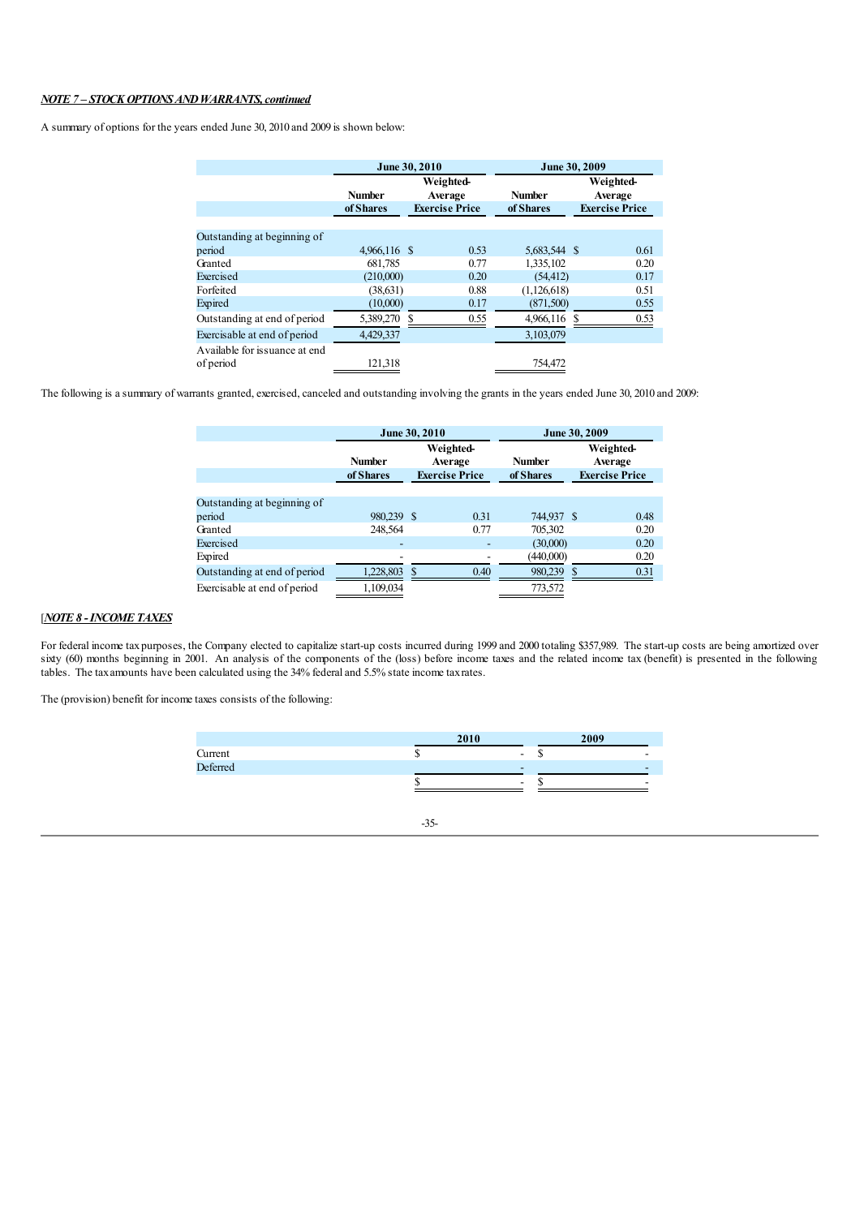***NOTE 7 – STOCK OPTIONS AND WARRANTS, continued***

A summary of options for the years ended June 30, 2010 and 2009 is shown below:

| | June 30, 2010 | | June 30, 2009 | |
|---|---|---|---|---|
| | Number of Shares | Weighted-Average Exercise Price | Number of Shares | Weighted-Average Exercise Price |
| Outstanding at beginning of period | 4,966,116 | $ 0.53 | 5,683,544 | $ 0.61 |
| Granted | 681,785 | 0.77 | 1,335,102 | 0.20 |
| Exercised | (210,000) | 0.20 | (54,412) | 0.17 |
| Forfeited | (38,631) | 0.88 | (1,126,618) | 0.51 |
| Expired | (10,000) | 0.17 | (871,500) | 0.55 |
| Outstanding at end of period | 5,389,270 | $ 0.55 | 4,966,116 | $ 0.53 |
| Exercisable at end of period | 4,429,337 | | 3,103,079 | |
| Available for issuance at end of period | 121,318 | | 754,472 | |

The following is a summary of warrants granted, exercised, canceled and outstanding involving the grants in the years ended June 30, 2010 and 2009:

| | June 30, 2010 | | June 30, 2009 | |
|---|---|---|---|---|
| | Number of Shares | Weighted-Average Exercise Price | Number of Shares | Weighted-Average Exercise Price |
| Outstanding at beginning of period | 980,239 | $ 0.31 | 744,937 | $ 0.48 |
| Granted | 248,564 | 0.77 | 705,302 | 0.20 |
| Exercised | - | - | (30,000) | 0.20 |
| Expired | - | - | (440,000) | 0.20 |
| Outstanding at end of period | 1,228,803 | $ 0.40 | 980,239 | $ 0.31 |
| Exercisable at end of period | 1,109,034 | | 773,572 | |

[***NOTE 8 - INCOME TAXES***

For federal income tax purposes, the Company elected to capitalize start-up costs incurred during 1999 and 2000 totaling $357,989. The start-up costs are being amortized over sixty (60) months beginning in 2001. An analysis of the components of the (loss) before income taxes and the related income tax (benefit) is presented in the following tables. The tax amounts have been calculated using the 34% federal and 5.5% state income tax rates.

The (provision) benefit for income taxes consists of the following:

| | 2010 | 2009 |
|---|---|---|
| Current | $ - | $ - |
| Deferred | - | - |
| | $ - | $ - |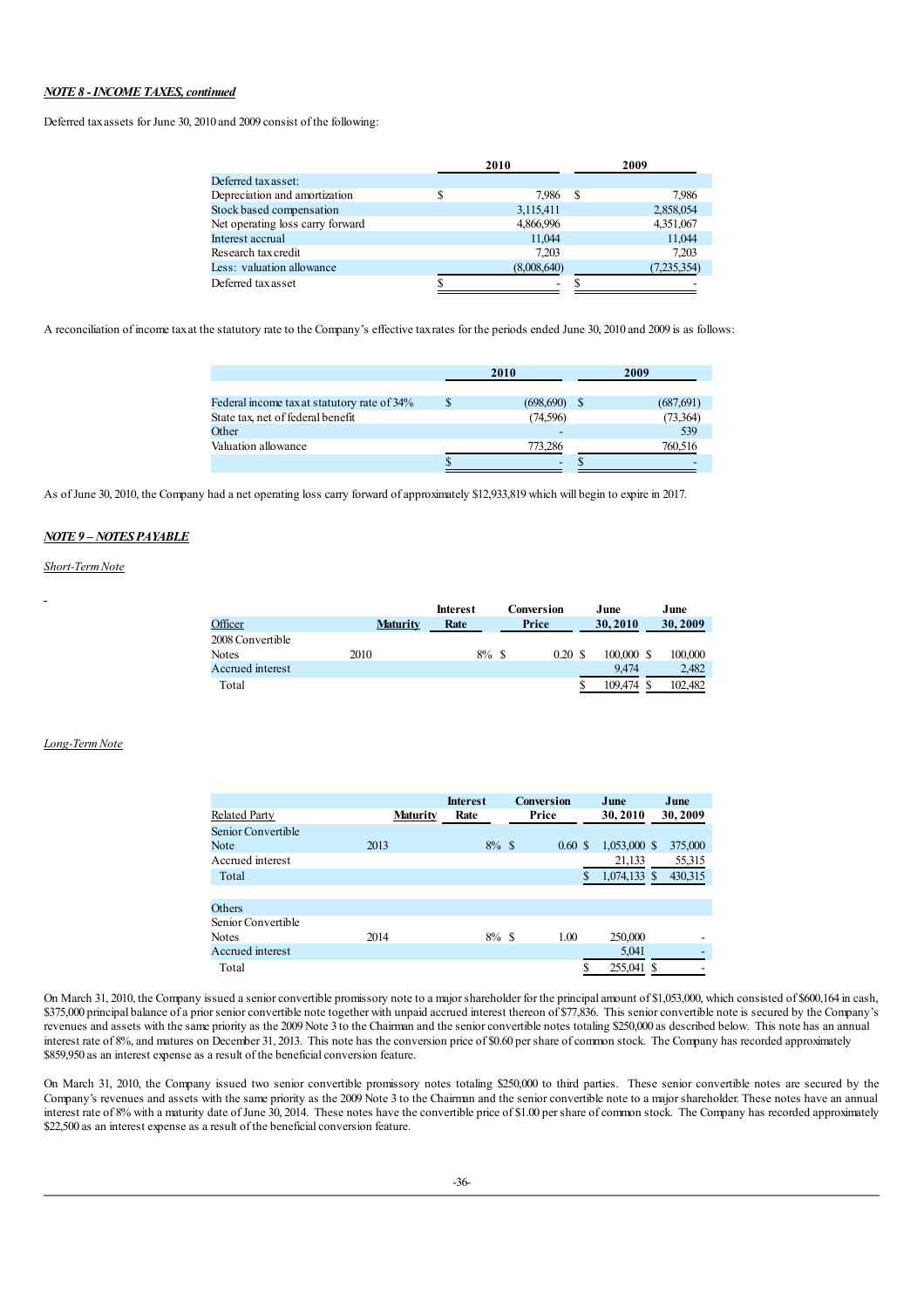***NOTE 8 - INCOME TAXES, continued***

Deferred tax assets for June 30, 2010 and 2009 consist of the following:

| | 2010 | 2009 |
|---|---|---|
| Deferred tax asset: | | |
| Depreciation and amortization | $ 7,986 | $ 7,986 |
| Stock based compensation | 3,115,411 | 2,858,054 |
| Net operating loss carry forward | 4,866,996 | 4,351,067 |
| Interest accrual | 11,044 | 11,044 |
| Research tax credit | 7,203 | 7,203 |
| Less: valuation allowance | (8,008,640) | (7,235,354) |
| Deferred tax asset | $ - | $ - |

A reconciliation of income tax at the statutory rate to the Company's effective tax rates for the periods ended June 30, 2010 and 2009 is as follows:

| | 2010 | 2009 |
|---|---|---|
| Federal income tax at statutory rate of 34% | $ (698,690) | $ (687,691) |
| State tax, net of federal benefit | (74,596) | (73,364) |
| Other | - | 539 |
| Valuation allowance | 773,286 | 760,516 |
| | $ - | $ - |

As of June 30, 2010, the Company had a net operating loss carry forward of approximately $12,933,819 which will begin to expire in 2017.

***NOTE 9 – NOTES PAYABLE***

*Short-Term Note*

| Officer | Maturity | Interest Rate | Conversion Price | June 30, 2010 | June 30, 2009 |
|---|---|---|---|---|---|
| 2008 Convertible Notes | 2010 | 8% | $ 0.20 | $ 100,000 | $ 100,000 |
| Accrued interest | | | | 9,474 | 2,482 |
| Total | | | | $ 109,474 | $ 102,482 |

*Long-Term Note*

| Related Party | Maturity | Interest Rate | Conversion Price | June 30, 2010 | June 30, 2009 |
|---|---|---|---|---|---|
| Senior Convertible Note | 2013 | 8% | $ 0.60 | $ 1,053,000 | $ 375,000 |
| Accrued interest | | | | 21,133 | 55,315 |
| Total | | | | $ 1,074,133 | $ 430,315 |
| | | | | | |
| Others | | | | | |
| Senior Convertible Notes | 2014 | 8% | $ 1.00 | 250,000 | - |
| Accrued interest | | | | 5,041 | - |
| Total | | | | $ 255,041 | $ - |

On March 31, 2010, the Company issued a senior convertible promissory note to a major shareholder for the principal amount of $1,053,000, which consisted of $600,164 in cash, $375,000 principal balance of a prior senior convertible note together with unpaid accrued interest thereon of $77,836. This senior convertible note is secured by the Company's revenues and assets with the same priority as the 2009 Note 3 to the Chairman and the senior convertible notes totaling $250,000 as described below. This note has an annual interest rate of 8%, and matures on December 31, 2013. This note has the conversion price of $0.60 per share of common stock. The Company has recorded approximately $859,950 as an interest expense as a result of the beneficial conversion feature.

On March 31, 2010, the Company issued two senior convertible promissory notes totaling $250,000 to third parties. These senior convertible notes are secured by the Company's revenues and assets with the same priority as the 2009 Note 3 to the Chairman and the senior convertible note to a major shareholder. These notes have an annual interest rate of 8% with a maturity date of June 30, 2014. These notes have the convertible price of $1.00 per share of common stock. The Company has recorded approximately $22,500 as an interest expense as a result of the beneficial conversion feature.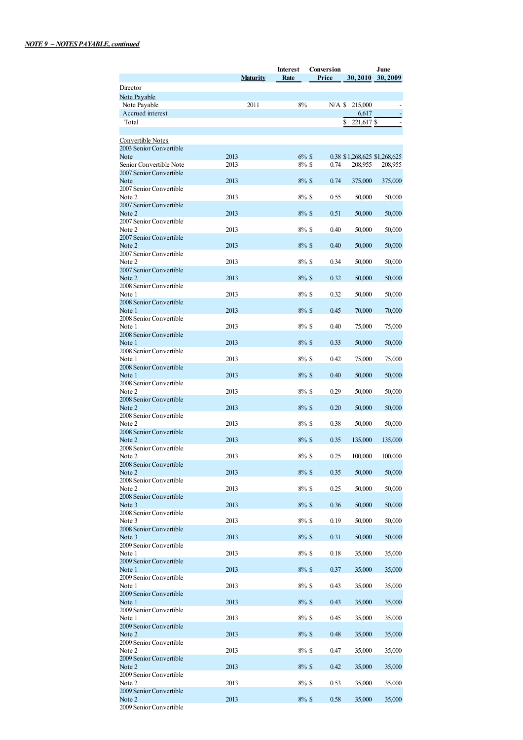***NOTE 9 – NOTES PAYABLE, continued***

| | Maturity | Interest Rate | Conversion Price | June 30, 2010 | June 30, 2009 |
|---|---|---|---|---|---|
| Director | | | | | |
| Note Payable | | | | | |
| Note Payable | 2011 | 8% | N/A | $ 215,000 | - |
| Accrued interest | | | | 6,617 | - |
| Total | | | | $ 221,617 | $ - |
| | | | | | |
| Convertible Notes | | | | | |
| 2003 Senior Convertible Note | 2013 | 6% | $ 0.38 | $ 1,268,625 | $ 1,268,625 |
| Senior Convertible Note | 2013 | 8% | $ 0.74 | 208,955 | 208,955 |
| 2007 Senior Convertible Note | 2013 | 8% | $ 0.74 | 375,000 | 375,000 |
| 2007 Senior Convertible Note 2 | 2013 | 8% | $ 0.55 | 50,000 | 50,000 |
| 2007 Senior Convertible Note 2 | 2013 | 8% | $ 0.51 | 50,000 | 50,000 |
| 2007 Senior Convertible Note 2 | 2013 | 8% | $ 0.40 | 50,000 | 50,000 |
| 2007 Senior Convertible Note 2 | 2013 | 8% | $ 0.40 | 50,000 | 50,000 |
| 2007 Senior Convertible Note 2 | 2013 | 8% | $ 0.34 | 50,000 | 50,000 |
| 2007 Senior Convertible Note 2 | 2013 | 8% | $ 0.32 | 50,000 | 50,000 |
| 2008 Senior Convertible Note 1 | 2013 | 8% | $ 0.32 | 50,000 | 50,000 |
| 2008 Senior Convertible Note 1 | 2013 | 8% | $ 0.45 | 70,000 | 70,000 |
| 2008 Senior Convertible Note 1 | 2013 | 8% | $ 0.40 | 75,000 | 75,000 |
| 2008 Senior Convertible Note 1 | 2013 | 8% | $ 0.33 | 50,000 | 50,000 |
| 2008 Senior Convertible Note 1 | 2013 | 8% | $ 0.42 | 75,000 | 75,000 |
| 2008 Senior Convertible Note 1 | 2013 | 8% | $ 0.40 | 50,000 | 50,000 |
| 2008 Senior Convertible Note 2 | 2013 | 8% | $ 0.29 | 50,000 | 50,000 |
| 2008 Senior Convertible Note 2 | 2013 | 8% | $ 0.20 | 50,000 | 50,000 |
| 2008 Senior Convertible Note 2 | 2013 | 8% | $ 0.38 | 50,000 | 50,000 |
| 2008 Senior Convertible Note 2 | 2013 | 8% | $ 0.35 | 135,000 | 135,000 |
| 2008 Senior Convertible Note 2 | 2013 | 8% | $ 0.25 | 100,000 | 100,000 |
| 2008 Senior Convertible Note 2 | 2013 | 8% | $ 0.35 | 50,000 | 50,000 |
| 2008 Senior Convertible Note 2 | 2013 | 8% | $ 0.25 | 50,000 | 50,000 |
| 2008 Senior Convertible Note 3 | 2013 | 8% | $ 0.36 | 50,000 | 50,000 |
| 2008 Senior Convertible Note 3 | 2013 | 8% | $ 0.19 | 50,000 | 50,000 |
| 2008 Senior Convertible Note 3 | 2013 | 8% | $ 0.31 | 50,000 | 50,000 |
| 2009 Senior Convertible Note 1 | 2013 | 8% | $ 0.18 | 35,000 | 35,000 |
| 2009 Senior Convertible Note 1 | 2013 | 8% | $ 0.37 | 35,000 | 35,000 |
| 2009 Senior Convertible Note 1 | 2013 | 8% | $ 0.43 | 35,000 | 35,000 |
| 2009 Senior Convertible Note 1 | 2013 | 8% | $ 0.43 | 35,000 | 35,000 |
| 2009 Senior Convertible Note 1 | 2013 | 8% | $ 0.45 | 35,000 | 35,000 |
| 2009 Senior Convertible Note 2 | 2013 | 8% | $ 0.48 | 35,000 | 35,000 |
| 2009 Senior Convertible Note 2 | 2013 | 8% | $ 0.47 | 35,000 | 35,000 |
| 2009 Senior Convertible Note 2 | 2013 | 8% | $ 0.42 | 35,000 | 35,000 |
| 2009 Senior Convertible Note 2 | 2013 | 8% | $ 0.53 | 35,000 | 35,000 |
| 2009 Senior Convertible Note 2 | 2013 | 8% | $ 0.58 | 35,000 | 35,000 |
| 2009 Senior Convertible | | | | | |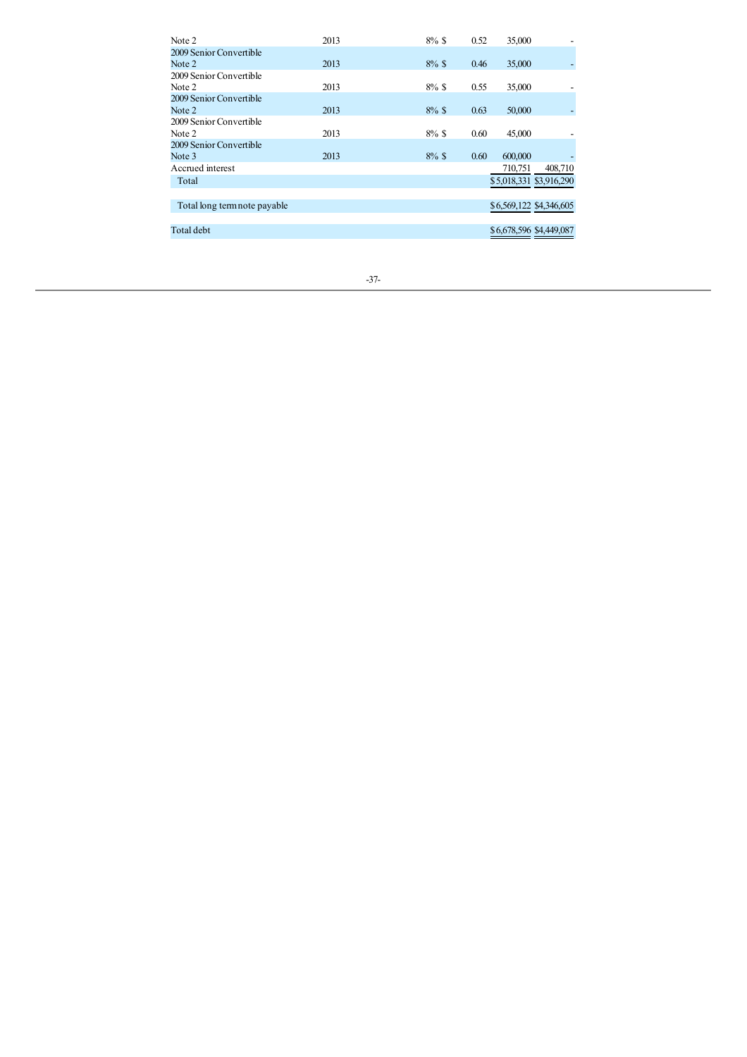| | | | | | |
|---|---|---|---|---|---|
| Note 2 | 2013 | 8% | $ 0.52 | 35,000 | - |
| 2009 Senior Convertible Note 2 | 2013 | 8% | $ 0.46 | 35,000 | - |
| 2009 Senior Convertible Note 2 | 2013 | 8% | $ 0.55 | 35,000 | - |
| 2009 Senior Convertible Note 2 | 2013 | 8% | $ 0.63 | 50,000 | - |
| 2009 Senior Convertible Note 2 | 2013 | 8% | $ 0.60 | 45,000 | - |
| 2009 Senior Convertible Note 3 | 2013 | 8% | $ 0.60 | 600,000 | - |
| Accrued interest | | | | 710,751 | 408,710 |
| Total | | | | $5,018,331 | $3,916,290 |
| | | | | | |
| Total long term note payable | | | | $6,569,122 | $4,346,605 |
| | | | | | |
| Total debt | | | | $6,678,596 | $4,449,087 |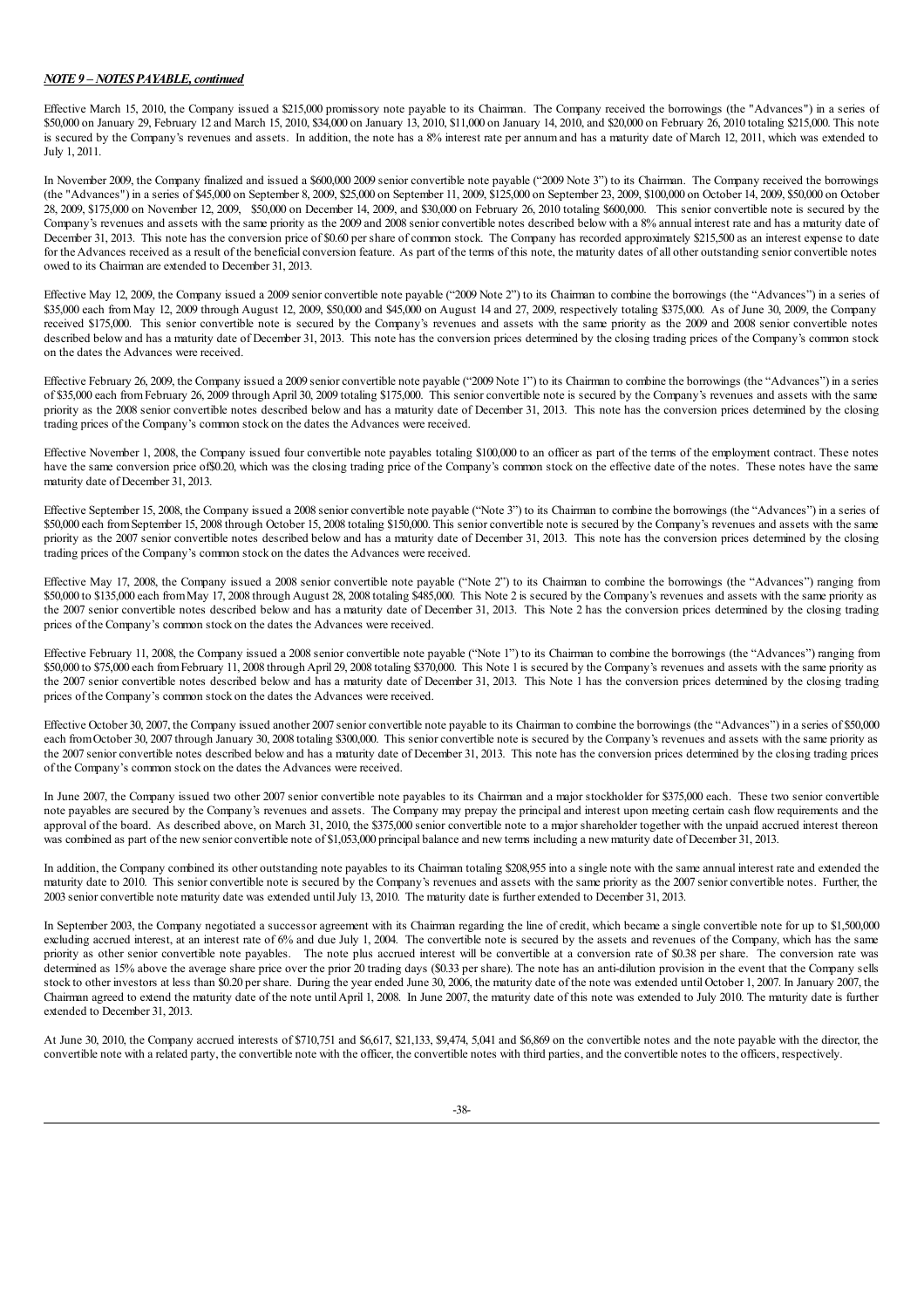***NOTE 9 – NOTES PAYABLE, continued***

Effective March 15, 2010, the Company issued a $215,000 promissory note payable to its Chairman. The Company received the borrowings (the "Advances") in a series of $50,000 on January 29, February 12 and March 15, 2010, $34,000 on January 13, 2010, $11,000 on January 14, 2010, and $20,000 on February 26, 2010 totaling $215,000. This note is secured by the Company's revenues and assets. In addition, the note has a 8% interest rate per annum and has a maturity date of March 12, 2011, which was extended to July 1, 2011.

In November 2009, the Company finalized and issued a $600,000 2009 senior convertible note payable ("2009 Note 3") to its Chairman. The Company received the borrowings (the "Advances") in a series of $45,000 on September 8, 2009, $25,000 on September 11, 2009, $125,000 on September 23, 2009, $100,000 on October 14, 2009, $50,000 on October 28, 2009, $175,000 on November 12, 2009, $50,000 on December 14, 2009, and $30,000 on February 26, 2010 totaling $600,000. This senior convertible note is secured by the Company's revenues and assets with the same priority as the 2009 and 2008 senior convertible notes described below with a 8% annual interest rate and has a maturity date of December 31, 2013. This note has the conversion price of $0.60 per share of common stock. The Company has recorded approximately $215,500 as an interest expense to date for the Advances received as a result of the beneficial conversion feature. As part of the terms of this note, the maturity dates of all other outstanding senior convertible notes owed to its Chairman are extended to December 31, 2013.

Effective May 12, 2009, the Company issued a 2009 senior convertible note payable ("2009 Note 2") to its Chairman to combine the borrowings (the "Advances") in a series of $35,000 each from May 12, 2009 through August 12, 2009, $50,000 and $45,000 on August 14 and 27, 2009, respectively totaling $375,000. As of June 30, 2009, the Company received $175,000. This senior convertible note is secured by the Company's revenues and assets with the same priority as the 2009 and 2008 senior convertible notes described below and has a maturity date of December 31, 2013. This note has the conversion prices determined by the closing trading prices of the Company's common stock on the dates the Advances were received.

Effective February 26, 2009, the Company issued a 2009 senior convertible note payable ("2009 Note 1") to its Chairman to combine the borrowings (the "Advances") in a series of $35,000 each from February 26, 2009 through April 30, 2009 totaling $175,000. This senior convertible note is secured by the Company's revenues and assets with the same priority as the 2008 senior convertible notes described below and has a maturity date of December 31, 2013. This note has the conversion prices determined by the closing trading prices of the Company's common stock on the dates the Advances were received.

Effective November 1, 2008, the Company issued four convertible note payables totaling $100,000 to an officer as part of the terms of the employment contract. These notes have the same conversion price of$0.20, which was the closing trading price of the Company's common stock on the effective date of the notes. These notes have the same maturity date of December 31, 2013.

Effective September 15, 2008, the Company issued a 2008 senior convertible note payable ("Note 3") to its Chairman to combine the borrowings (the "Advances") in a series of $50,000 each from September 15, 2008 through October 15, 2008 totaling $150,000. This senior convertible note is secured by the Company's revenues and assets with the same priority as the 2007 senior convertible notes described below and has a maturity date of December 31, 2013. This note has the conversion prices determined by the closing trading prices of the Company's common stock on the dates the Advances were received.

Effective May 17, 2008, the Company issued a 2008 senior convertible note payable ("Note 2") to its Chairman to combine the borrowings (the "Advances") ranging from $50,000 to $135,000 each from May 17, 2008 through August 28, 2008 totaling $485,000. This Note 2 is secured by the Company's revenues and assets with the same priority as the 2007 senior convertible notes described below and has a maturity date of December 31, 2013. This Note 2 has the conversion prices determined by the closing trading prices of the Company's common stock on the dates the Advances were received.

Effective February 11, 2008, the Company issued a 2008 senior convertible note payable ("Note 1") to its Chairman to combine the borrowings (the "Advances") ranging from $50,000 to $75,000 each from February 11, 2008 through April 29, 2008 totaling $370,000. This Note 1 is secured by the Company's revenues and assets with the same priority as the 2007 senior convertible notes described below and has a maturity date of December 31, 2013. This Note 1 has the conversion prices determined by the closing trading prices of the Company's common stock on the dates the Advances were received.

Effective October 30, 2007, the Company issued another 2007 senior convertible note payable to its Chairman to combine the borrowings (the "Advances") in a series of $50,000 each from October 30, 2007 through January 30, 2008 totaling $300,000. This senior convertible note is secured by the Company's revenues and assets with the same priority as the 2007 senior convertible notes described below and has a maturity date of December 31, 2013. This note has the conversion prices determined by the closing trading prices of the Company's common stock on the dates the Advances were received.

In June 2007, the Company issued two other 2007 senior convertible note payables to its Chairman and a major stockholder for $375,000 each. These two senior convertible note payables are secured by the Company's revenues and assets. The Company may prepay the principal and interest upon meeting certain cash flow requirements and the approval of the board. As described above, on March 31, 2010, the $375,000 senior convertible note to a major shareholder together with the unpaid accrued interest thereon was combined as part of the new senior convertible note of $1,053,000 principal balance and new terms including a new maturity date of December 31, 2013.

In addition, the Company combined its other outstanding note payables to its Chairman totaling $208,955 into a single note with the same annual interest rate and extended the maturity date to 2010. This senior convertible note is secured by the Company's revenues and assets with the same priority as the 2007 senior convertible notes. Further, the 2003 senior convertible note maturity date was extended until July 13, 2010. The maturity date is further extended to December 31, 2013.

In September 2003, the Company negotiated a successor agreement with its Chairman regarding the line of credit, which became a single convertible note for up to $1,500,000 excluding accrued interest, at an interest rate of 6% and due July 1, 2004. The convertible note is secured by the assets and revenues of the Company, which has the same priority as other senior convertible note payables. The note plus accrued interest will be convertible at a conversion rate of $0.38 per share. The conversion rate was determined as 15% above the average share price over the prior 20 trading days ($0.33 per share). The note has an anti-dilution provision in the event that the Company sells stock to other investors at less than $0.20 per share. During the year ended June 30, 2006, the maturity date of the note was extended until October 1, 2007. In January 2007, the Chairman agreed to extend the maturity date of the note until April 1, 2008. In June 2007, the maturity date of this note was extended to July 2010. The maturity date is further extended to December 31, 2013.

At June 30, 2010, the Company accrued interests of $710,751 and $6,617, $21,133, $9,474, 5,041 and $6,869 on the convertible notes and the note payable with the director, the convertible note with a related party, the convertible note with the officer, the convertible notes with third parties, and the convertible notes to the officers, respectively.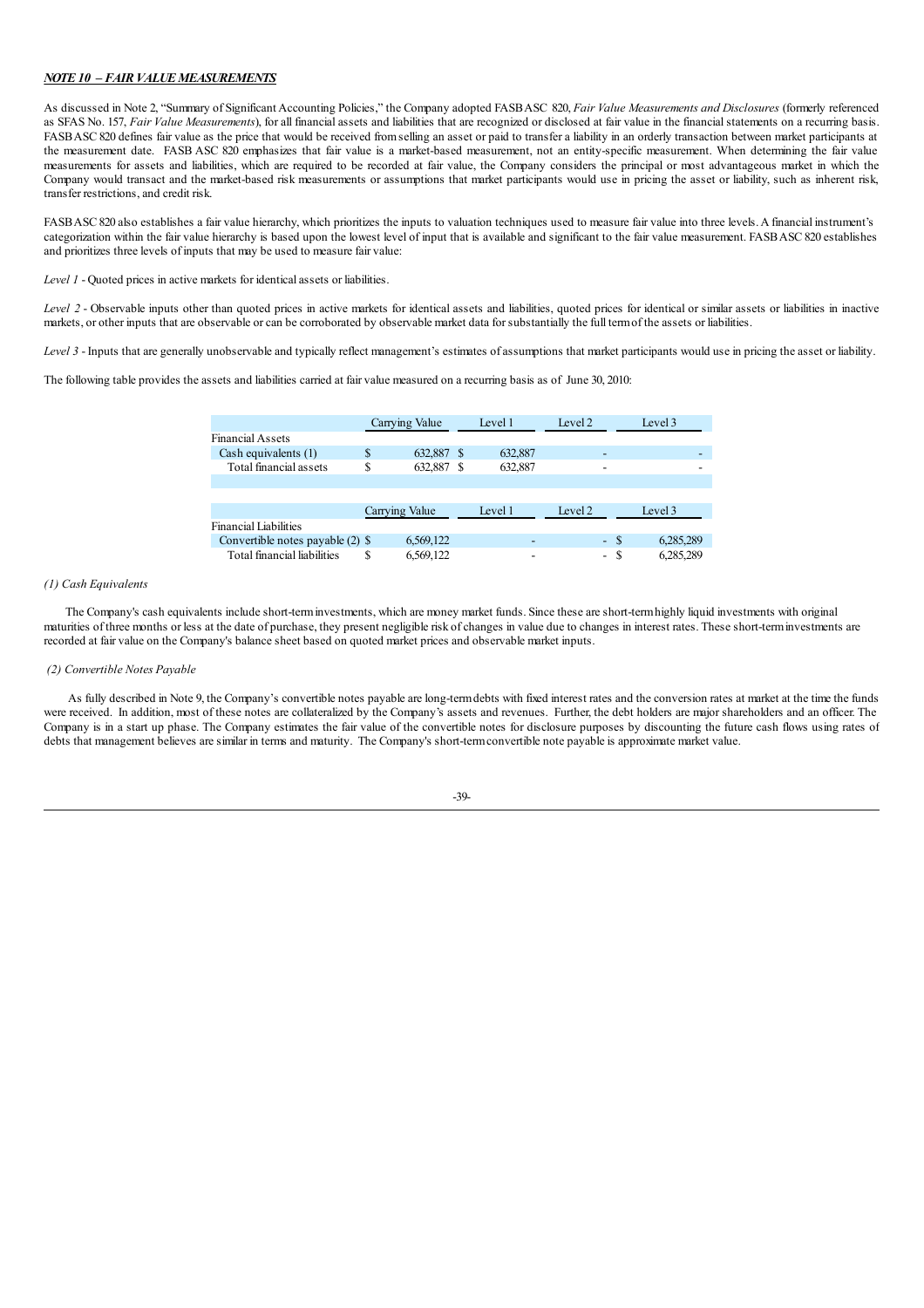***NOTE 10 – FAIR VALUE MEASUREMENTS***

As discussed in Note 2, "Summary of Significant Accounting Policies," the Company adopted FASB ASC 820, *Fair Value Measurements and Disclosures* (formerly referenced as SFAS No. 157, *Fair Value Measurements*), for all financial assets and liabilities that are recognized or disclosed at fair value in the financial statements on a recurring basis. FASB ASC 820 defines fair value as the price that would be received from selling an asset or paid to transfer a liability in an orderly transaction between market participants at the measurement date. FASB ASC 820 emphasizes that fair value is a market-based measurement, not an entity-specific measurement. When determining the fair value measurements for assets and liabilities, which are required to be recorded at fair value, the Company considers the principal or most advantageous market in which the Company would transact and the market-based risk measurements or assumptions that market participants would use in pricing the asset or liability, such as inherent risk, transfer restrictions, and credit risk.

FASB ASC 820 also establishes a fair value hierarchy, which prioritizes the inputs to valuation techniques used to measure fair value into three levels. A financial instrument's categorization within the fair value hierarchy is based upon the lowest level of input that is available and significant to the fair value measurement. FASB ASC 820 establishes and prioritizes three levels of inputs that may be used to measure fair value:

*Level 1* - Quoted prices in active markets for identical assets or liabilities.

*Level 2* - Observable inputs other than quoted prices in active markets for identical assets and liabilities, quoted prices for identical or similar assets or liabilities in inactive markets, or other inputs that are observable or can be corroborated by observable market data for substantially the full term of the assets or liabilities.

*Level 3* - Inputs that are generally unobservable and typically reflect management's estimates of assumptions that market participants would use in pricing the asset or liability.

The following table provides the assets and liabilities carried at fair value measured on a recurring basis as of June 30, 2010:

| | Carrying Value | Level 1 | Level 2 | Level 3 |
|---|---|---|---|---|
| Financial Assets | | | | |
| Cash equivalents (1) | $ 632,887 | $ 632,887 | - | - |
| Total financial assets | $ 632,887 | $ 632,887 | - | - |
| | | | | |
| | Carrying Value | Level 1 | Level 2 | Level 3 |
| Financial Liabilities | | | | |
| Convertible notes payable (2) | $ 6,569,122 | - | - | $ 6,285,289 |
| Total financial liabilities | $ 6,569,122 | - | - | $ 6,285,289 |

*(1) Cash Equivalents*

The Company's cash equivalents include short-term investments, which are money market funds. Since these are short-term highly liquid investments with original maturities of three months or less at the date of purchase, they present negligible risk of changes in value due to changes in interest rates. These short-term investments are recorded at fair value on the Company's balance sheet based on quoted market prices and observable market inputs.

*(2) Convertible Notes Payable*

As fully described in Note 9, the Company's convertible notes payable are long-term debts with fixed interest rates and the conversion rates at market at the time the funds were received. In addition, most of these notes are collateralized by the Company's assets and revenues. Further, the debt holders are major shareholders and an officer. The Company is in a start up phase. The Company estimates the fair value of the convertible notes for disclosure purposes by discounting the future cash flows using rates of debts that management believes are similar in terms and maturity. The Company's short-term convertible note payable is approximate market value.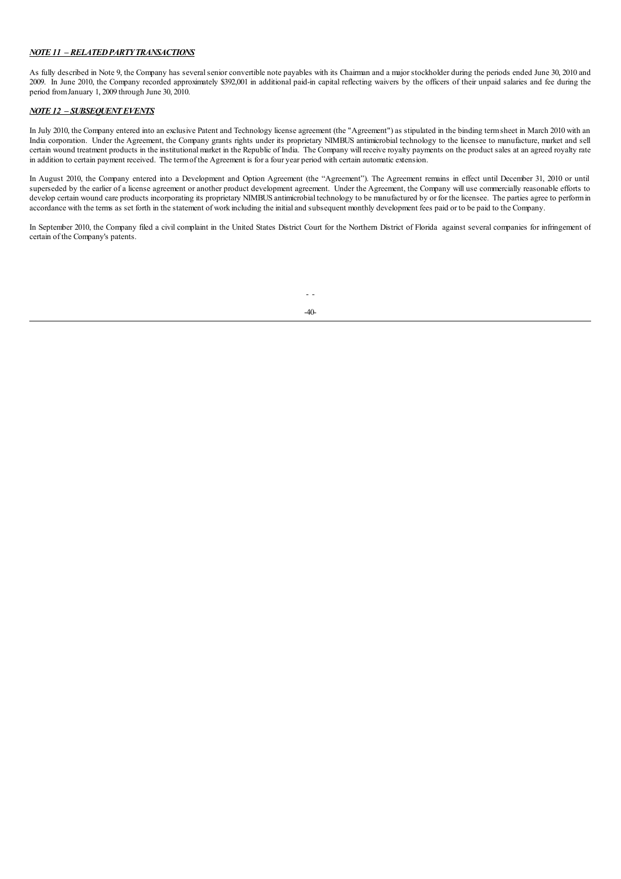***NOTE 11 – RELATED PARTY TRANSACTIONS***

As fully described in Note 9, the Company has several senior convertible note payables with its Chairman and a major stockholder during the periods ended June 30, 2010 and 2009. In June 2010, the Company recorded approximately $392,001 in additional paid-in capital reflecting waivers by the officers of their unpaid salaries and fee during the period from January 1, 2009 through June 30, 2010.

***NOTE 12 – SUBSEQUENT EVENTS***

In July 2010, the Company entered into an exclusive Patent and Technology license agreement (the "Agreement") as stipulated in the binding term sheet in March 2010 with an India corporation. Under the Agreement, the Company grants rights under its proprietary NIMBUS antimicrobial technology to the licensee to manufacture, market and sell certain wound treatment products in the institutional market in the Republic of India. The Company will receive royalty payments on the product sales at an agreed royalty rate in addition to certain payment received. The term of the Agreement is for a four year period with certain automatic extension.

In August 2010, the Company entered into a Development and Option Agreement (the "Agreement"). The Agreement remains in effect until December 31, 2010 or until superseded by the earlier of a license agreement or another product development agreement. Under the Agreement, the Company will use commercially reasonable efforts to develop certain wound care products incorporating its proprietary NIMBUS antimicrobial technology to be manufactured by or for the licensee. The parties agree to perform in accordance with the terms as set forth in the statement of work including the initial and subsequent monthly development fees paid or to be paid to the Company.

In September 2010, the Company filed a civil complaint in the United States District Court for the Northern District of Florida against several companies for infringement of certain of the Company's patents.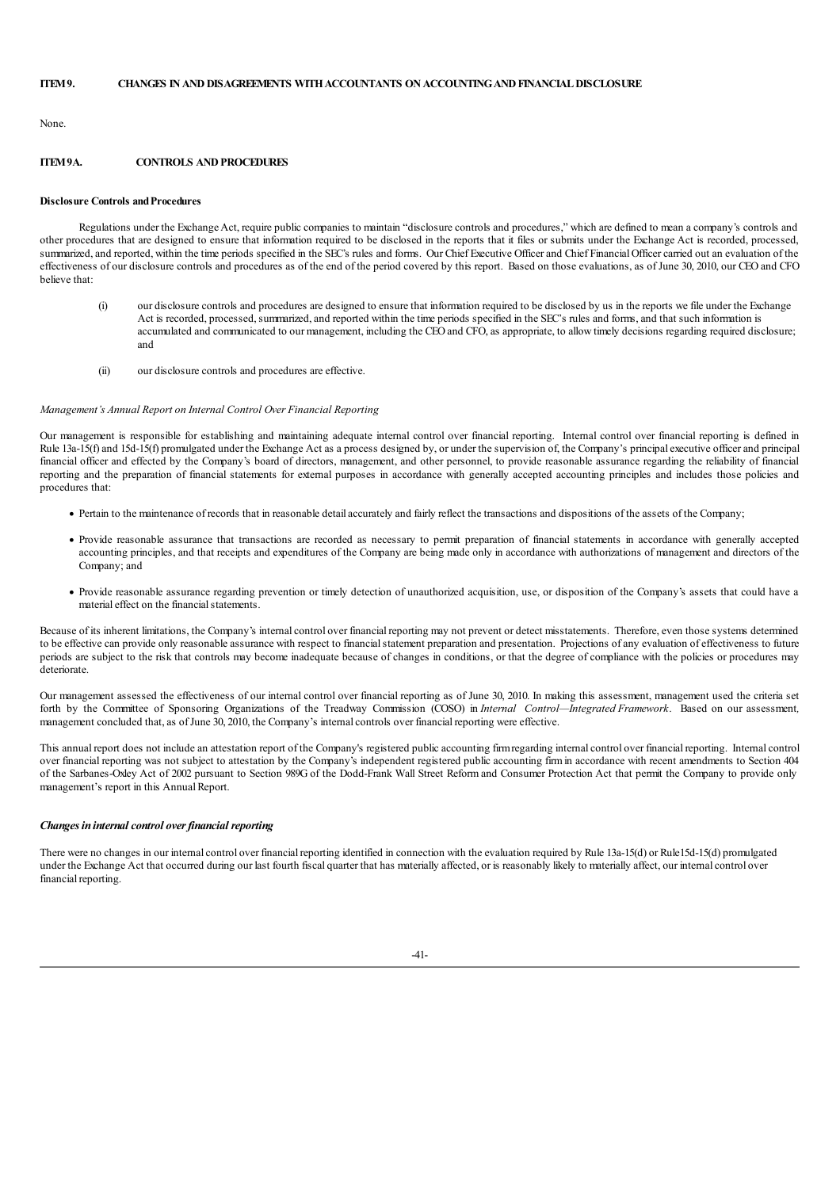## ITEM 9. CHANGES IN AND DISAGREEMENTS WITH ACCOUNTANTS ON ACCOUNTING AND FINANCIAL DISCLOSURE

None.

## ITEM 9A. CONTROLS AND PROCEDURES

**Disclosure Controls and Procedures**

Regulations under the Exchange Act, require public companies to maintain "disclosure controls and procedures," which are defined to mean a company's controls and other procedures that are designed to ensure that information required to be disclosed in the reports that it files or submits under the Exchange Act is recorded, processed, summarized, and reported, within the time periods specified in the SEC's rules and forms. Our Chief Executive Officer and Chief Financial Officer carried out an evaluation of the effectiveness of our disclosure controls and procedures as of the end of the period covered by this report. Based on those evaluations, as of June 30, 2010, our CEO and CFO believe that:

(i) our disclosure controls and procedures are designed to ensure that information required to be disclosed by us in the reports we file under the Exchange Act is recorded, processed, summarized, and reported within the time periods specified in the SEC's rules and forms, and that such information is accumulated and communicated to our management, including the CEO and CFO, as appropriate, to allow timely decisions regarding required disclosure; and

(ii) our disclosure controls and procedures are effective.

*Management's Annual Report on Internal Control Over Financial Reporting*

Our management is responsible for establishing and maintaining adequate internal control over financial reporting. Internal control over financial reporting is defined in Rule 13a-15(f) and 15d-15(f) promulgated under the Exchange Act as a process designed by, or under the supervision of, the Company's principal executive officer and principal financial officer and effected by the Company's board of directors, management, and other personnel, to provide reasonable assurance regarding the reliability of financial reporting and the preparation of financial statements for external purposes in accordance with generally accepted accounting principles and includes those policies and procedures that:

- Pertain to the maintenance of records that in reasonable detail accurately and fairly reflect the transactions and dispositions of the assets of the Company;
- Provide reasonable assurance that transactions are recorded as necessary to permit preparation of financial statements in accordance with generally accepted accounting principles, and that receipts and expenditures of the Company are being made only in accordance with authorizations of management and directors of the Company; and
- Provide reasonable assurance regarding prevention or timely detection of unauthorized acquisition, use, or disposition of the Company's assets that could have a material effect on the financial statements.

Because of its inherent limitations, the Company's internal control over financial reporting may not prevent or detect misstatements. Therefore, even those systems determined to be effective can provide only reasonable assurance with respect to financial statement preparation and presentation. Projections of any evaluation of effectiveness to future periods are subject to the risk that controls may become inadequate because of changes in conditions, or that the degree of compliance with the policies or procedures may deteriorate.

Our management assessed the effectiveness of our internal control over financial reporting as of June 30, 2010. In making this assessment, management used the criteria set forth by the Committee of Sponsoring Organizations of the Treadway Commission (COSO) in *Internal Control—Integrated Framework*. Based on our assessment, management concluded that, as of June 30, 2010, the Company's internal controls over financial reporting were effective.

This annual report does not include an attestation report of the Company's registered public accounting firm regarding internal control over financial reporting. Internal control over financial reporting was not subject to attestation by the Company's independent registered public accounting firm in accordance with recent amendments to Section 404 of the Sarbanes-Oxley Act of 2002 pursuant to Section 989G of the Dodd-Frank Wall Street Reform and Consumer Protection Act that permit the Company to provide only management's report in this Annual Report.

***Changes in internal control over financial reporting***

There were no changes in our internal control over financial reporting identified in connection with the evaluation required by Rule 13a-15(d) or Rule15d-15(d) promulgated under the Exchange Act that occurred during our last fourth fiscal quarter that has materially affected, or is reasonably likely to materially affect, our internal control over financial reporting.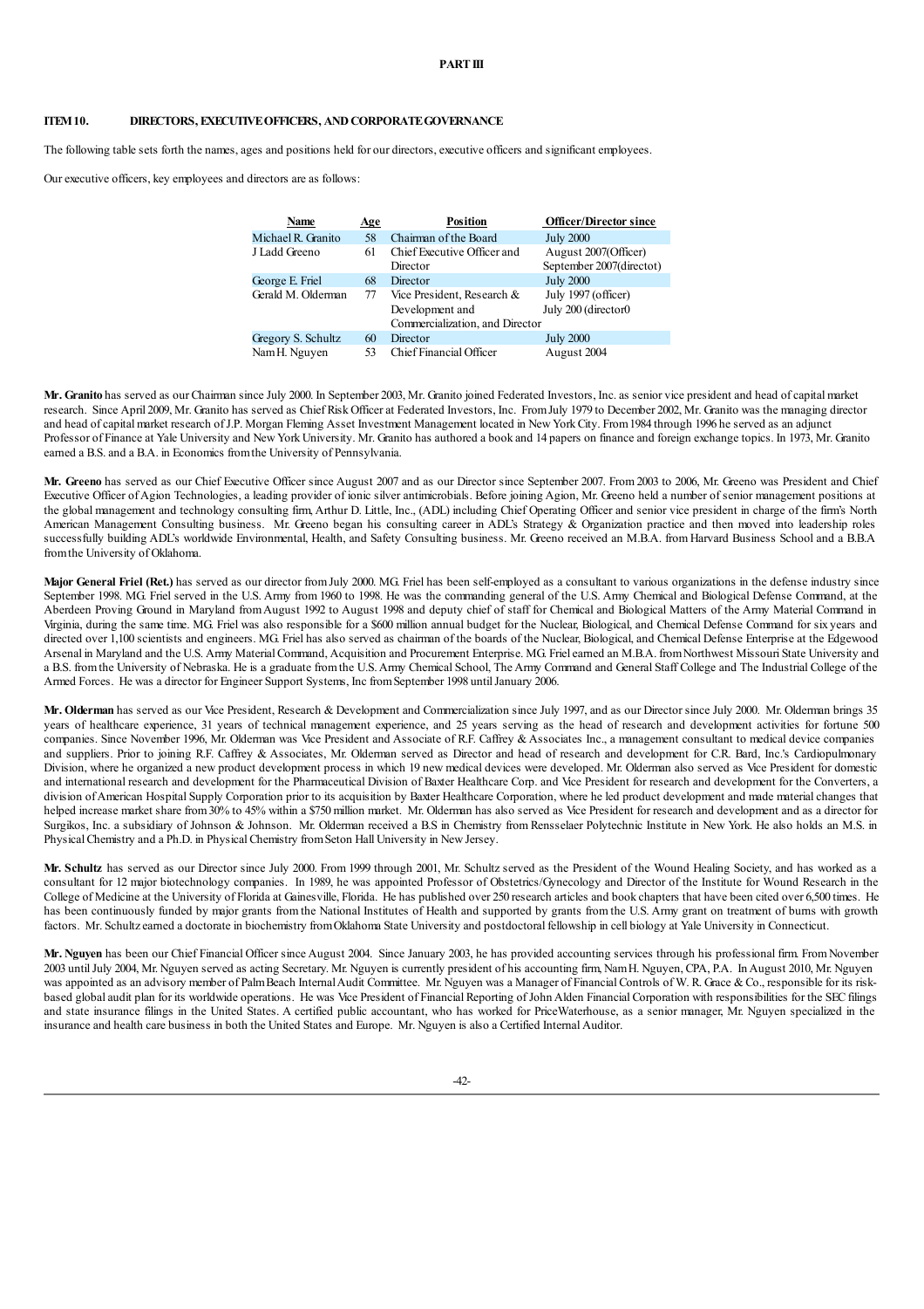**PART III**

**ITEM 10. DIRECTORS, EXECUTIVE OFFICERS, AND CORPORATE GOVERNANCE**

The following table sets forth the names, ages and positions held for our directors, executive officers and significant employees.

Our executive officers, key employees and directors are as follows:

| Name | Age | Position | Officer/Director since |
|---|---|---|---|
| Michael R. Granito | 58 | Chairman of the Board | July 2000 |
| J Ladd Greeno | 61 | Chief Executive Officer and Director | August 2007(Officer) September 2007(directot) |
| George E. Friel | 68 | Director | July 2000 |
| Gerald M. Olderman | 77 | Vice President, Research & Development and Commercialization, and Director | July 1997 (officer) July 200 (director0 |
| Gregory S. Schultz | 60 | Director | July 2000 |
| Nam H. Nguyen | 53 | Chief Financial Officer | August 2004 |

**Mr. Granito** has served as our Chairman since July 2000. In September 2003, Mr. Granito joined Federated Investors, Inc. as senior vice president and head of capital market research. Since April 2009, Mr. Granito has served as Chief Risk Officer at Federated Investors, Inc. From July 1979 to December 2002, Mr. Granito was the managing director and head of capital market research of J.P. Morgan Fleming Asset Investment Management located in New York City. From 1984 through 1996 he served as an adjunct Professor of Finance at Yale University and New York University. Mr. Granito has authored a book and 14 papers on finance and foreign exchange topics. In 1973, Mr. Granito earned a B.S. and a B.A. in Economics from the University of Pennsylvania.

**Mr. Greeno** has served as our Chief Executive Officer since August 2007 and as our Director since September 2007. From 2003 to 2006, Mr. Greeno was President and Chief Executive Officer of Agion Technologies, a leading provider of ionic silver antimicrobials. Before joining Agion, Mr. Greeno held a number of senior management positions at the global management and technology consulting firm, Arthur D. Little, Inc., (ADL) including Chief Operating Officer and senior vice president in charge of the firm's North American Management Consulting business. Mr. Greeno began his consulting career in ADL's Strategy & Organization practice and then moved into leadership roles successfully building ADL's worldwide Environmental, Health, and Safety Consulting business. Mr. Greeno received an M.B.A. from Harvard Business School and a B.B.A from the University of Oklahoma.

**Major General Friel (Ret.)** has served as our director from July 2000. MG. Friel has been self-employed as a consultant to various organizations in the defense industry since September 1998. MG. Friel served in the U.S. Army from 1960 to 1998. He was the commanding general of the U.S. Army Chemical and Biological Defense Command, at the Aberdeen Proving Ground in Maryland from August 1992 to August 1998 and deputy chief of staff for Chemical and Biological Matters of the Army Material Command in Virginia, during the same time. MG. Friel was also responsible for a $600 million annual budget for the Nuclear, Biological, and Chemical Defense Command for six years and directed over 1,100 scientists and engineers. MG. Friel has also served as chairman of the boards of the Nuclear, Biological, and Chemical Defense Enterprise at the Edgewood Arsenal in Maryland and the U.S. Army Material Command, Acquisition and Procurement Enterprise. MG. Friel earned an M.B.A. from Northwest Missouri State University and a B.S. from the University of Nebraska. He is a graduate from the U.S. Army Chemical School, The Army Command and General Staff College and The Industrial College of the Armed Forces. He was a director for Engineer Support Systems, Inc from September 1998 until January 2006.

**Mr. Olderman** has served as our Vice President, Research & Development and Commercialization since July 1997, and as our Director since July 2000. Mr. Olderman brings 35 years of healthcare experience, 31 years of technical management experience, and 25 years serving as the head of research and development activities for fortune 500 companies. Since November 1996, Mr. Olderman was Vice President and Associate of R.F. Caffrey & Associates Inc., a management consultant to medical device companies and suppliers. Prior to joining R.F. Caffrey & Associates, Mr. Olderman served as Director and head of research and development for C.R. Bard, Inc.'s Cardiopulmonary Division, where he organized a new product development process in which 19 new medical devices were developed. Mr. Olderman also served as Vice President for domestic and international research and development for the Pharmaceutical Division of Baxter Healthcare Corp. and Vice President for research and development for the Converters, a division of American Hospital Supply Corporation prior to its acquisition by Baxter Healthcare Corporation, where he led product development and made material changes that helped increase market share from 30% to 45% within a $750 million market. Mr. Olderman has also served as Vice President for research and development and as a director for Surgikos, Inc. a subsidiary of Johnson & Johnson. Mr. Olderman received a B.S in Chemistry from Rensselaer Polytechnic Institute in New York. He also holds an M.S. in Physical Chemistry and a Ph.D. in Physical Chemistry from Seton Hall University in New Jersey.

**Mr. Schultz** has served as our Director since July 2000. From 1999 through 2001, Mr. Schultz served as the President of the Wound Healing Society, and has worked as a consultant for 12 major biotechnology companies. In 1989, he was appointed Professor of Obstetrics/Gynecology and Director of the Institute for Wound Research in the College of Medicine at the University of Florida at Gainesville, Florida. He has published over 250 research articles and book chapters that have been cited over 6,500 times. He has been continuously funded by major grants from the National Institutes of Health and supported by grants from the U.S. Army grant on treatment of burns with growth factors. Mr. Schultz earned a doctorate in biochemistry from Oklahoma State University and postdoctoral fellowship in cell biology at Yale University in Connecticut.

**Mr. Nguyen** has been our Chief Financial Officer since August 2004. Since January 2003, he has provided accounting services through his professional firm. From November 2003 until July 2004, Mr. Nguyen served as acting Secretary. Mr. Nguyen is currently president of his accounting firm, Nam H. Nguyen, CPA, P.A. In August 2010, Mr. Nguyen was appointed as an advisory member of Palm Beach Internal Audit Committee. Mr. Nguyen was a Manager of Financial Controls of W. R. Grace & Co., responsible for its risk-based global audit plan for its worldwide operations. He was Vice President of Financial Reporting of John Alden Financial Corporation with responsibilities for the SEC filings and state insurance filings in the United States. A certified public accountant, who has worked for PriceWaterhouse, as a senior manager, Mr. Nguyen specialized in the insurance and health care business in both the United States and Europe. Mr. Nguyen is also a Certified Internal Auditor.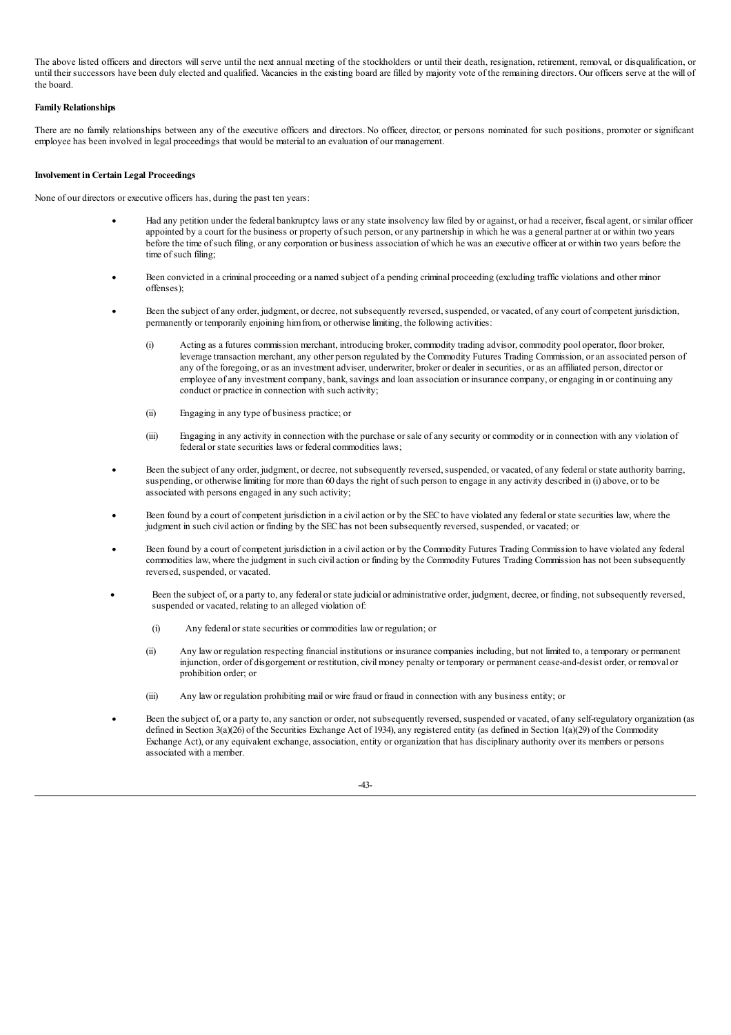The above listed officers and directors will serve until the next annual meeting of the stockholders or until their death, resignation, retirement, removal, or disqualification, or until their successors have been duly elected and qualified. Vacancies in the existing board are filled by majority vote of the remaining directors. Our officers serve at the will of the board.

**Family Relationships**

There are no family relationships between any of the executive officers and directors. No officer, director, or persons nominated for such positions, promoter or significant employee has been involved in legal proceedings that would be material to an evaluation of our management.

**Involvement in Certain Legal Proceedings**

None of our directors or executive officers has, during the past ten years:

- Had any petition under the federal bankruptcy laws or any state insolvency law filed by or against, or had a receiver, fiscal agent, or similar officer appointed by a court for the business or property of such person, or any partnership in which he was a general partner at or within two years before the time of such filing, or any corporation or business association of which he was an executive officer at or within two years before the time of such filing;

- Been convicted in a criminal proceeding or a named subject of a pending criminal proceeding (excluding traffic violations and other minor offenses);

- Been the subject of any order, judgment, or decree, not subsequently reversed, suspended, or vacated, of any court of competent jurisdiction, permanently or temporarily enjoining him from, or otherwise limiting, the following activities:

  (i) Acting as a futures commission merchant, introducing broker, commodity trading advisor, commodity pool operator, floor broker, leverage transaction merchant, any other person regulated by the Commodity Futures Trading Commission, or an associated person of any of the foregoing, or as an investment adviser, underwriter, broker or dealer in securities, or as an affiliated person, director or employee of any investment company, bank, savings and loan association or insurance company, or engaging in or continuing any conduct or practice in connection with such activity;

  (ii) Engaging in any type of business practice; or

  (iii) Engaging in any activity in connection with the purchase or sale of any security or commodity or in connection with any violation of federal or state securities laws or federal commodities laws;

- Been the subject of any order, judgment, or decree, not subsequently reversed, suspended, or vacated, of any federal or state authority barring, suspending, or otherwise limiting for more than 60 days the right of such person to engage in any activity described in (i) above, or to be associated with persons engaged in any such activity;

- Been found by a court of competent jurisdiction in a civil action or by the SEC to have violated any federal or state securities law, where the judgment in such civil action or finding by the SEC has not been subsequently reversed, suspended, or vacated; or

- Been found by a court of competent jurisdiction in a civil action or by the Commodity Futures Trading Commission to have violated any federal commodities law, where the judgment in such civil action or finding by the Commodity Futures Trading Commission has not been subsequently reversed, suspended, or vacated.

- Been the subject of, or a party to, any federal or state judicial or administrative order, judgment, decree, or finding, not subsequently reversed, suspended or vacated, relating to an alleged violation of:

  (i) Any federal or state securities or commodities law or regulation; or

  (ii) Any law or regulation respecting financial institutions or insurance companies including, but not limited to, a temporary or permanent injunction, order of disgorgement or restitution, civil money penalty or temporary or permanent cease-and-desist order, or removal or prohibition order; or

  (iii) Any law or regulation prohibiting mail or wire fraud or fraud in connection with any business entity; or

- Been the subject of, or a party to, any sanction or order, not subsequently reversed, suspended or vacated, of any self-regulatory organization (as defined in Section 3(a)(26) of the Securities Exchange Act of 1934), any registered entity (as defined in Section 1(a)(29) of the Commodity Exchange Act), or any equivalent exchange, association, entity or organization that has disciplinary authority over its members or persons associated with a member.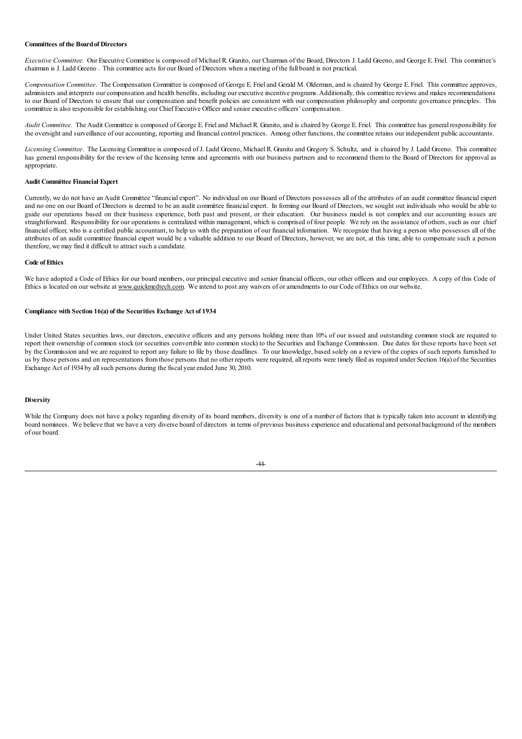**Committees of the Board of Directors**

*Executive Committee*. Our Executive Committee is composed of Michael R. Granito, our Chairman of the Board, Directors J. Ladd Greeno, and George E. Friel. This committee's chairman is J. Ladd Greeno . This committee acts for our Board of Directors when a meeting of the full board is not practical.

*Compensation Committee*. The Compensation Committee is composed of George E. Friel and Gerald M. Olderman, and is chaired by George E. Friel. This committee approves, administers and interprets our compensation and health benefits, including our executive incentive programs. Additionally, this committee reviews and makes recommendations to our Board of Directors to ensure that our compensation and benefit policies are consistent with our compensation philosophy and corporate governance principles. This committee is also responsible for establishing our Chief Executive Officer and senior executive officers' compensation.

*Audit Committee*. The Audit Committee is composed of George E. Friel and Michael R. Granito, and is chaired by George E. Friel. This committee has general responsibility for the oversight and surveillance of our accounting, reporting and financial control practices. Among other functions, the committee retains our independent public accountants.

*Licensing Committee*. The Licensing Committee is composed of J. Ladd Greeno, Michael R. Granito and Gregory S. Schultz, and is chaired by J. Ladd Greeno. This committee has general responsibility for the review of the licensing terms and agreements with our business partners and to recommend them to the Board of Directors for approval as appropriate.

**Audit Committee Financial Expert**

Currently, we do not have an Audit Committee "financial expert". No individual on our Board of Directors possesses all of the attributes of an audit committee financial expert and no one on our Board of Directors is deemed to be an audit committee financial expert. In forming our Board of Directors, we sought out individuals who would be able to guide our operations based on their business experience, both past and present, or their education. Our business model is not complex and our accounting issues are straightforward. Responsibility for our operations is centralized within management, which is comprised of four people. We rely on the assistance of others, such as our chief financial officer, who is a certified public accountant, to help us with the preparation of our financial information. We recognize that having a person who possesses all of the attributes of an audit committee financial expert would be a valuable addition to our Board of Directors, however, we are not, at this time, able to compensate such a person therefore, we may find it difficult to attract such a candidate.

**Code of Ethics**

We have adopted a Code of Ethics for our board members, our principal executive and senior financial officers, our other officers and our employees. A copy of this Code of Ethics is located on our website at www.quickmedtech.com. We intend to post any waivers of or amendments to our Code of Ethics on our website.

**Compliance with Section 16(a) of the Securities Exchange Act of 1934**

Under United States securities laws, our directors, executive officers and any persons holding more than 10% of our issued and outstanding common stock are required to report their ownership of common stock (or securities convertible into common stock) to the Securities and Exchange Commission. Due dates for these reports have been set by the Commission and we are required to report any failure to file by those deadlines. To our knowledge, based solely on a review of the copies of such reports furnished to us by those persons and on representations from those persons that no other reports were required, all reports were timely filed as required under Section 16(a) of the Securities Exchange Act of 1934 by all such persons during the fiscal year ended June 30, 2010.

**Diversity**

While the Company does not have a policy regarding diversity of its board members, diversity is one of a number of factors that is typically taken into account in identifying board nominees. We believe that we have a very diverse board of directors in terms of previous business experience and educational and personal background of the members of our board.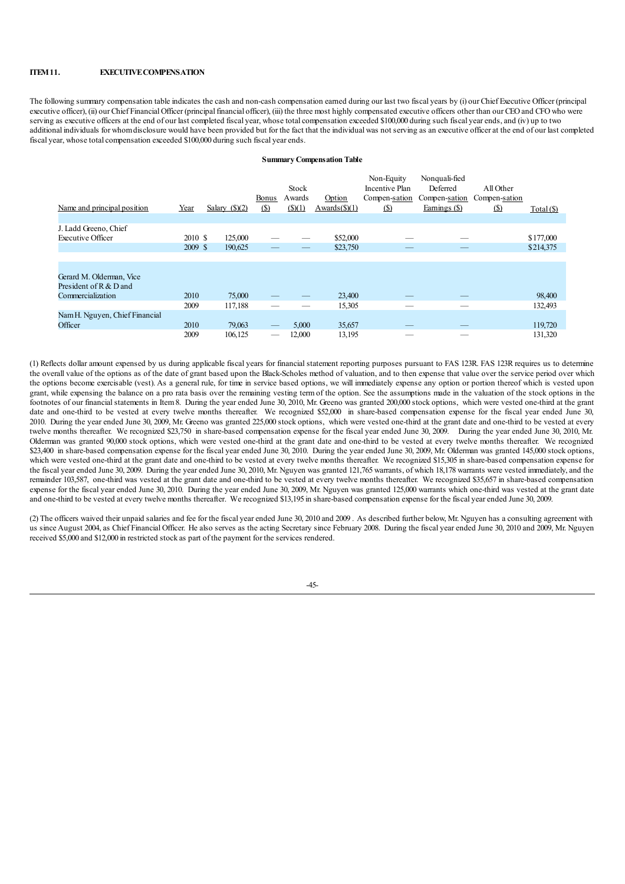## ITEM 11. EXECUTIVE COMPENSATION

The following summary compensation table indicates the cash and non-cash compensation earned during our last two fiscal years by (i) our Chief Executive Officer (principal executive officer), (ii) our Chief Financial Officer (principal financial officer), (iii) the three most highly compensated executive officers other than our CEO and CFO who were serving as executive officers at the end of our last completed fiscal year, whose total compensation exceeded $100,000 during such fiscal year ends, and (iv) up to two additional individuals for whom disclosure would have been provided but for the fact that the individual was not serving as an executive officer at the end of our last completed fiscal year, whose total compensation exceeded $100,000 during such fiscal year ends.

**Summary Compensation Table**

| Name and principal position | Year | Salary ($)(2) | Bonus ($) | Stock Awards ($)(1) | Option Awards($)(1) | Non-Equity Incentive Plan Compen-sation ($) | Nonquali-fied Deferred Compen-sation Earnings ($) | All Other Compen-sation ($) | Total ($) |
|---|---|---|---|---|---|---|---|---|---|
| J. Ladd Greeno, Chief Executive Officer | 2010 | $ 125,000 | — | — | $52,000 | — | — | | $177,000 |
| | 2009 | $ 190,625 | — | — | $23,750 | — | — | | $214,375 |
| Gerard M. Olderman, Vice President of R & D and Commercialization | 2010 | 75,000 | — | — | 23,400 | — | — | | 98,400 |
| | 2009 | 117,188 | — | — | 15,305 | — | — | | 132,493 |
| Nam H. Nguyen, Chief Financial Officer | 2010 | 79,063 | — | 5,000 | 35,657 | — | — | | 119,720 |
| | 2009 | 106,125 | — | 12,000 | 13,195 | — | — | | 131,320 |

(1) Reflects dollar amount expensed by us during applicable fiscal years for financial statement reporting purposes pursuant to FAS 123R. FAS 123R requires us to determine the overall value of the options as of the date of grant based upon the Black-Scholes method of valuation, and to then expense that value over the service period over which the options become exercisable (vest). As a general rule, for time in service based options, we will immediately expense any option or portion thereof which is vested upon grant, while expensing the balance on a pro rata basis over the remaining vesting term of the option. See the assumptions made in the valuation of the stock options in the footnotes of our financial statements in Item 8. During the year ended June 30, 2010, Mr. Greeno was granted 200,000 stock options, which were vested one-third at the grant date and one-third to be vested at every twelve months thereafter. We recognized $52,000 in share-based compensation expense for the fiscal year ended June 30, 2010. During the year ended June 30, 2009, Mr. Greeno was granted 225,000 stock options, which were vested one-third at the grant date and one-third to be vested at every twelve months thereafter. We recognized $23,750 in share-based compensation expense for the fiscal year ended June 30, 2009. During the year ended June 30, 2010, Mr. Olderman was granted 90,000 stock options, which were vested one-third at the grant date and one-third to be vested at every twelve months thereafter. We recognized $23,400 in share-based compensation expense for the fiscal year ended June 30, 2010. During the year ended June 30, 2009, Mr. Olderman was granted 145,000 stock options, which were vested one-third at the grant date and one-third to be vested at every twelve months thereafter. We recognized $15,305 in share-based compensation expense for the fiscal year ended June 30, 2009. During the year ended June 30, 2010, Mr. Nguyen was granted 121,765 warrants, of which 18,178 warrants were vested immediately, and the remainder 103,587, one-third was vested at the grant date and one-third to be vested at every twelve months thereafter. We recognized $35,657 in share-based compensation expense for the fiscal year ended June 30, 2010. During the year ended June 30, 2009, Mr. Nguyen was granted 125,000 warrants which one-third was vested at the grant date and one-third to be vested at every twelve months thereafter. We recognized $13,195 in share-based compensation expense for the fiscal year ended June 30, 2009.

(2) The officers waived their unpaid salaries and fee for the fiscal year ended June 30, 2010 and 2009 . As described further below, Mr. Nguyen has a consulting agreement with us since August 2004, as Chief Financial Officer. He also serves as the acting Secretary since February 2008. During the fiscal year ended June 30, 2010 and 2009, Mr. Nguyen received $5,000 and $12,000 in restricted stock as part of the payment for the services rendered.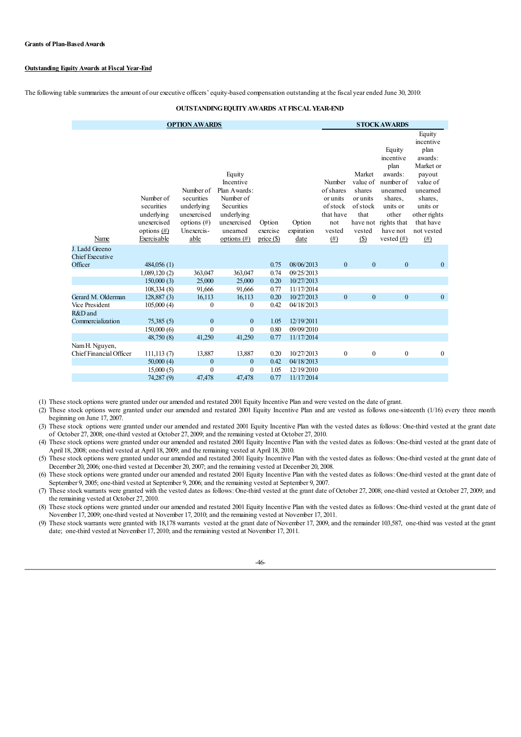**Grants of Plan-Based Awards**

**Outstanding Equity Awards at Fiscal Year-End**

The following table summarizes the amount of our executive officers' equity-based compensation outstanding at the fiscal year ended June 30, 2010:

**OUTSTANDING EQUITY AWARDS AT FISCAL YEAR-END**

| | OPTION AWARDS | | | | | STOCK AWARDS | | | |
|---|---|---|---|---|---|---|---|---|---|
| Name | Number of securities underlying unexercised options (#) Exercisable | Number of securities underlying unexercised options (#) Unexercis-able | Equity Incentive Plan Awards: Number of Securities underlying unexercised unearned options (#) | Option exercise price ($) | Option expiration date | Number of shares or units of stock that have not vested (#) | Market value of shares or units of stock that have not vested ($) | Equity incentive plan awards: number of unearned shares, units or other rights that have not vested (#) | Equity incentive plan awards: Market or payout value of unearned shares, units or other rights that have not vested (#) |
| J. Ladd Greeno Chief Executive Officer | 484,056 (1) | | | 0.75 | 08/06/2013 | 0 | 0 | 0 | 0 |
| | 1,089,120 (2) | 363,047 | 363,047 | 0.74 | 09/25/2013 | | | | |
| | 150,000 (3) | 25,000 | 25,000 | 0.20 | 10/27/2013 | | | | |
| | 108,334 (8) | 91,666 | 91,666 | 0.77 | 11/17/2014 | | | | |
| Gerard M. Olderman | 128,887 (3) | 16,113 | 16,113 | 0.20 | 10/27/2013 | 0 | 0 | 0 | 0 |
| Vice President | 105,000 (4) | 0 | 0 | 0.42 | 04/18/2013 | | | | |
| R&D and Commercialization | 75,385 (5) | 0 | 0 | 1.05 | 12/19/2011 | | | | |
| | 150,000 (6) | 0 | 0 | 0.80 | 09/09/2010 | | | | |
| | 48,750 (8) | 41,250 | 41,250 | 0.77 | 11/17/2014 | | | | |
| Nam H. Nguyen, Chief Financial Officer | 111,113 (7) | 13,887 | 13,887 | 0.20 | 10/27/2013 | 0 | 0 | 0 | 0 |
| | 50,000 (4) | 0 | 0 | 0.42 | 04/18/2013 | | | | |
| | 15,000 (5) | 0 | 0 | 1.05 | 12/19/2010 | | | | |
| | 74,287 (9) | 47,478 | 47,478 | 0.77 | 11/17/2014 | | | | |

(1) These stock options were granted under our amended and restated 2001 Equity Incentive Plan and were vested on the date of grant.

(2) These stock options were granted under our amended and restated 2001 Equity Incentive Plan and are vested as follows one-sixteenth (1/16) every three month beginning on June 17, 2007.

(3) These stock options were granted under our amended and restated 2001 Equity Incentive Plan with the vested dates as follows: One-third vested at the grant date of October 27, 2008; one-third vested at October 27, 2009; and the remaining vested at October 27, 2010.

(4) These stock options were granted under our amended and restated 2001 Equity Incentive Plan with the vested dates as follows: One-third vested at the grant date of April 18, 2008; one-third vested at April 18, 2009; and the remaining vested at April 18, 2010.

(5) These stock options were granted under our amended and restated 2001 Equity Incentive Plan with the vested dates as follows: One-third vested at the grant date of December 20, 2006; one-third vested at December 20, 2007; and the remaining vested at December 20, 2008.

(6) These stock options were granted under our amended and restated 2001 Equity Incentive Plan with the vested dates as follows: One-third vested at the grant date of September 9, 2005; one-third vested at September 9, 2006; and the remaining vested at September 9, 2007.

(7) These stock warrants were granted with the vested dates as follows: One-third vested at the grant date of October 27, 2008; one-third vested at October 27, 2009; and the remaining vested at October 27, 2010.

(8) These stock options were granted under our amended and restated 2001 Equity Incentive Plan with the vested dates as follows: One-third vested at the grant date of November 17, 2009; one-third vested at November 17, 2010; and the remaining vested at November 17, 2011.

(9) These stock warrants were granted with 18,178 warrants vested at the grant date of November 17, 2009, and the remainder 103,587, one-third was vested at the grant date; one-third vested at November 17, 2010; and the remaining vested at November 17, 2011.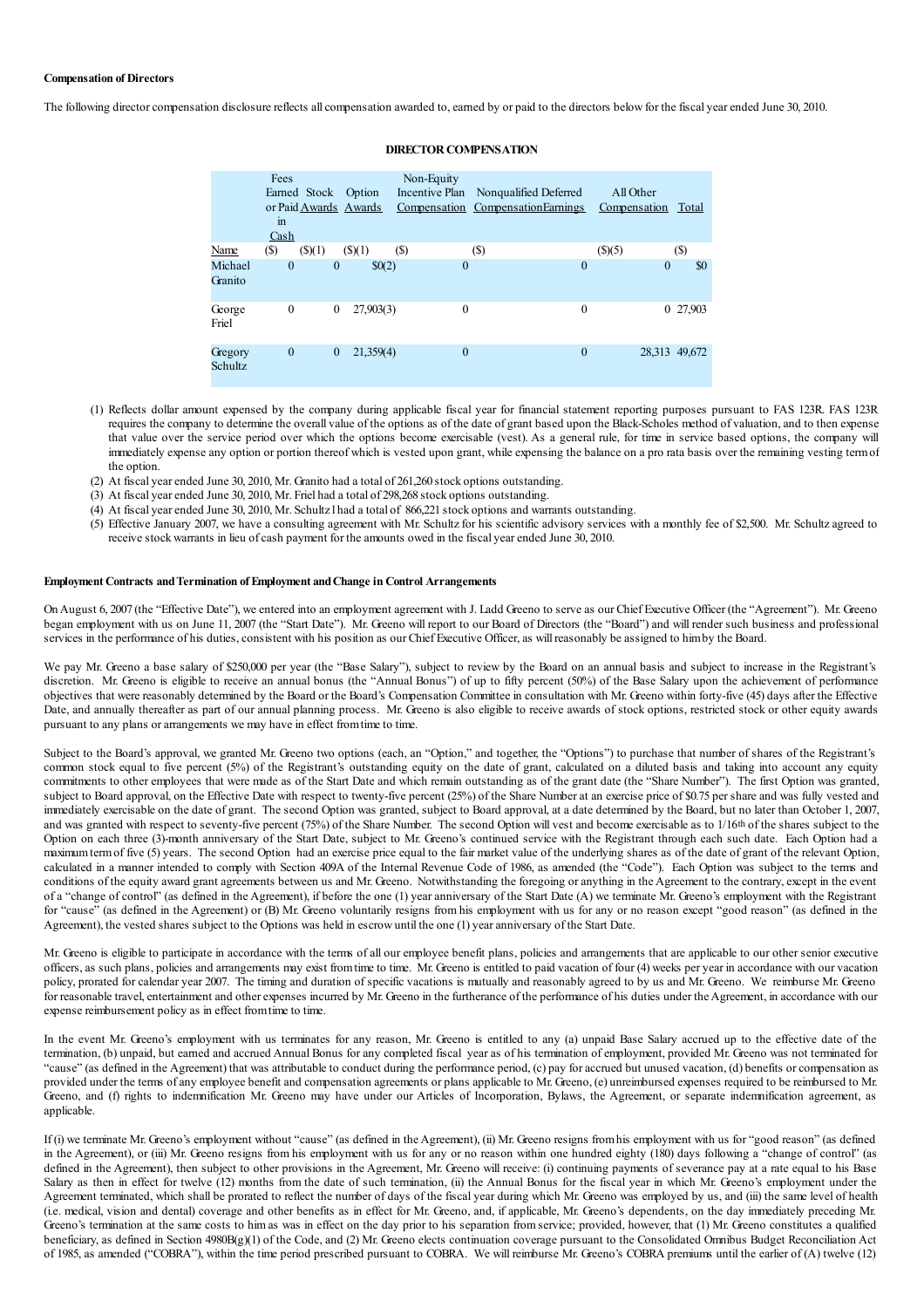**Compensation of Directors**

The following director compensation disclosure reflects all compensation awarded to, earned by or paid to the directors below for the fiscal year ended June 30, 2010.

**DIRECTOR COMPENSATION**

| Name | Fees Earned or Paid in Cash ($) | Stock Awards ($)(1) | Option Awards ($)(1) | Non-Equity Incentive Plan Compensation ($) | Nonqualified Deferred Compensation Earnings ($) | All Other Compensation ($)(5) | Total ($) |
|---|---|---|---|---|---|---|---|
| Michael Granito | 0 | 0 | $0(2) | 0 | 0 | 0 | $0 |
| George Friel | 0 | 0 | 27,903(3) | 0 | 0 | 0 | 27,903 |
| Gregory Schultz | 0 | 0 | 21,359(4) | 0 | 0 | 28,313 | 49,672 |

(1) Reflects dollar amount expensed by the company during applicable fiscal year for financial statement reporting purposes pursuant to FAS 123R. FAS 123R requires the company to determine the overall value of the options as of the date of grant based upon the Black-Scholes method of valuation, and to then expense that value over the service period over which the options become exercisable (vest). As a general rule, for time in service based options, the company will immediately expense any option or portion thereof which is vested upon grant, while expensing the balance on a pro rata basis over the remaining vesting term of the option.

(2) At fiscal year ended June 30, 2010, Mr. Granito had a total of 261,260 stock options outstanding.

(3) At fiscal year ended June 30, 2010, Mr. Friel had a total of 298,268 stock options outstanding.

(4) At fiscal year ended June 30, 2010, Mr. Schultz l had a total of 866,221 stock options and warrants outstanding.

(5) Effective January 2007, we have a consulting agreement with Mr. Schultz for his scientific advisory services with a monthly fee of $2,500. Mr. Schultz agreed to receive stock warrants in lieu of cash payment for the amounts owed in the fiscal year ended June 30, 2010.

**Employment Contracts and Termination of Employment and Change in Control Arrangements**

On August 6, 2007 (the "Effective Date"), we entered into an employment agreement with J. Ladd Greeno to serve as our Chief Executive Officer (the "Agreement"). Mr. Greeno began employment with us on June 11, 2007 (the "Start Date"). Mr. Greeno will report to our Board of Directors (the "Board") and will render such business and professional services in the performance of his duties, consistent with his position as our Chief Executive Officer, as will reasonably be assigned to him by the Board.

We pay Mr. Greeno a base salary of $250,000 per year (the "Base Salary"), subject to review by the Board on an annual basis and subject to increase in the Registrant's discretion. Mr. Greeno is eligible to receive an annual bonus (the "Annual Bonus") of up to fifty percent (50%) of the Base Salary upon the achievement of performance objectives that were reasonably determined by the Board or the Board's Compensation Committee in consultation with Mr. Greeno within forty-five (45) days after the Effective Date, and annually thereafter as part of our annual planning process. Mr. Greeno is also eligible to receive awards of stock options, restricted stock or other equity awards pursuant to any plans or arrangements we may have in effect from time to time.

Subject to the Board's approval, we granted Mr. Greeno two options (each, an "Option," and together, the "Options") to purchase that number of shares of the Registrant's common stock equal to five percent (5%) of the Registrant's outstanding equity on the date of grant, calculated on a diluted basis and taking into account any equity commitments to other employees that were made as of the Start Date and which remain outstanding as of the grant date (the "Share Number"). The first Option was granted, subject to Board approval, on the Effective Date with respect to twenty-five percent (25%) of the Share Number at an exercise price of $0.75 per share and was fully vested and immediately exercisable on the date of grant. The second Option was granted, subject to Board approval, at a date determined by the Board, but no later than October 1, 2007, and was granted with respect to seventy-five percent (75%) of the Share Number. The second Option will vest and become exercisable as to 1/16th of the shares subject to the Option on each three (3)-month anniversary of the Start Date, subject to Mr. Greeno's continued service with the Registrant through each such date. Each Option had a maximum term of five (5) years. The second Option had an exercise price equal to the fair market value of the underlying shares as of the date of grant of the relevant Option, calculated in a manner intended to comply with Section 409A of the Internal Revenue Code of 1986, as amended (the "Code"). Each Option was subject to the terms and conditions of the equity award grant agreements between us and Mr. Greeno. Notwithstanding the foregoing or anything in the Agreement to the contrary, except in the event of a "change of control" (as defined in the Agreement), if before the one (1) year anniversary of the Start Date (A) we terminate Mr. Greeno's employment with the Registrant for "cause" (as defined in the Agreement) or (B) Mr. Greeno voluntarily resigns from his employment with us for any or no reason except "good reason" (as defined in the Agreement), the vested shares subject to the Options was held in escrow until the one (1) year anniversary of the Start Date.

Mr. Greeno is eligible to participate in accordance with the terms of all our employee benefit plans, policies and arrangements that are applicable to our other senior executive officers, as such plans, policies and arrangements may exist from time to time. Mr. Greeno is entitled to paid vacation of four (4) weeks per year in accordance with our vacation policy, prorated for calendar year 2007. The timing and duration of specific vacations is mutually and reasonably agreed to by us and Mr. Greeno. We reimburse Mr. Greeno for reasonable travel, entertainment and other expenses incurred by Mr. Greeno in the furtherance of the performance of his duties under the Agreement, in accordance with our expense reimbursement policy as in effect from time to time.

In the event Mr. Greeno's employment with us terminates for any reason, Mr. Greeno is entitled to any (a) unpaid Base Salary accrued up to the effective date of the termination, (b) unpaid, but earned and accrued Annual Bonus for any completed fiscal year as of his termination of employment, provided Mr. Greeno was not terminated for "cause" (as defined in the Agreement) that was attributable to conduct during the performance period, (c) pay for accrued but unused vacation, (d) benefits or compensation as provided under the terms of any employee benefit and compensation agreements or plans applicable to Mr. Greeno, (e) unreimbursed expenses required to be reimbursed to Mr. Greeno, and (f) rights to indemnification Mr. Greeno may have under our Articles of Incorporation, Bylaws, the Agreement, or separate indemnification agreement, as applicable.

If (i) we terminate Mr. Greeno's employment without "cause" (as defined in the Agreement), (ii) Mr. Greeno resigns from his employment with us for "good reason" (as defined in the Agreement), or (iii) Mr. Greeno resigns from his employment with us for any or no reason within one hundred eighty (180) days following a "change of control" (as defined in the Agreement), then subject to other provisions in the Agreement, Mr. Greeno will receive: (i) continuing payments of severance pay at a rate equal to his Base Salary as then in effect for twelve (12) months from the date of such termination, (ii) the Annual Bonus for the fiscal year in which Mr. Greeno's employment under the Agreement terminated, which shall be prorated to reflect the number of days of the fiscal year during which Mr. Greeno was employed by us, and (iii) the same level of health (i.e. medical, vision and dental) coverage and other benefits as in effect for Mr. Greeno, and, if applicable, Mr. Greeno's dependents, on the day immediately preceding Mr. Greeno's termination at the same costs to him as was in effect on the day prior to his separation from service; provided, however, that (1) Mr. Greeno constitutes a qualified beneficiary, as defined in Section 4980B(g)(1) of the Code, and (2) Mr. Greeno elects continuation coverage pursuant to the Consolidated Omnibus Budget Reconciliation Act of 1985, as amended ("COBRA"), within the time period prescribed pursuant to COBRA. We will reimburse Mr. Greeno's COBRA premiums until the earlier of (A) twelve (12)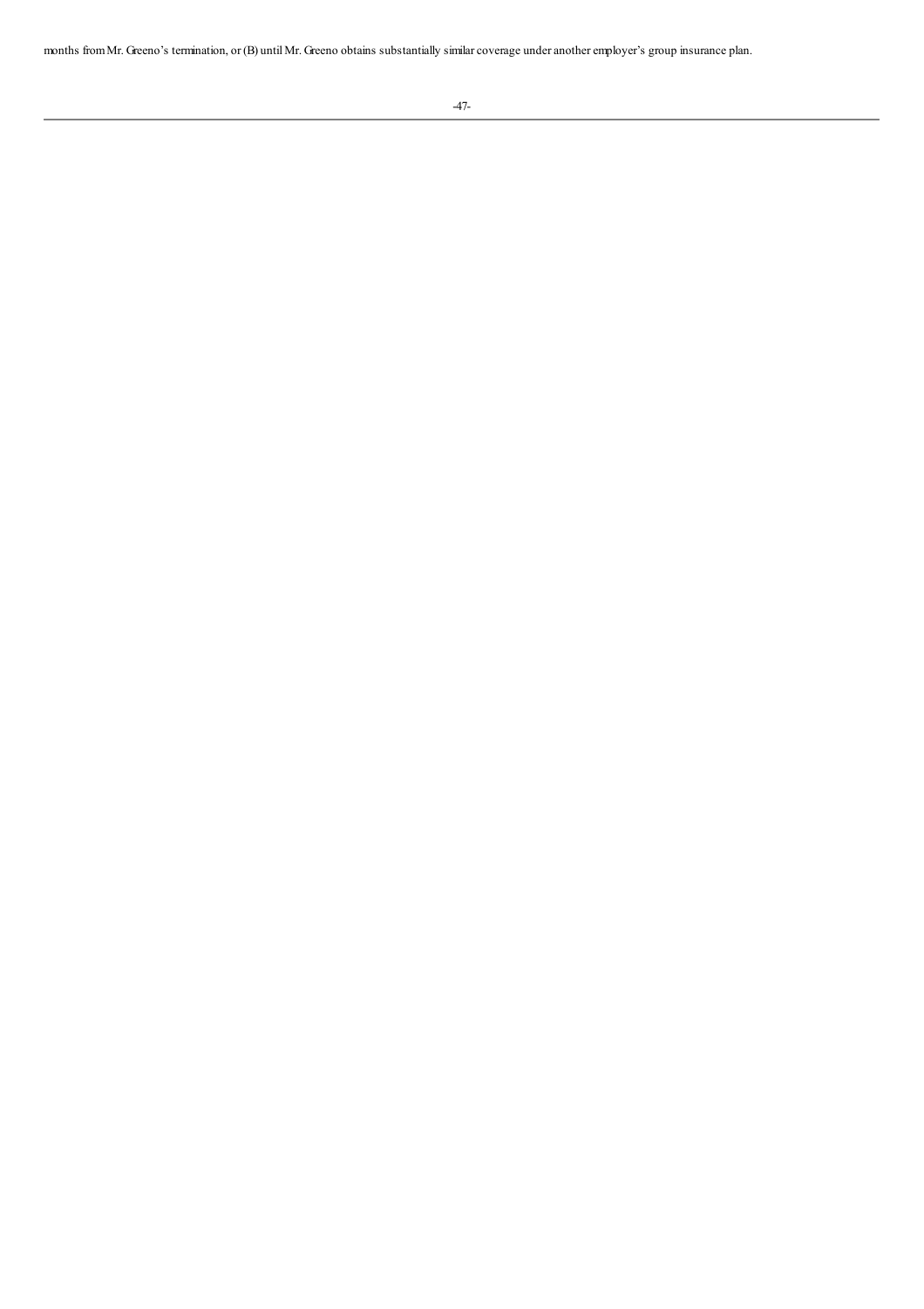months from Mr. Greeno's termination, or (B) until Mr. Greeno obtains substantially similar coverage under another employer's group insurance plan.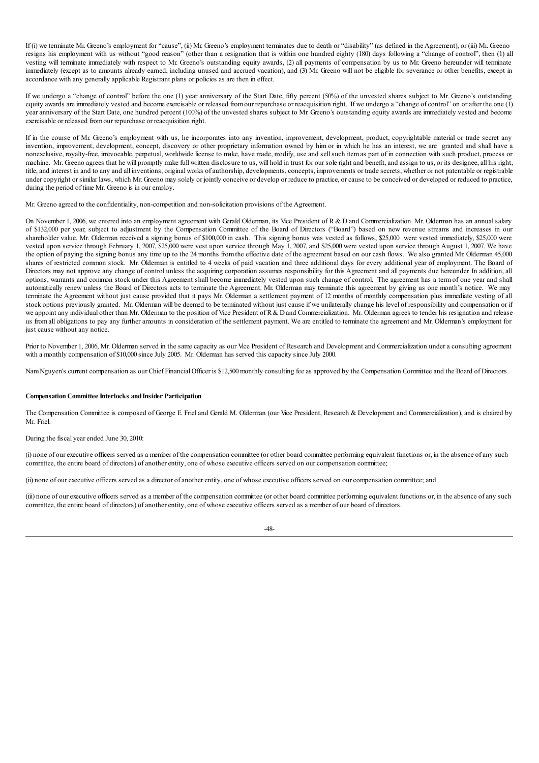If (i) we terminate Mr. Greeno's employment for "cause", (ii) Mr. Greeno's employment terminates due to death or "disability" (as defined in the Agreement), or (iii) Mr. Greeno resigns his employment with us without "good reason" (other than a resignation that is within one hundred eighty (180) days following a "change of control", then (1) all vesting will terminate immediately with respect to Mr. Greeno's outstanding equity awards, (2) all payments of compensation by us to Mr. Greeno hereunder will terminate immediately (except as to amounts already earned, including unused and accrued vacation), and (3) Mr. Greeno will not be eligible for severance or other benefits, except in accordance with any generally applicable Registrant plans or policies as are then in effect.

If we undergo a "change of control" before the one (1) year anniversary of the Start Date, fifty percent (50%) of the unvested shares subject to Mr. Greeno's outstanding equity awards are immediately vested and become exercisable or released from our repurchase or reacquisition right. If we undergo a "change of control" on or after the one (1) year anniversary of the Start Date, one hundred percent (100%) of the unvested shares subject to Mr. Greeno's outstanding equity awards are immediately vested and become exercisable or released from our repurchase or reacquisition right.

If in the course of Mr. Greeno's employment with us, he incorporates into any invention, improvement, development, product, copyrightable material or trade secret any invention, improvement, development, concept, discovery or other proprietary information owned by him or in which he has an interest, we are granted and shall have a nonexclusive, royalty-free, irrevocable, perpetual, worldwide license to make, have made, modify, use and sell such item as part of in connection with such product, process or machine. Mr. Greeno agrees that he will promptly make full written disclosure to us, will hold in trust for our sole right and benefit, and assign to us, or its designee, all his right, title, and interest in and to any and all inventions, original works of authorship, developments, concepts, improvements or trade secrets, whether or not patentable or registrable under copyright or similar laws, which Mr. Greeno may solely or jointly conceive or develop or reduce to practice, or cause to be conceived or developed or reduced to practice, during the period of time Mr. Greeno is in our employ.

Mr. Greeno agreed to the confidentiality, non-competition and non-solicitation provisions of the Agreement.

On November 1, 2006, we entered into an employment agreement with Gerald Olderman, its Vice President of R & D and Commercialization. Mr. Olderman has an annual salary of $132,000 per year, subject to adjustment by the Compensation Committee of the Board of Directors ("Board") based on new revenue streams and increases in our shareholder value. Mr. Olderman received a signing bonus of $100,000 in cash. This signing bonus was vested as follows, $25,000 were vested immediately, $25,000 were vested upon service through February 1, 2007, $25,000 were vest upon service through May 1, 2007, and $25,000 were vested upon service through August 1, 2007. We have the option of paying the signing bonus any time up to the 24 months from the effective date of the agreement based on our cash flows. We also granted Mr. Olderman 45,000 shares of restricted common stock. Mr. Olderman is entitled to 4 weeks of paid vacation and three additional days for every additional year of employment. The Board of Directors may not approve any change of control unless the acquiring corporation assumes responsibility for this Agreement and all payments due hereunder. In addition, all options, warrants and common stock under this Agreement shall become immediately vested upon such change of control. The agreement has a term of one year and shall automatically renew unless the Board of Directors acts to terminate the Agreement. Mr. Olderman may terminate this agreement by giving us one month's notice. We may terminate the Agreement without just cause provided that it pays Mr. Olderman a settlement payment of 12 months of monthly compensation plus immediate vesting of all stock options previously granted. Mr. Olderman will be deemed to be terminated without just cause if we unilaterally change his level of responsibility and compensation or if we appoint any individual other than Mr. Olderman to the position of Vice President of R & D and Commercialization. Mr. Olderman agrees to tender his resignation and release us from all obligations to pay any further amounts in consideration of the settlement payment. We are entitled to terminate the agreement and Mr. Olderman's employment for just cause without any notice.

Prior to November 1, 2006, Mr. Olderman served in the same capacity as our Vice President of Research and Development and Commercialization under a consulting agreement with a monthly compensation of $10,000 since July 2005. Mr. Olderman has served this capacity since July 2000.

Nam Nguyen's current compensation as our Chief Financial Officer is $12,500 monthly consulting fee as approved by the Compensation Committee and the Board of Directors.

**Compensation Committee Interlocks and Insider Participation**

The Compensation Committee is composed of George E. Friel and Gerald M. Olderman (our Vice President, Research & Development and Commercialization), and is chaired by Mr. Friel.

During the fiscal year ended June 30, 2010:

(i) none of our executive officers served as a member of the compensation committee (or other board committee performing equivalent functions or, in the absence of any such committee, the entire board of directors) of another entity, one of whose executive officers served on our compensation committee;

(ii) none of our executive officers served as a director of another entity, one of whose executive officers served on our compensation committee; and

(iii) none of our executive officers served as a member of the compensation committee (or other board committee performing equivalent functions or, in the absence of any such committee, the entire board of directors) of another entity, one of whose executive officers served as a member of our board of directors.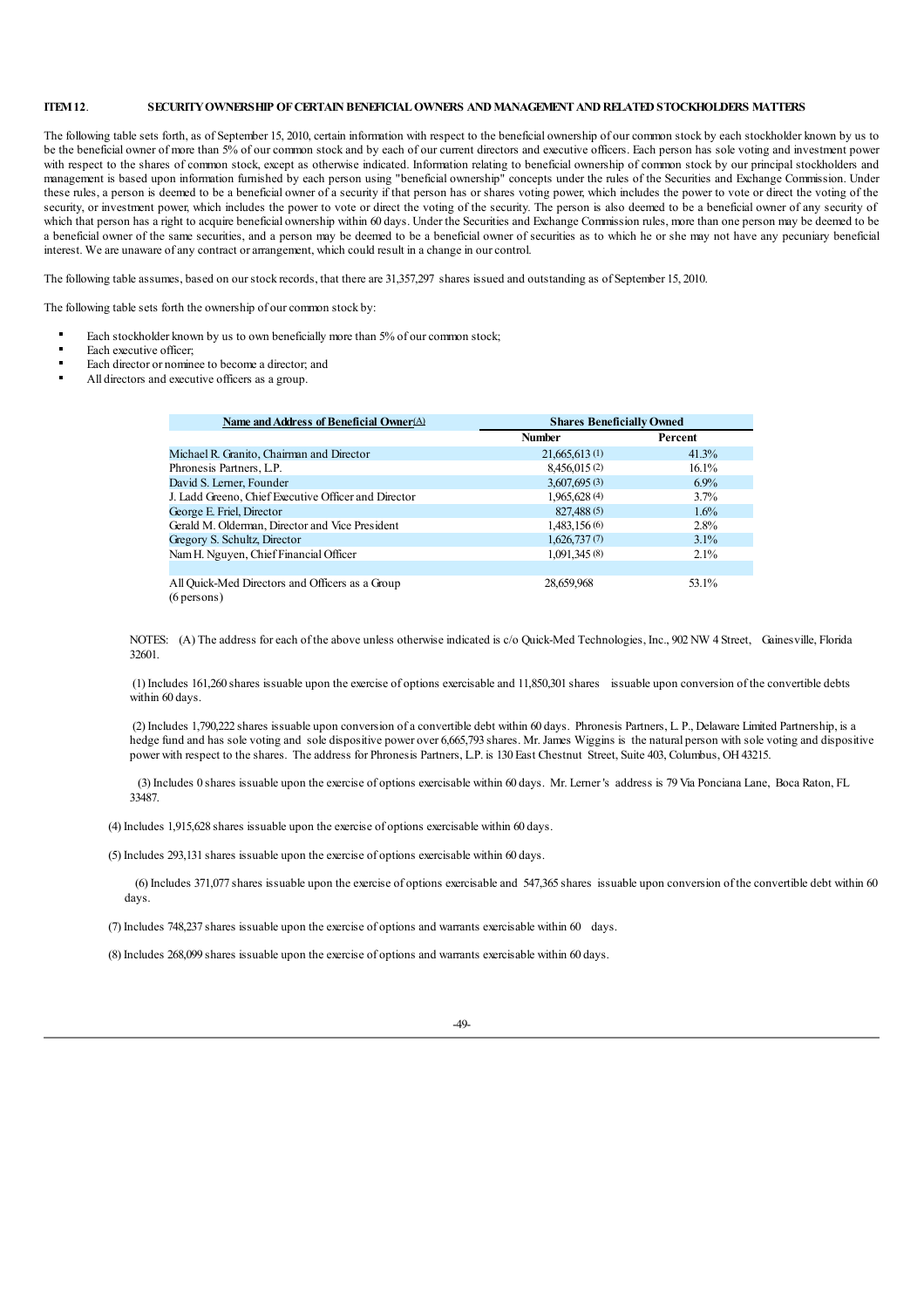## ITEM 12. SECURITY OWNERSHIP OF CERTAIN BENEFICIAL OWNERS AND MANAGEMENT AND RELATED STOCKHOLDERS MATTERS

The following table sets forth, as of September 15, 2010, certain information with respect to the beneficial ownership of our common stock by each stockholder known by us to be the beneficial owner of more than 5% of our common stock and by each of our current directors and executive officers. Each person has sole voting and investment power with respect to the shares of common stock, except as otherwise indicated. Information relating to beneficial ownership of common stock by our principal stockholders and management is based upon information furnished by each person using "beneficial ownership" concepts under the rules of the Securities and Exchange Commission. Under these rules, a person is deemed to be a beneficial owner of a security if that person has or shares voting power, which includes the power to vote or direct the voting of the security, or investment power, which includes the power to vote or direct the voting of the security. The person is also deemed to be a beneficial owner of any security of which that person has a right to acquire beneficial ownership within 60 days. Under the Securities and Exchange Commission rules, more than one person may be deemed to be a beneficial owner of the same securities, and a person may be deemed to be a beneficial owner of securities as to which he or she may not have any pecuniary beneficial interest. We are unaware of any contract or arrangement, which could result in a change in our control.

The following table assumes, based on our stock records, that there are 31,357,297 shares issued and outstanding as of September 15, 2010.

The following table sets forth the ownership of our common stock by:

- Each stockholder known by us to own beneficially more than 5% of our common stock;
- Each executive officer;
- Each director or nominee to become a director; and
- All directors and executive officers as a group.

| Name and Address of Beneficial Owner(A) | Shares Beneficially Owned | |
|---|---|---|
| | Number | Percent |
| Michael R. Granito, Chairman and Director | 21,665,613 (1) | 41.3% |
| Phronesis Partners, L.P. | 8,456,015 (2) | 16.1% |
| David S. Lerner, Founder | 3,607,695 (3) | 6.9% |
| J. Ladd Greeno, Chief Executive Officer and Director | 1,965,628 (4) | 3.7% |
| George E. Friel, Director | 827,488 (5) | 1.6% |
| Gerald M. Olderman, Director and Vice President | 1,483,156 (6) | 2.8% |
| Gregory S. Schultz, Director | 1,626,737 (7) | 3.1% |
| Nam H. Nguyen, Chief Financial Officer | 1,091,345 (8) | 2.1% |
| | | |
| All Quick-Med Directors and Officers as a Group (6 persons) | 28,659,968 | 53.1% |

NOTES: (A) The address for each of the above unless otherwise indicated is c/o Quick-Med Technologies, Inc., 902 NW 4 Street, Gainesville, Florida 32601.

(1) Includes 161,260 shares issuable upon the exercise of options exercisable and 11,850,301 shares issuable upon conversion of the convertible debts within 60 days.

(2) Includes 1,790,222 shares issuable upon conversion of a convertible debt within 60 days. Phronesis Partners, L. P., Delaware Limited Partnership, is a hedge fund and has sole voting and sole dispositive power over 6,665,793 shares. Mr. James Wiggins is the natural person with sole voting and dispositive power with respect to the shares. The address for Phronesis Partners, L.P. is 130 East Chestnut Street, Suite 403, Columbus, OH 43215.

(3) Includes 0 shares issuable upon the exercise of options exercisable within 60 days. Mr. Lerner's address is 79 Via Ponciana Lane, Boca Raton, FL 33487.

(4) Includes 1,915,628 shares issuable upon the exercise of options exercisable within 60 days.

(5) Includes 293,131 shares issuable upon the exercise of options exercisable within 60 days.

(6) Includes 371,077 shares issuable upon the exercise of options exercisable and 547,365 shares issuable upon conversion of the convertible debt within 60 days.

(7) Includes 748,237 shares issuable upon the exercise of options and warrants exercisable within 60 days.

(8) Includes 268,099 shares issuable upon the exercise of options and warrants exercisable within 60 days.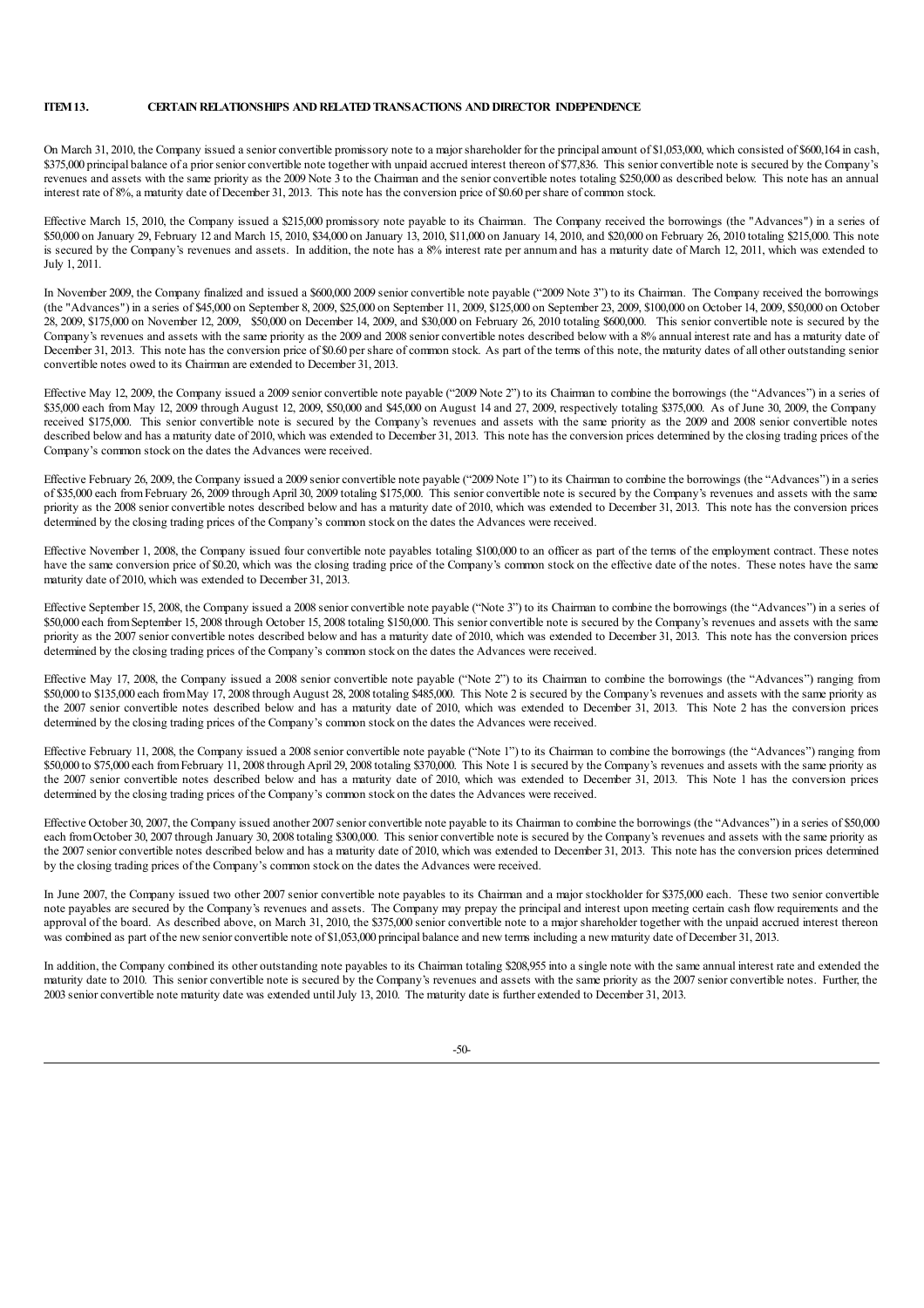## ITEM 13. CERTAIN RELATIONSHIPS AND RELATED TRANSACTIONS AND DIRECTOR INDEPENDENCE

On March 31, 2010, the Company issued a senior convertible promissory note to a major shareholder for the principal amount of $1,053,000, which consisted of $600,164 in cash, $375,000 principal balance of a prior senior convertible note together with unpaid accrued interest thereon of $77,836. This senior convertible note is secured by the Company's revenues and assets with the same priority as the 2009 Note 3 to the Chairman and the senior convertible notes totaling $250,000 as described below. This note has an annual interest rate of 8%, a maturity date of December 31, 2013. This note has the conversion price of $0.60 per share of common stock.

Effective March 15, 2010, the Company issued a $215,000 promissory note payable to its Chairman. The Company received the borrowings (the "Advances") in a series of $50,000 on January 29, February 12 and March 15, 2010, $34,000 on January 13, 2010, $11,000 on January 14, 2010, and $20,000 on February 26, 2010 totaling $215,000. This note is secured by the Company's revenues and assets. In addition, the note has a 8% interest rate per annum and has a maturity date of March 12, 2011, which was extended to July 1, 2011.

In November 2009, the Company finalized and issued a $600,000 2009 senior convertible note payable ("2009 Note 3") to its Chairman. The Company received the borrowings (the "Advances") in a series of $45,000 on September 8, 2009, $25,000 on September 11, 2009, $125,000 on September 23, 2009, $100,000 on October 14, 2009, $50,000 on October 28, 2009, $175,000 on November 12, 2009, $50,000 on December 14, 2009, and $30,000 on February 26, 2010 totaling $600,000. This senior convertible note is secured by the Company's revenues and assets with the same priority as the 2009 and 2008 senior convertible notes described below with a 8% annual interest rate and has a maturity date of December 31, 2013. This note has the conversion price of $0.60 per share of common stock. As part of the terms of this note, the maturity dates of all other outstanding senior convertible notes owed to its Chairman are extended to December 31, 2013.

Effective May 12, 2009, the Company issued a 2009 senior convertible note payable ("2009 Note 2") to its Chairman to combine the borrowings (the "Advances") in a series of $35,000 each from May 12, 2009 through August 12, 2009, $50,000 and $45,000 on August 14 and 27, 2009, respectively totaling $375,000. As of June 30, 2009, the Company received $175,000. This senior convertible note is secured by the Company's revenues and assets with the same priority as the 2009 and 2008 senior convertible notes described below and has a maturity date of 2010, which was extended to December 31, 2013. This note has the conversion prices determined by the closing trading prices of the Company's common stock on the dates the Advances were received.

Effective February 26, 2009, the Company issued a 2009 senior convertible note payable ("2009 Note 1") to its Chairman to combine the borrowings (the "Advances") in a series of $35,000 each from February 26, 2009 through April 30, 2009 totaling $175,000. This senior convertible note is secured by the Company's revenues and assets with the same priority as the 2008 senior convertible notes described below and has a maturity date of 2010, which was extended to December 31, 2013. This note has the conversion prices determined by the closing trading prices of the Company's common stock on the dates the Advances were received.

Effective November 1, 2008, the Company issued four convertible note payables totaling $100,000 to an officer as part of the terms of the employment contract. These notes have the same conversion price of $0.20, which was the closing trading price of the Company's common stock on the effective date of the notes. These notes have the same maturity date of 2010, which was extended to December 31, 2013.

Effective September 15, 2008, the Company issued a 2008 senior convertible note payable ("Note 3") to its Chairman to combine the borrowings (the "Advances") in a series of $50,000 each from September 15, 2008 through October 15, 2008 totaling $150,000. This senior convertible note is secured by the Company's revenues and assets with the same priority as the 2007 senior convertible notes described below and has a maturity date of 2010, which was extended to December 31, 2013. This note has the conversion prices determined by the closing trading prices of the Company's common stock on the dates the Advances were received.

Effective May 17, 2008, the Company issued a 2008 senior convertible note payable ("Note 2") to its Chairman to combine the borrowings (the "Advances") ranging from $50,000 to $135,000 each from May 17, 2008 through August 28, 2008 totaling $485,000. This Note 2 is secured by the Company's revenues and assets with the same priority as the 2007 senior convertible notes described below and has a maturity date of 2010, which was extended to December 31, 2013. This Note 2 has the conversion prices determined by the closing trading prices of the Company's common stock on the dates the Advances were received.

Effective February 11, 2008, the Company issued a 2008 senior convertible note payable ("Note 1") to its Chairman to combine the borrowings (the "Advances") ranging from $50,000 to $75,000 each from February 11, 2008 through April 29, 2008 totaling $370,000. This Note 1 is secured by the Company's revenues and assets with the same priority as the 2007 senior convertible notes described below and has a maturity date of 2010, which was extended to December 31, 2013. This Note 1 has the conversion prices determined by the closing trading prices of the Company's common stock on the dates the Advances were received.

Effective October 30, 2007, the Company issued another 2007 senior convertible note payable to its Chairman to combine the borrowings (the "Advances") in a series of $50,000 each from October 30, 2007 through January 30, 2008 totaling $300,000. This senior convertible note is secured by the Company's revenues and assets with the same priority as the 2007 senior convertible notes described below and has a maturity date of 2010, which was extended to December 31, 2013. This note has the conversion prices determined by the closing trading prices of the Company's common stock on the dates the Advances were received.

In June 2007, the Company issued two other 2007 senior convertible note payables to its Chairman and a major stockholder for $375,000 each. These two senior convertible note payables are secured by the Company's revenues and assets. The Company may prepay the principal and interest upon meeting certain cash flow requirements and the approval of the board. As described above, on March 31, 2010, the $375,000 senior convertible note to a major shareholder together with the unpaid accrued interest thereon was combined as part of the new senior convertible note of $1,053,000 principal balance and new terms including a new maturity date of December 31, 2013.

In addition, the Company combined its other outstanding note payables to its Chairman totaling $208,955 into a single note with the same annual interest rate and extended the maturity date to 2010. This senior convertible note is secured by the Company's revenues and assets with the same priority as the 2007 senior convertible notes. Further, the 2003 senior convertible note maturity date was extended until July 13, 2010. The maturity date is further extended to December 31, 2013.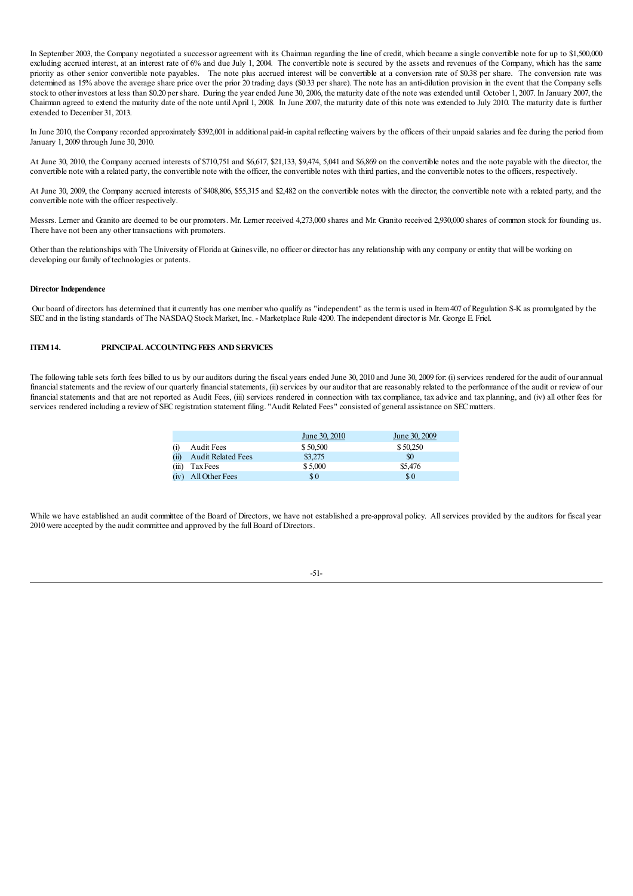In September 2003, the Company negotiated a successor agreement with its Chairman regarding the line of credit, which became a single convertible note for up to $1,500,000 excluding accrued interest, at an interest rate of 6% and due July 1, 2004. The convertible note is secured by the assets and revenues of the Company, which has the same priority as other senior convertible note payables. The note plus accrued interest will be convertible at a conversion rate of $0.38 per share. The conversion rate was determined as 15% above the average share price over the prior 20 trading days ($0.33 per share). The note has an anti-dilution provision in the event that the Company sells stock to other investors at less than $0.20 per share. During the year ended June 30, 2006, the maturity date of the note was extended until October 1, 2007. In January 2007, the Chairman agreed to extend the maturity date of the note until April 1, 2008. In June 2007, the maturity date of this note was extended to July 2010. The maturity date is further extended to December 31, 2013.

In June 2010, the Company recorded approximately $392,001 in additional paid-in capital reflecting waivers by the officers of their unpaid salaries and fee during the period from January 1, 2009 through June 30, 2010.

At June 30, 2010, the Company accrued interests of $710,751 and $6,617, $21,133, $9,474, 5,041 and $6,869 on the convertible notes and the note payable with the director, the convertible note with a related party, the convertible note with the officer, the convertible notes with third parties, and the convertible notes to the officers, respectively.

At June 30, 2009, the Company accrued interests of $408,806, $55,315 and $2,482 on the convertible notes with the director, the convertible note with a related party, and the convertible note with the officer respectively.

Messrs. Lerner and Granito are deemed to be our promoters. Mr. Lerner received 4,273,000 shares and Mr. Granito received 2,930,000 shares of common stock for founding us. There have not been any other transactions with promoters.

Other than the relationships with The University of Florida at Gainesville, no officer or director has any relationship with any company or entity that will be working on developing our family of technologies or patents.

**Director Independence**

Our board of directors has determined that it currently has one member who qualify as "independent" as the term is used in Item 407 of Regulation S-K as promulgated by the SEC and in the listing standards of The NASDAQ Stock Market, Inc. - Marketplace Rule 4200. The independent director is Mr. George E. Friel.

## ITEM 14. PRINCIPAL ACCOUNTING FEES AND SERVICES

The following table sets forth fees billed to us by our auditors during the fiscal years ended June 30, 2010 and June 30, 2009 for: (i) services rendered for the audit of our annual financial statements and the review of our quarterly financial statements, (ii) services by our auditor that are reasonably related to the performance of the audit or review of our financial statements and that are not reported as Audit Fees, (iii) services rendered in connection with tax compliance, tax advice and tax planning, and (iv) all other fees for services rendered including a review of SEC registration statement filing. "Audit Related Fees" consisted of general assistance on SEC matters.

| | | June 30, 2010 | June 30, 2009 |
|---|---|---|---|
| (i) | Audit Fees | $ 50,500 | $ 50,250 |
| (ii) | Audit Related Fees | $3,275 | $0 |
| (iii) | Tax Fees | $ 5,000 | $5,476 |
| (iv) | All Other Fees | $ 0 | $ 0 |

While we have established an audit committee of the Board of Directors, we have not established a pre-approval policy. All services provided by the auditors for fiscal year 2010 were accepted by the audit committee and approved by the full Board of Directors.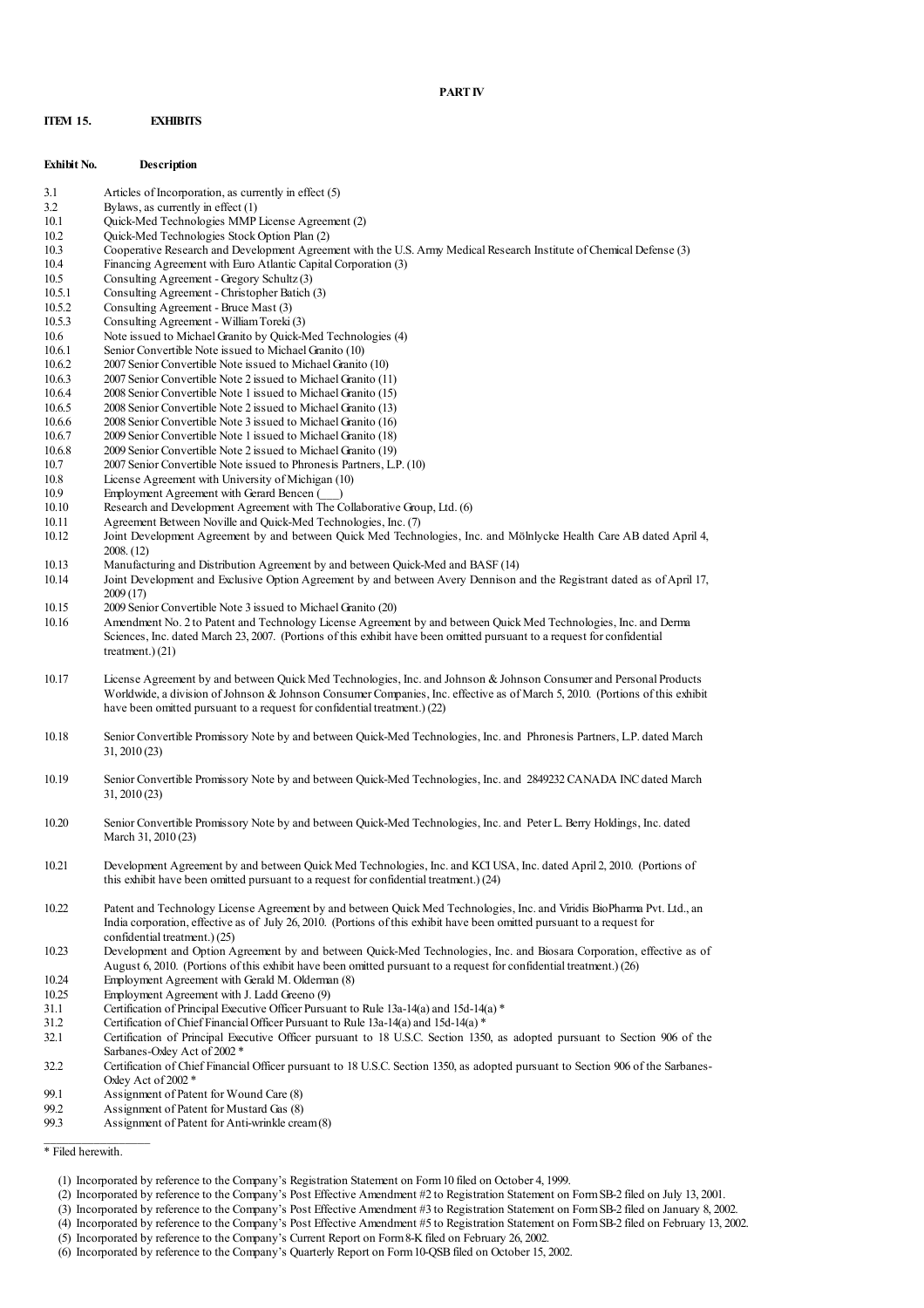**PART IV**

**ITEM 15. EXHIBITS**

| Exhibit No. | Description |
|---|---|
| 3.1 | Articles of Incorporation, as currently in effect (5) |
| 3.2 | Bylaws, as currently in effect (1) |
| 10.1 | Quick-Med Technologies MMP License Agreement (2) |
| 10.2 | Quick-Med Technologies Stock Option Plan (2) |
| 10.3 | Cooperative Research and Development Agreement with the U.S. Army Medical Research Institute of Chemical Defense (3) |
| 10.4 | Financing Agreement with Euro Atlantic Capital Corporation (3) |
| 10.5 | Consulting Agreement - Gregory Schultz (3) |
| 10.5.1 | Consulting Agreement - Christopher Batich (3) |
| 10.5.2 | Consulting Agreement - Bruce Mast (3) |
| 10.5.3 | Consulting Agreement - William Toreki (3) |
| 10.6 | Note issued to Michael Granito by Quick-Med Technologies (4) |
| 10.6.1 | Senior Convertible Note issued to Michael Granito (10) |
| 10.6.2 | 2007 Senior Convertible Note issued to Michael Granito (10) |
| 10.6.3 | 2007 Senior Convertible Note 2 issued to Michael Granito (11) |
| 10.6.4 | 2008 Senior Convertible Note 1 issued to Michael Granito (15) |
| 10.6.5 | 2008 Senior Convertible Note 2 issued to Michael Granito (13) |
| 10.6.6 | 2008 Senior Convertible Note 3 issued to Michael Granito (16) |
| 10.6.7 | 2009 Senior Convertible Note 1 issued to Michael Granito (18) |
| 10.6.8 | 2009 Senior Convertible Note 2 issued to Michael Granito (19) |
| 10.7 | 2007 Senior Convertible Note issued to Phronesis Partners, L.P. (10) |
| 10.8 | License Agreement with University of Michigan (10) |
| 10.9 | Employment Agreement with Gerard Bencen (___) |
| 10.10 | Research and Development Agreement with The Collaborative Group, Ltd. (6) |
| 10.11 | Agreement Between Noville and Quick-Med Technologies, Inc. (7) |
| 10.12 | Joint Development Agreement by and between Quick Med Technologies, Inc. and Mölnlycke Health Care AB dated April 4, 2008. (12) |
| 10.13 | Manufacturing and Distribution Agreement by and between Quick-Med and BASF (14) |
| 10.14 | Joint Development and Exclusive Option Agreement by and between Avery Dennison and the Registrant dated as of April 17, 2009 (17) |
| 10.15 | 2009 Senior Convertible Note 3 issued to Michael Granito (20) |
| 10.16 | Amendment No. 2 to Patent and Technology License Agreement by and between Quick Med Technologies, Inc. and Derma Sciences, Inc. dated March 23, 2007. (Portions of this exhibit have been omitted pursuant to a request for confidential treatment.) (21) |
| 10.17 | License Agreement by and between Quick Med Technologies, Inc. and Johnson & Johnson Consumer and Personal Products Worldwide, a division of Johnson & Johnson Consumer Companies, Inc. effective as of March 5, 2010. (Portions of this exhibit have been omitted pursuant to a request for confidential treatment.) (22) |
| 10.18 | Senior Convertible Promissory Note by and between Quick-Med Technologies, Inc. and Phronesis Partners, L.P. dated March 31, 2010 (23) |
| 10.19 | Senior Convertible Promissory Note by and between Quick-Med Technologies, Inc. and 2849232 CANADA INC dated March 31, 2010 (23) |
| 10.20 | Senior Convertible Promissory Note by and between Quick-Med Technologies, Inc. and Peter L. Berry Holdings, Inc. dated March 31, 2010 (23) |
| 10.21 | Development Agreement by and between Quick Med Technologies, Inc. and KCI USA, Inc. dated April 2, 2010. (Portions of this exhibit have been omitted pursuant to a request for confidential treatment.) (24) |
| 10.22 | Patent and Technology License Agreement by and between Quick Med Technologies, Inc. and Viridis BioPharma Pvt. Ltd., an India corporation, effective as of July 26, 2010. (Portions of this exhibit have been omitted pursuant to a request for confidential treatment.) (25) |
| 10.23 | Development and Option Agreement by and between Quick-Med Technologies, Inc. and Biosara Corporation, effective as of August 6, 2010. (Portions of this exhibit have been omitted pursuant to a request for confidential treatment.) (26) |
| 10.24 | Employment Agreement with Gerald M. Olderman (8) |
| 10.25 | Employment Agreement with J. Ladd Greeno (9) |
| 31.1 | Certification of Principal Executive Officer Pursuant to Rule 13a-14(a) and 15d-14(a) * |
| 31.2 | Certification of Chief Financial Officer Pursuant to Rule 13a-14(a) and 15d-14(a) * |
| 32.1 | Certification of Principal Executive Officer pursuant to 18 U.S.C. Section 1350, as adopted pursuant to Section 906 of the Sarbanes-Oxley Act of 2002 * |
| 32.2 | Certification of Chief Financial Officer pursuant to 18 U.S.C. Section 1350, as adopted pursuant to Section 906 of the Sarbanes-Oxley Act of 2002 * |
| 99.1 | Assignment of Patent for Wound Care (8) |
| 99.2 | Assignment of Patent for Mustard Gas (8) |
| 99.3 | Assignment of Patent for Anti-wrinkle cream (8) |

\* Filed herewith.

(1) Incorporated by reference to the Company's Registration Statement on Form 10 filed on October 4, 1999.

(2) Incorporated by reference to the Company's Post Effective Amendment #2 to Registration Statement on Form SB-2 filed on July 13, 2001.

(3) Incorporated by reference to the Company's Post Effective Amendment #3 to Registration Statement on Form SB-2 filed on January 8, 2002.

(4) Incorporated by reference to the Company's Post Effective Amendment #5 to Registration Statement on Form SB-2 filed on February 13, 2002.

(5) Incorporated by reference to the Company's Current Report on Form 8-K filed on February 26, 2002.

(6) Incorporated by reference to the Company's Quarterly Report on Form 10-QSB filed on October 15, 2002.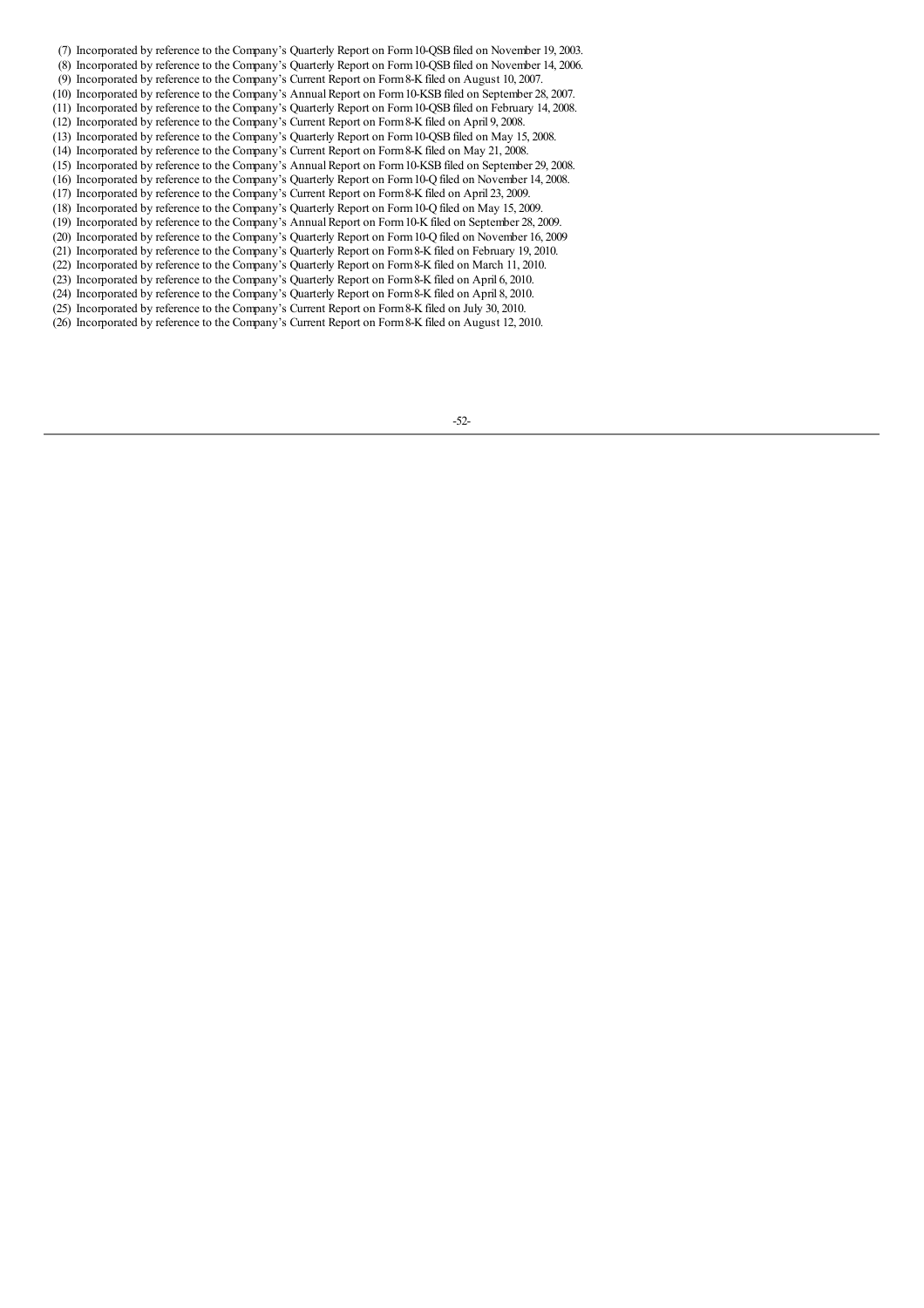(7) Incorporated by reference to the Company's Quarterly Report on Form 10-QSB filed on November 19, 2003.
(8) Incorporated by reference to the Company's Quarterly Report on Form 10-QSB filed on November 14, 2006.
(9) Incorporated by reference to the Company's Current Report on Form 8-K filed on August 10, 2007.
(10) Incorporated by reference to the Company's Annual Report on Form 10-KSB filed on September 28, 2007.
(11) Incorporated by reference to the Company's Quarterly Report on Form 10-QSB filed on February 14, 2008.
(12) Incorporated by reference to the Company's Current Report on Form 8-K filed on April 9, 2008.
(13) Incorporated by reference to the Company's Quarterly Report on Form 10-QSB filed on May 15, 2008.
(14) Incorporated by reference to the Company's Current Report on Form 8-K filed on May 21, 2008.
(15) Incorporated by reference to the Company's Annual Report on Form 10-KSB filed on September 29, 2008.
(16) Incorporated by reference to the Company's Quarterly Report on Form 10-Q filed on November 14, 2008.
(17) Incorporated by reference to the Company's Current Report on Form 8-K filed on April 23, 2009.
(18) Incorporated by reference to the Company's Quarterly Report on Form 10-Q filed on May 15, 2009.
(19) Incorporated by reference to the Company's Annual Report on Form 10-K filed on September 28, 2009.
(20) Incorporated by reference to the Company's Quarterly Report on Form 10-Q filed on November 16, 2009
(21) Incorporated by reference to the Company's Quarterly Report on Form 8-K filed on February 19, 2010.
(22) Incorporated by reference to the Company's Quarterly Report on Form 8-K filed on March 11, 2010.
(23) Incorporated by reference to the Company's Quarterly Report on Form 8-K filed on April 6, 2010.
(24) Incorporated by reference to the Company's Quarterly Report on Form 8-K filed on April 8, 2010.
(25) Incorporated by reference to the Company's Current Report on Form 8-K filed on July 30, 2010.
(26) Incorporated by reference to the Company's Current Report on Form 8-K filed on August 12, 2010.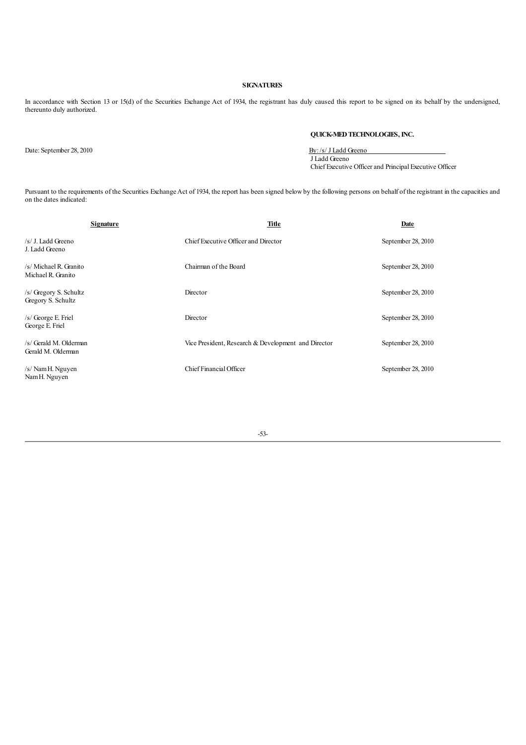## SIGNATURES

In accordance with Section 13 or 15(d) of the Securities Exchange Act of 1934, the registrant has duly caused this report to be signed on its behalf by the undersigned, thereunto duly authorized.

**QUICK-MED TECHNOLOGIES, INC.**

Date: September 28, 2010

By: /s/ J Ladd Greeno
J Ladd Greeno
Chief Executive Officer and Principal Executive Officer

Pursuant to the requirements of the Securities Exchange Act of 1934, the report has been signed below by the following persons on behalf of the registrant in the capacities and on the dates indicated:

| Signature | Title | Date |
|---|---|---|
| /s/ J. Ladd Greeno<br>J. Ladd Greeno | Chief Executive Officer and Director | September 28, 2010 |
| /s/ Michael R. Granito<br>Michael R. Granito | Chairman of the Board | September 28, 2010 |
| /s/ Gregory S. Schultz<br>Gregory S. Schultz | Director | September 28, 2010 |
| /s/ George E. Friel<br>George E. Friel | Director | September 28, 2010 |
| /s/ Gerald M. Olderman<br>Gerald M. Olderman | Vice President, Research & Development and Director | September 28, 2010 |
| /s/ Nam H. Nguyen<br>Nam H. Nguyen | Chief Financial Officer | September 28, 2010 |